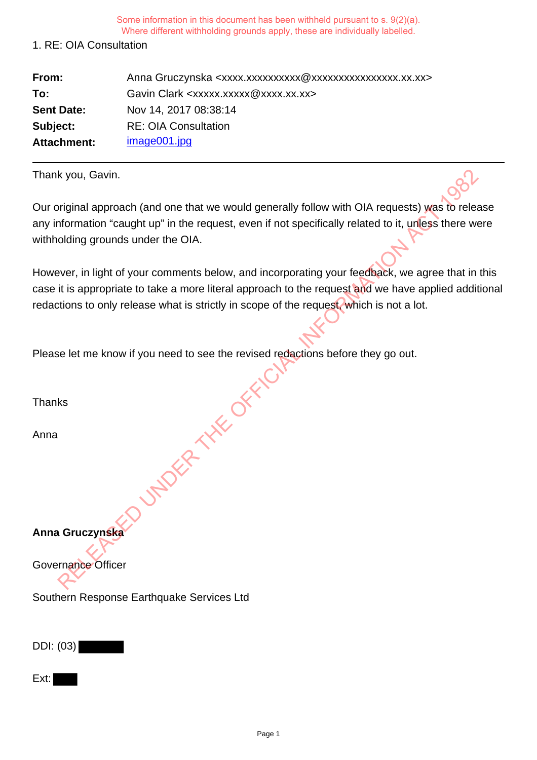Some information in this document has been withheld pursuant to s. 9(2)(a).
Where different withholding grounds apply, these are individually labelled.

1. RE: OIA Consultation

| | |
|---|---|
| **From:** | Anna Gruczynska <xxxx.xxxxxxxxxx@xxxxxxxxxxxxxxxx.xx.xx> |
| **To:** | Gavin Clark <xxxxx.xxxxx@xxxx.xx.xx> |
| **Sent Date:** | Nov 14, 2017 08:38:14 |
| **Subject:** | RE: OIA Consultation |
| **Attachment:** | image001.jpg |

---

Thank you, Gavin.

Our original approach (and one that we would generally follow with OIA requests) was to release any information "caught up" in the request, even if not specifically related to it, unless there were withholding grounds under the OIA.

However, in light of your comments below, and incorporating your feedback, we agree that in this case it is appropriate to take a more literal approach to the request and we have applied additional redactions to only release what is strictly in scope of the request, which is not a lot.

Please let me know if you need to see the revised redactions before they go out.

Thanks

Anna

**Anna Gruczynska**

Governance Officer

Southern Response Earthquake Services Ltd

DDI: (03) [redacted]

Ext: [redacted]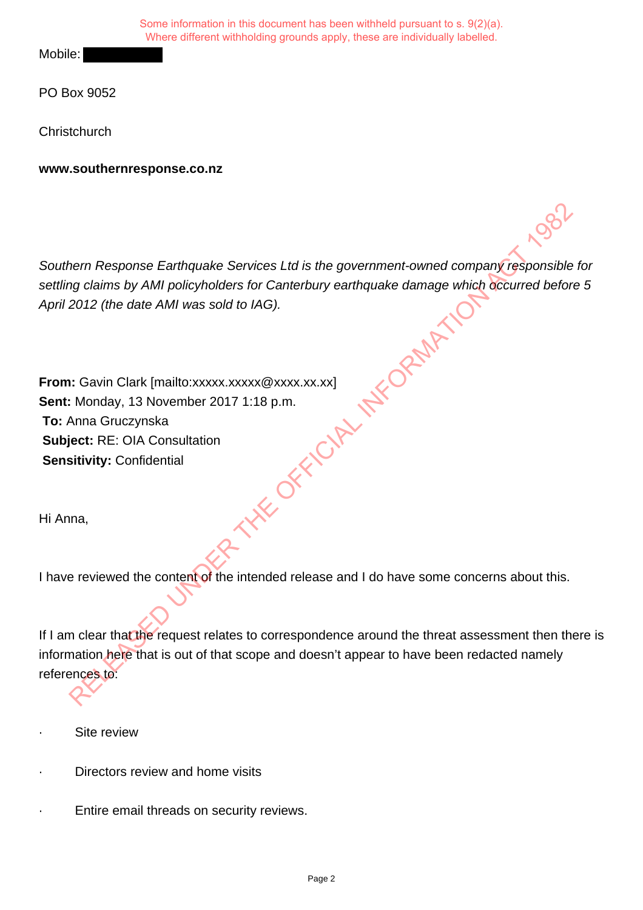Some information in this document has been withheld pursuant to s. 9(2)(a).
Where different withholding grounds apply, these are individually labelled.

Mobile: [redacted]

PO Box 9052

Christchurch

**www.southernresponse.co.nz**

*Southern Response Earthquake Services Ltd is the government-owned company responsible for settling claims by AMI policyholders for Canterbury earthquake damage which occurred before 5 April 2012 (the date AMI was sold to IAG).*

**From:** Gavin Clark [mailto:xxxxx.xxxxx@xxxx.xx.xx]
**Sent:** Monday, 13 November 2017 1:18 p.m.
**To:** Anna Gruczynska
**Subject:** RE: OIA Consultation
**Sensitivity:** Confidential

Hi Anna,

I have reviewed the content of the intended release and I do have some concerns about this.

If I am clear that the request relates to correspondence around the threat assessment then there is information here that is out of that scope and doesn't appear to have been redacted namely references to:

- Site review
- Directors review and home visits
- Entire email threads on security reviews.

RELEASED UNDER THE OFFICIAL INFORMATION ACT 1982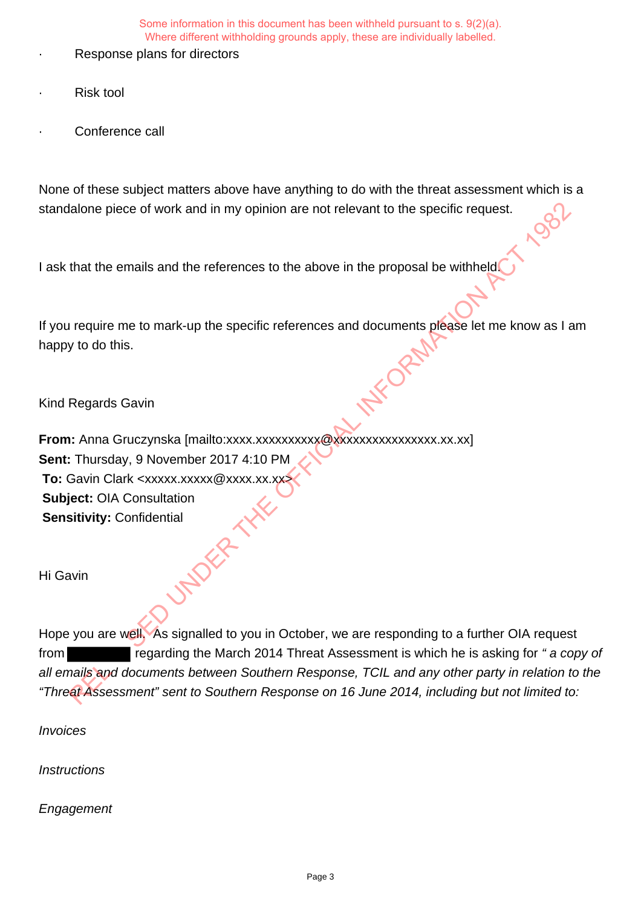Some information in this document has been withheld pursuant to s. 9(2)(a).
Where different withholding grounds apply, these are individually labelled.

- Response plans for directors
- Risk tool
- Conference call

None of these subject matters above have anything to do with the threat assessment which is a standalone piece of work and in my opinion are not relevant to the specific request.

I ask that the emails and the references to the above in the proposal be withheld.

If you require me to mark-up the specific references and documents please let me know as I am happy to do this.

Kind Regards Gavin

**From:** Anna Gruczynska [mailto:xxxx.xxxxxxxxxx@xxxxxxxxxxxxxxxx.xx.xx]
**Sent:** Thursday, 9 November 2017 4:10 PM
**To:** Gavin Clark <xxxxx.xxxxx@xxxx.xx.xx>
**Subject:** OIA Consultation
**Sensitivity:** Confidential

Hi Gavin

Hope you are well. As signalled to you in October, we are responding to a further OIA request from ████████ regarding the March 2014 Threat Assessment is which he is asking for *" a copy of all emails and documents between Southern Response, TCIL and any other party in relation to the "Threat Assessment" sent to Southern Response on 16 June 2014, including but not limited to:*

*Invoices*

*Instructions*

*Engagement*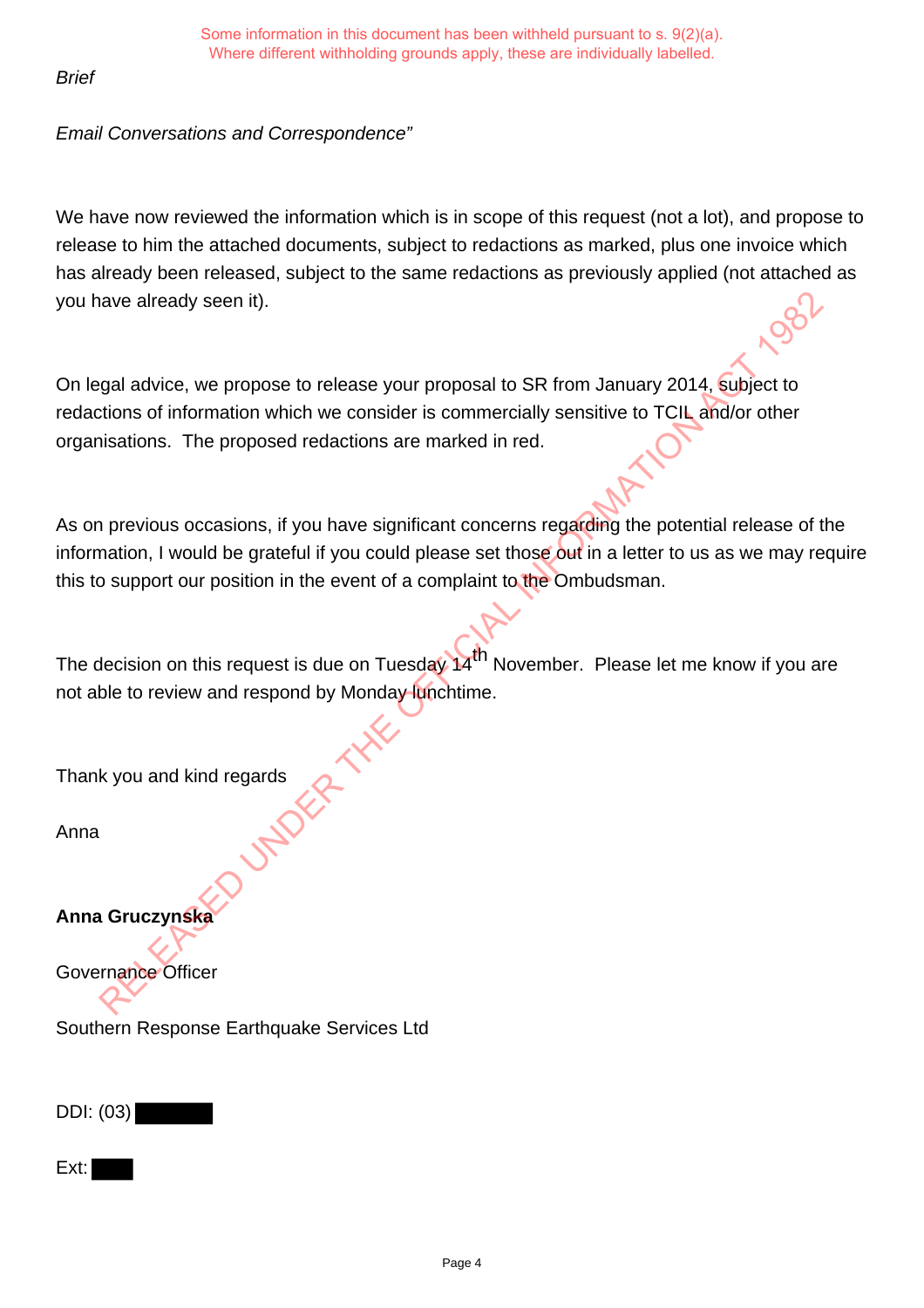Some information in this document has been withheld pursuant to s. 9(2)(a).
Where different withholding grounds apply, these are individually labelled.

*Brief*

*Email Conversations and Correspondence"*

We have now reviewed the information which is in scope of this request (not a lot), and propose to release to him the attached documents, subject to redactions as marked, plus one invoice which has already been released, subject to the same redactions as previously applied (not attached as you have already seen it).

On legal advice, we propose to release your proposal to SR from January 2014, subject to redactions of information which we consider is commercially sensitive to TCIL and/or other organisations. The proposed redactions are marked in red.

As on previous occasions, if you have significant concerns regarding the potential release of the information, I would be grateful if you could please set those out in a letter to us as we may require this to support our position in the event of a complaint to the Ombudsman.

The decision on this request is due on Tuesday 14th November. Please let me know if you are not able to review and respond by Monday lunchtime.

Thank you and kind regards

Anna

**Anna Gruczynska**

Governance Officer

Southern Response Earthquake Services Ltd

DDI: (03) ████

Ext: ███

RELEASED UNDER THE OFFICIAL INFORMATION ACT 1982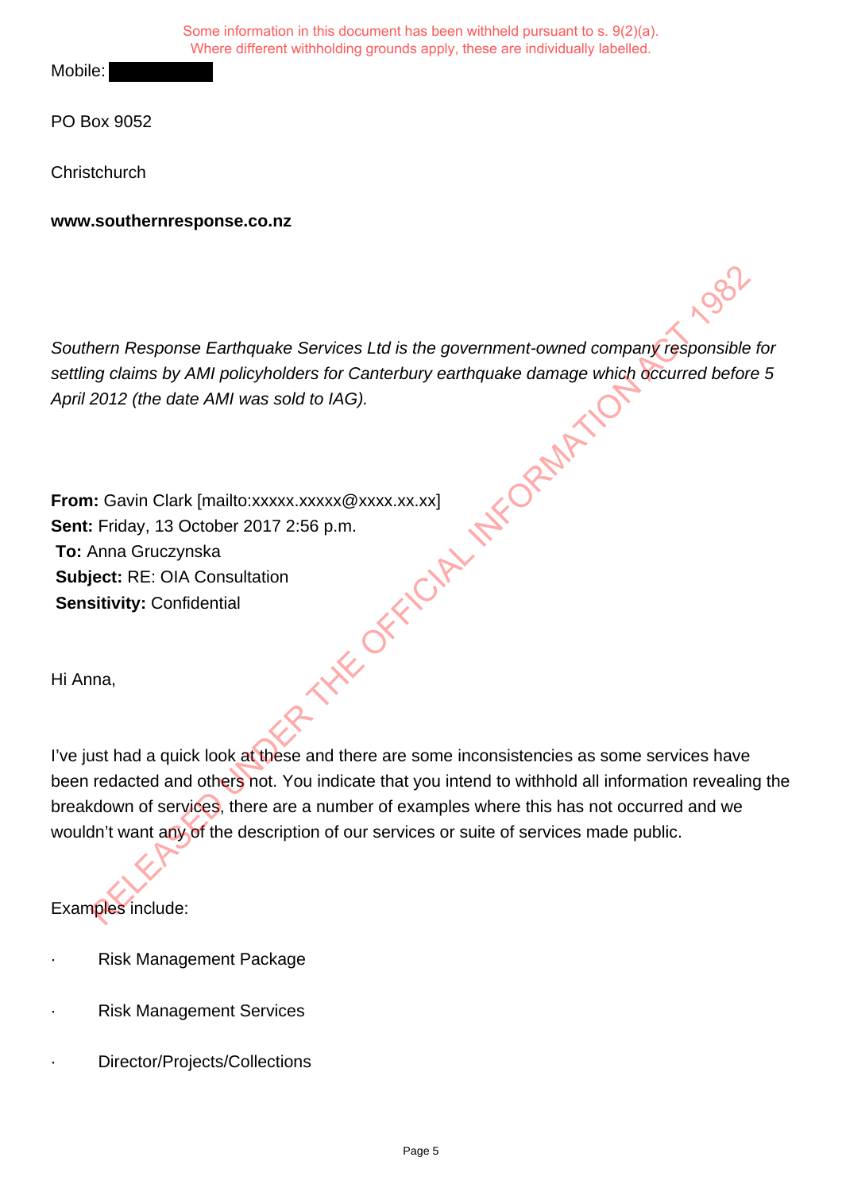Some information in this document has been withheld pursuant to s. 9(2)(a).
Where different withholding grounds apply, these are individually labelled.

Mobile: [redacted]

PO Box 9052

Christchurch

**www.southernresponse.co.nz**

*Southern Response Earthquake Services Ltd is the government-owned company responsible for settling claims by AMI policyholders for Canterbury earthquake damage which occurred before 5 April 2012 (the date AMI was sold to IAG).*

**From:** Gavin Clark [mailto:xxxxx.xxxxx@xxxx.xx.xx]
**Sent:** Friday, 13 October 2017 2:56 p.m.
**To:** Anna Gruczynska
**Subject:** RE: OIA Consultation
**Sensitivity:** Confidential

Hi Anna,

I've just had a quick look at these and there are some inconsistencies as some services have been redacted and others not. You indicate that you intend to withhold all information revealing the breakdown of services, there are a number of examples where this has not occurred and we wouldn't want any of the description of our services or suite of services made public.

Examples include:

- Risk Management Package
- Risk Management Services
- Director/Projects/Collections

RELEASED UNDER THE OFFICIAL INFORMATION ACT 1982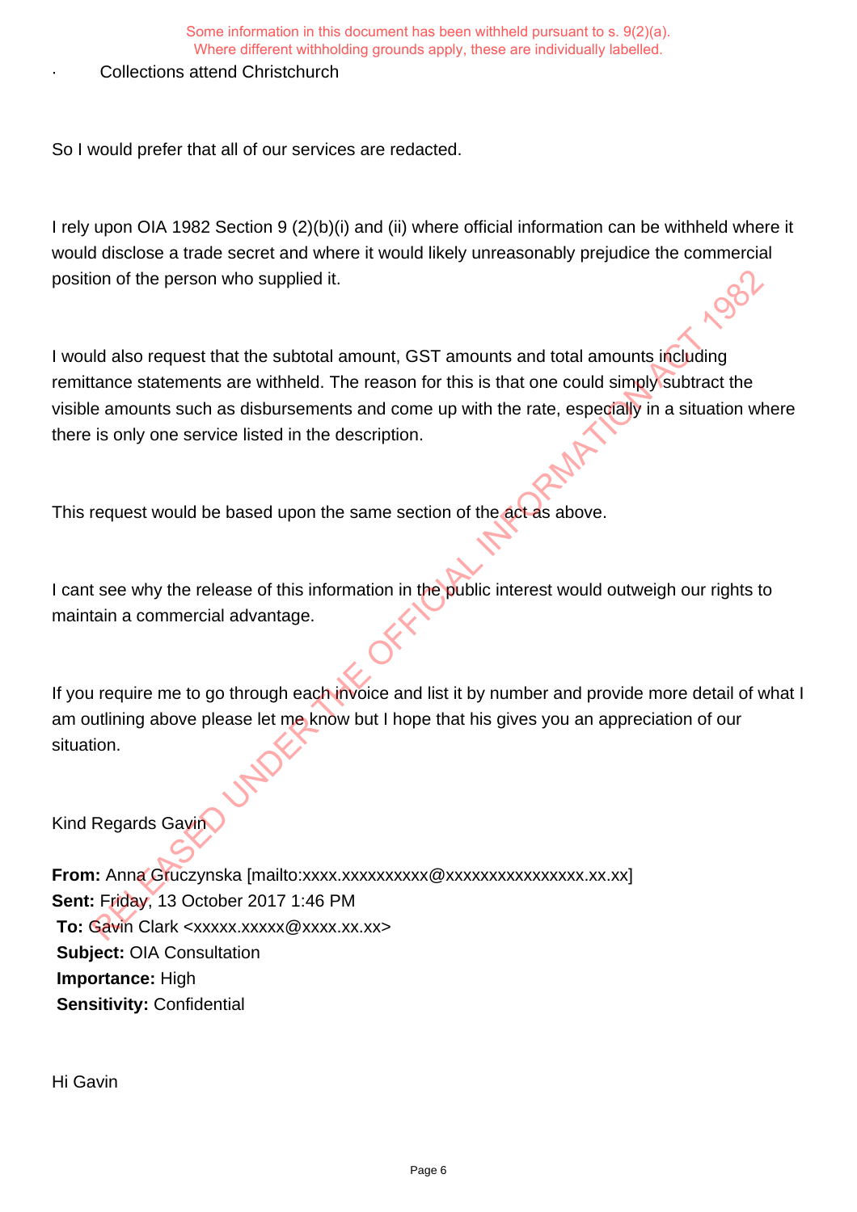Some information in this document has been withheld pursuant to s. 9(2)(a).
Where different withholding grounds apply, these are individually labelled.

- Collections attend Christchurch

So I would prefer that all of our services are redacted.

I rely upon OIA 1982 Section 9 (2)(b)(i) and (ii) where official information can be withheld where it would disclose a trade secret and where it would likely unreasonably prejudice the commercial position of the person who supplied it.

I would also request that the subtotal amount, GST amounts and total amounts including remittance statements are withheld. The reason for this is that one could simply subtract the visible amounts such as disbursements and come up with the rate, especially in a situation where there is only one service listed in the description.

This request would be based upon the same section of the act as above.

I cant see why the release of this information in the public interest would outweigh our rights to maintain a commercial advantage.

If you require me to go through each invoice and list it by number and provide more detail of what I am outlining above please let me know but I hope that his gives you an appreciation of our situation.

Kind Regards Gavin

**From:** Anna Gruczynska [mailto:xxxx.xxxxxxxxxx@xxxxxxxxxxxxxxxx.xx.xx]
**Sent:** Friday, 13 October 2017 1:46 PM
**To:** Gavin Clark <xxxxx.xxxxx@xxxx.xx.xx>
**Subject:** OIA Consultation
**Importance:** High
**Sensitivity:** Confidential

Hi Gavin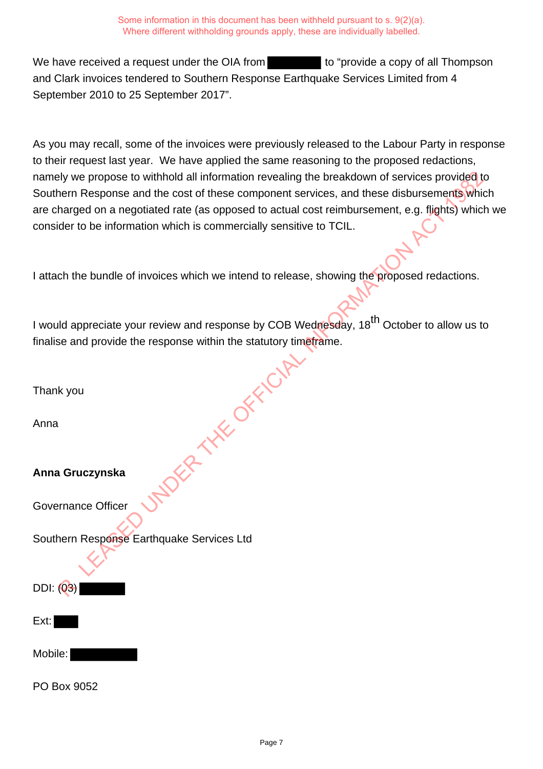Some information in this document has been withheld pursuant to s. 9(2)(a).
Where different withholding grounds apply, these are individually labelled.

We have received a request under the OIA from [redacted] to "provide a copy of all Thompson and Clark invoices tendered to Southern Response Earthquake Services Limited from 4 September 2010 to 25 September 2017".

As you may recall, some of the invoices were previously released to the Labour Party in response to their request last year. We have applied the same reasoning to the proposed redactions, namely we propose to withhold all information revealing the breakdown of services provided to Southern Response and the cost of these component services, and these disbursements which are charged on a negotiated rate (as opposed to actual cost reimbursement, e.g. flights) which we consider to be information which is commercially sensitive to TCIL.

I attach the bundle of invoices which we intend to release, showing the proposed redactions.

I would appreciate your review and response by COB Wednesday, 18th October to allow us to finalise and provide the response within the statutory timeframe.

Thank you

Anna

**Anna Gruczynska**

Governance Officer

Southern Response Earthquake Services Ltd

DDI: (03) [redacted]

Ext: [redacted]

Mobile: [redacted]

PO Box 9052

RELEASED UNDER THE OFFICIAL INFORMATION ACT 1982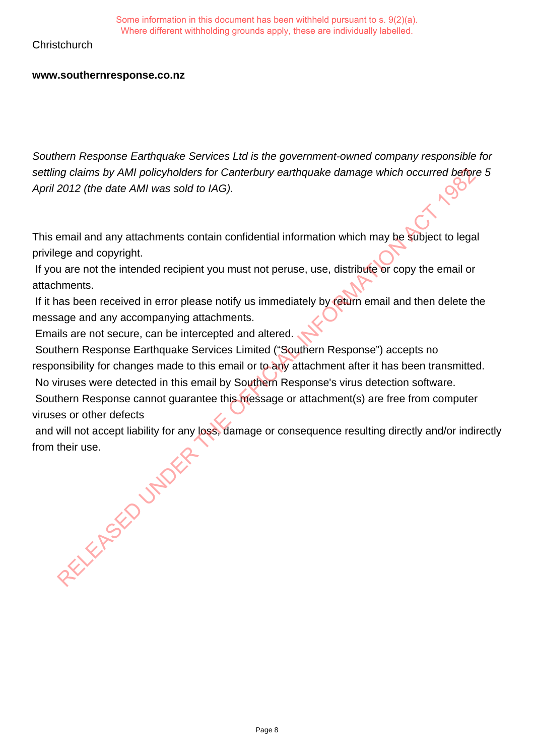Some information in this document has been withheld pursuant to s. 9(2)(a).
Where different withholding grounds apply, these are individually labelled.

Christchurch

**www.southernresponse.co.nz**

*Southern Response Earthquake Services Ltd is the government-owned company responsible for settling claims by AMI policyholders for Canterbury earthquake damage which occurred before 5 April 2012 (the date AMI was sold to IAG).*

This email and any attachments contain confidential information which may be subject to legal privilege and copyright.
If you are not the intended recipient you must not peruse, use, distribute or copy the email or attachments.
If it has been received in error please notify us immediately by return email and then delete the message and any accompanying attachments.
Emails are not secure, can be intercepted and altered.
Southern Response Earthquake Services Limited ("Southern Response") accepts no responsibility for changes made to this email or to any attachment after it has been transmitted.
No viruses were detected in this email by Southern Response's virus detection software.
Southern Response cannot guarantee this message or attachment(s) are free from computer viruses or other defects
and will not accept liability for any loss, damage or consequence resulting directly and/or indirectly from their use.

RELEASED UNDER THE OFFICIAL INFORMATION ACT 1982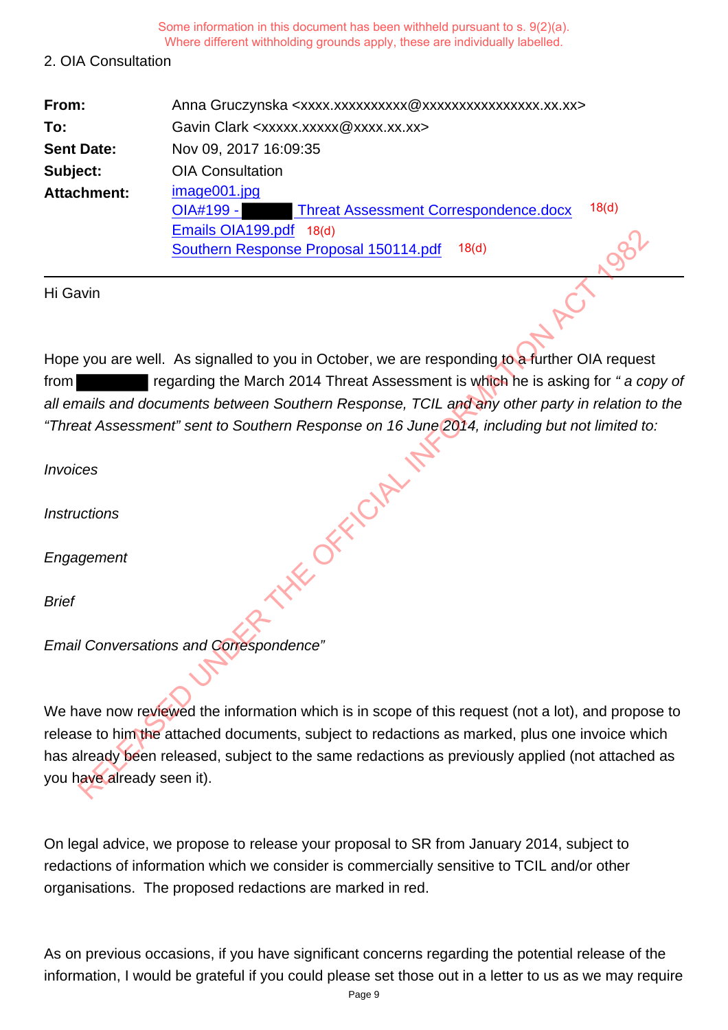Some information in this document has been withheld pursuant to s. 9(2)(a).
Where different withholding grounds apply, these are individually labelled.

2. OIA Consultation

| | |
|---|---|
| **From:** | Anna Gruczynska <xxxx.xxxxxxxxxx@xxxxxxxxxxxxxxxx.xx.xx> |
| **To:** | Gavin Clark <xxxxx.xxxxx@xxxx.xx.xx> |
| **Sent Date:** | Nov 09, 2017 16:09:35 |
| **Subject:** | OIA Consultation |
| **Attachment:** | image001.jpg<br>OIA#199 - [redacted] Threat Assessment Correspondence.docx 18(d)<br>Emails OIA199.pdf 18(d)<br>Southern Response Proposal 150114.pdf 18(d) |

Hi Gavin

Hope you are well. As signalled to you in October, we are responding to a further OIA request from [redacted] regarding the March 2014 Threat Assessment is which he is asking for *" a copy of all emails and documents between Southern Response, TCIL and any other party in relation to the "Threat Assessment" sent to Southern Response on 16 June 2014, including but not limited to:*

*Invoices*

*Instructions*

*Engagement*

*Brief*

*Email Conversations and Correspondence"*

We have now reviewed the information which is in scope of this request (not a lot), and propose to release to him the attached documents, subject to redactions as marked, plus one invoice which has already been released, subject to the same redactions as previously applied (not attached as you have already seen it).

On legal advice, we propose to release your proposal to SR from January 2014, subject to redactions of information which we consider is commercially sensitive to TCIL and/or other organisations. The proposed redactions are marked in red.

As on previous occasions, if you have significant concerns regarding the potential release of the information, I would be grateful if you could please set those out in a letter to us as we may require

RELEASED UNDER THE OFFICIAL INFORMATION ACT 1982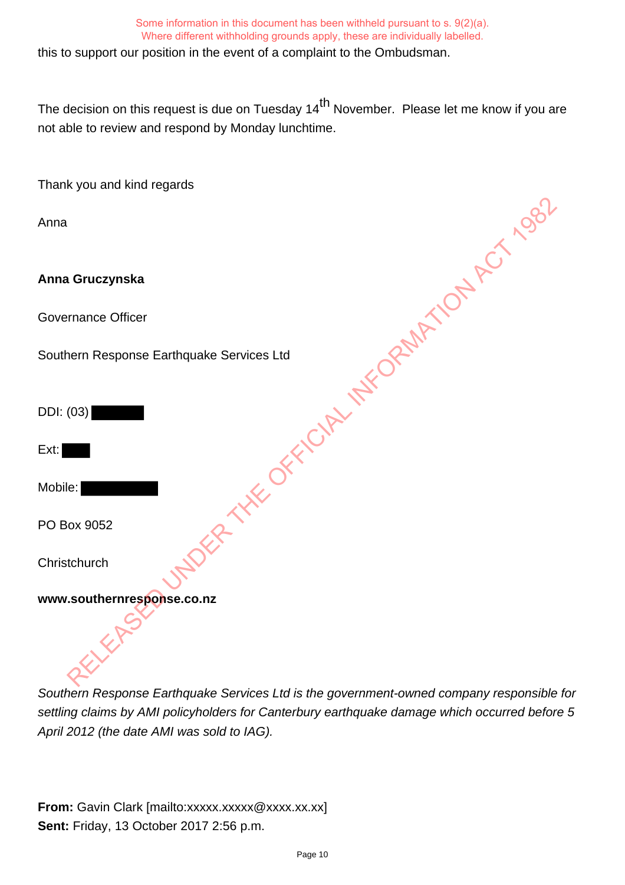this to support our position in the event of a complaint to the Ombudsman.

The decision on this request is due on Tuesday 14th November. Please let me know if you are not able to review and respond by Monday lunchtime.

Thank you and kind regards

Anna

**Anna Gruczynska**

Governance Officer

Southern Response Earthquake Services Ltd

DDI: (03)

Ext:

Mobile:

PO Box 9052

Christchurch

**www.southernresponse.co.nz**

*Southern Response Earthquake Services Ltd is the government-owned company responsible for settling claims by AMI policyholders for Canterbury earthquake damage which occurred before 5 April 2012 (the date AMI was sold to IAG).*

**From:** Gavin Clark [mailto:xxxxx.xxxxx@xxxx.xx.xx]
**Sent:** Friday, 13 October 2017 2:56 p.m.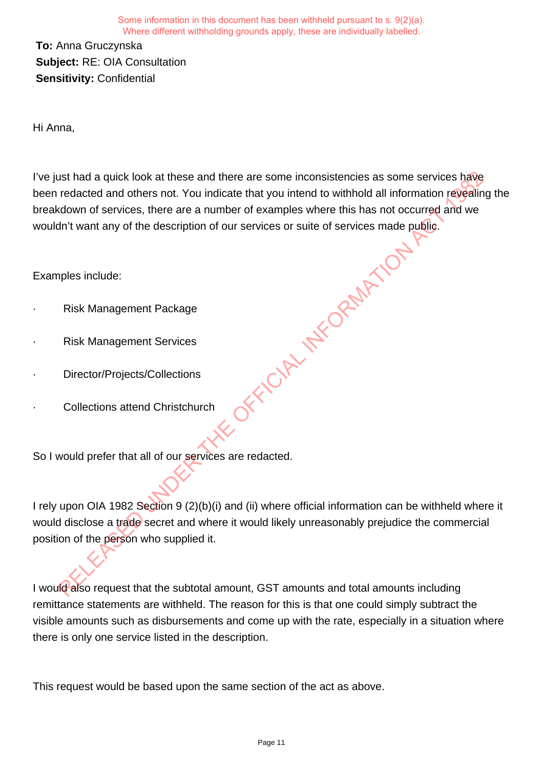Some information in this document has been withheld pursuant to s. 9(2)(a).
Where different withholding grounds apply, these are individually labelled.

**To:** Anna Gruczynska
**Subject:** RE: OIA Consultation
**Sensitivity:** Confidential

Hi Anna,

I've just had a quick look at these and there are some inconsistencies as some services have been redacted and others not. You indicate that you intend to withhold all information revealing the breakdown of services, there are a number of examples where this has not occurred and we wouldn't want any of the description of our services or suite of services made public.

Examples include:

- Risk Management Package
- Risk Management Services
- Director/Projects/Collections
- Collections attend Christchurch

So I would prefer that all of our services are redacted.

I rely upon OIA 1982 Section 9 (2)(b)(i) and (ii) where official information can be withheld where it would disclose a trade secret and where it would likely unreasonably prejudice the commercial position of the person who supplied it.

I would also request that the subtotal amount, GST amounts and total amounts including remittance statements are withheld. The reason for this is that one could simply subtract the visible amounts such as disbursements and come up with the rate, especially in a situation where there is only one service listed in the description.

This request would be based upon the same section of the act as above.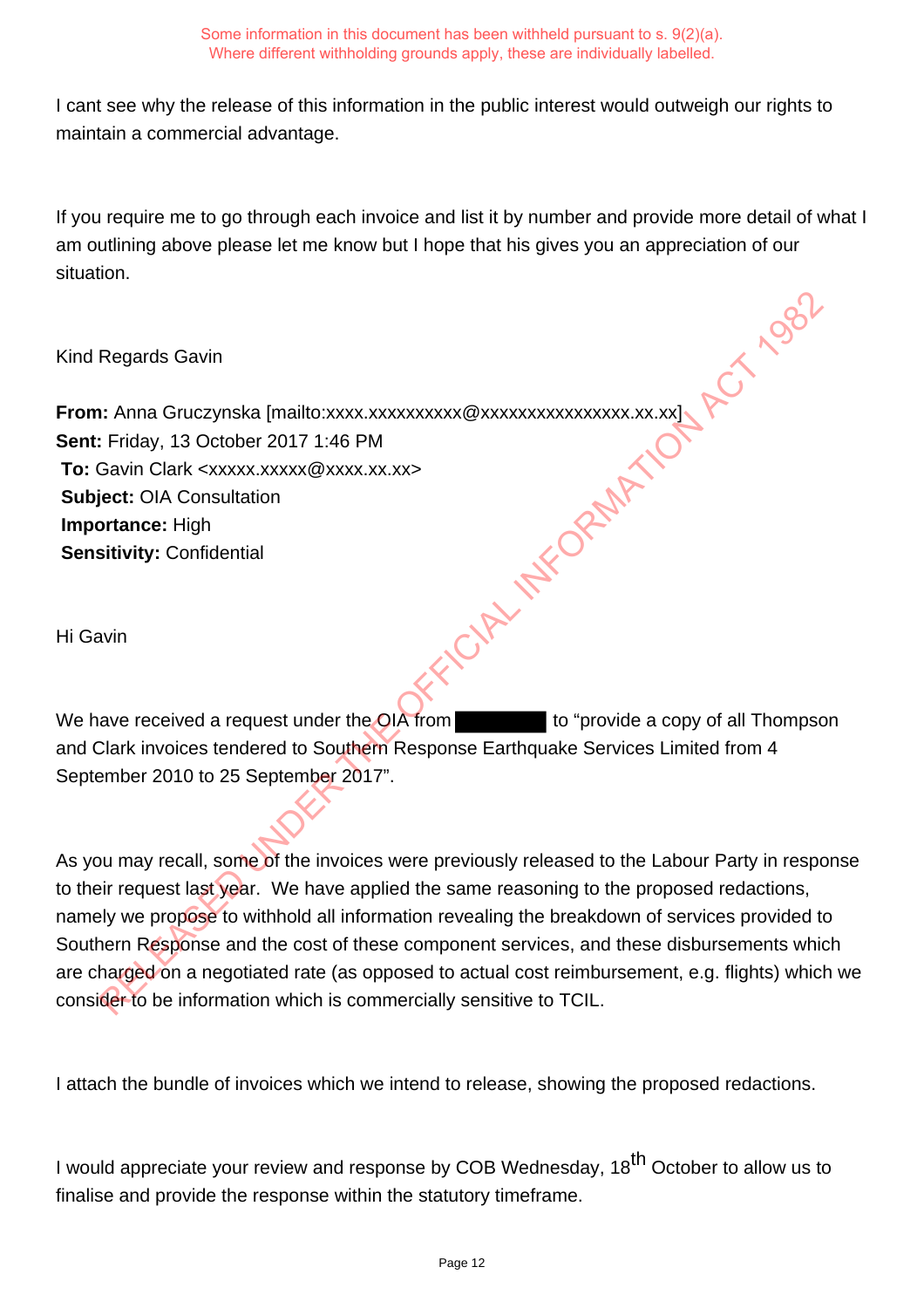I cant see why the release of this information in the public interest would outweigh our rights to maintain a commercial advantage.

If you require me to go through each invoice and list it by number and provide more detail of what I am outlining above please let me know but I hope that his gives you an appreciation of our situation.

Kind Regards Gavin

**From:** Anna Gruczynska [mailto:xxxx.xxxxxxxxxx@xxxxxxxxxxxxxxxx.xx.xx]
**Sent:** Friday, 13 October 2017 1:46 PM
**To:** Gavin Clark <xxxxx.xxxxx@xxxx.xx.xx>
**Subject:** OIA Consultation
**Importance:** High
**Sensitivity:** Confidential

Hi Gavin

We have received a request under the OIA from [redacted] to "provide a copy of all Thompson and Clark invoices tendered to Southern Response Earthquake Services Limited from 4 September 2010 to 25 September 2017".

As you may recall, some of the invoices were previously released to the Labour Party in response to their request last year. We have applied the same reasoning to the proposed redactions, namely we propose to withhold all information revealing the breakdown of services provided to Southern Response and the cost of these component services, and these disbursements which are charged on a negotiated rate (as opposed to actual cost reimbursement, e.g. flights) which we consider to be information which is commercially sensitive to TCIL.

I attach the bundle of invoices which we intend to release, showing the proposed redactions.

I would appreciate your review and response by COB Wednesday, 18th October to allow us to finalise and provide the response within the statutory timeframe.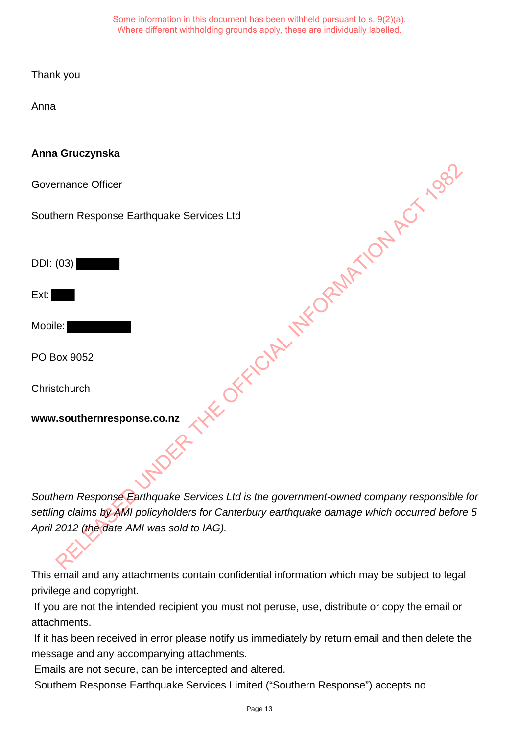Some information in this document has been withheld pursuant to s. 9(2)(a).
Where different withholding grounds apply, these are individually labelled.

Thank you

Anna

**Anna Gruczynska**

Governance Officer

Southern Response Earthquake Services Ltd

DDI: (03) [redacted]

Ext: [redacted]

Mobile: [redacted]

PO Box 9052

Christchurch

**www.southernresponse.co.nz**

*Southern Response Earthquake Services Ltd is the government-owned company responsible for settling claims by AMI policyholders for Canterbury earthquake damage which occurred before 5 April 2012 (the date AMI was sold to IAG).*

This email and any attachments contain confidential information which may be subject to legal privilege and copyright.

If you are not the intended recipient you must not peruse, use, distribute or copy the email or attachments.

If it has been received in error please notify us immediately by return email and then delete the message and any accompanying attachments.

Emails are not secure, can be intercepted and altered.

Southern Response Earthquake Services Limited ("Southern Response") accepts no

RELEASED UNDER THE OFFICIAL INFORMATION ACT 1982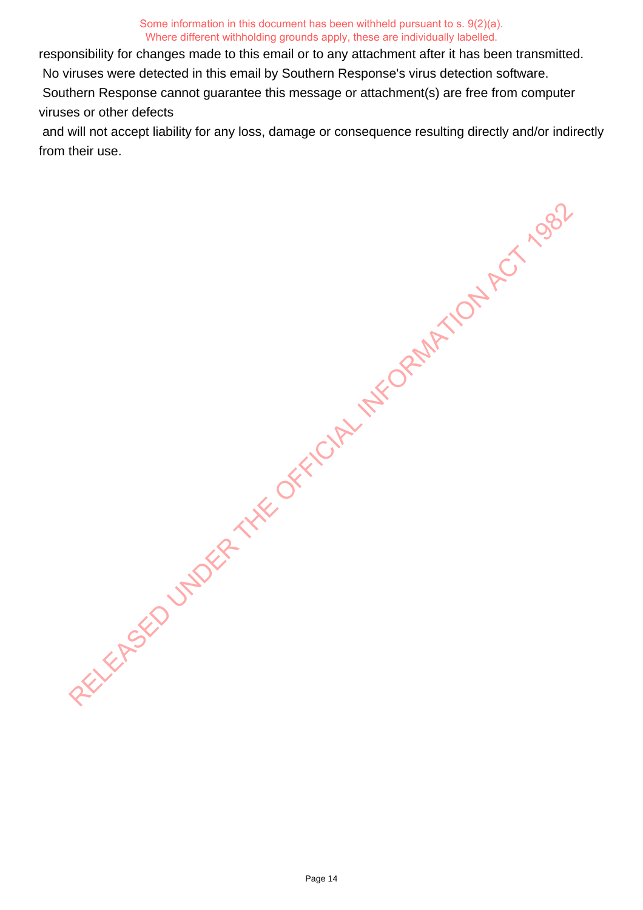responsibility for changes made to this email or to any attachment after it has been transmitted.
No viruses were detected in this email by Southern Response's virus detection software.
Southern Response cannot guarantee this message or attachment(s) are free from computer viruses or other defects
and will not accept liability for any loss, damage or consequence resulting directly and/or indirectly from their use.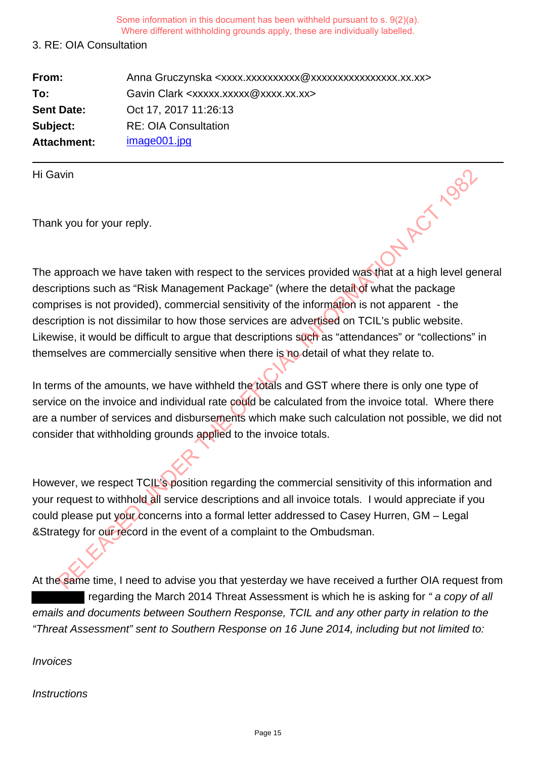Some information in this document has been withheld pursuant to s. 9(2)(a). Where different withholding grounds apply, these are individually labelled.

3. RE: OIA Consultation

| | |
|---|---|
| **From:** | Anna Gruczynska <xxxx.xxxxxxxxxx@xxxxxxxxxxxxxxxx.xx.xx> |
| **To:** | Gavin Clark <xxxxx.xxxxx@xxxx.xx.xx> |
| **Sent Date:** | Oct 17, 2017 11:26:13 |
| **Subject:** | RE: OIA Consultation |
| **Attachment:** | image001.jpg |

---

Hi Gavin

Thank you for your reply.

The approach we have taken with respect to the services provided was that at a high level general descriptions such as "Risk Management Package" (where the detail of what the package comprises is not provided), commercial sensitivity of the information is not apparent - the description is not dissimilar to how those services are advertised on TCIL's public website. Likewise, it would be difficult to argue that descriptions such as "attendances" or "collections" in themselves are commercially sensitive when there is no detail of what they relate to.

In terms of the amounts, we have withheld the totals and GST where there is only one type of service on the invoice and individual rate could be calculated from the invoice total. Where there are a number of services and disbursements which make such calculation not possible, we did not consider that withholding grounds applied to the invoice totals.

However, we respect TCIL's position regarding the commercial sensitivity of this information and your request to withhold all service descriptions and all invoice totals. I would appreciate if you could please put your concerns into a formal letter addressed to Casey Hurren, GM – Legal &Strategy for our record in the event of a complaint to the Ombudsman.

At the same time, I need to advise you that yesterday we have received a further OIA request from [withheld] regarding the March 2014 Threat Assessment is which he is asking for *" a copy of all emails and documents between Southern Response, TCIL and any other party in relation to the "Threat Assessment" sent to Southern Response on 16 June 2014, including but not limited to:*

*Invoices*

*Instructions*

RELEASED UNDER THE OFFICIAL INFORMATION ACT 1982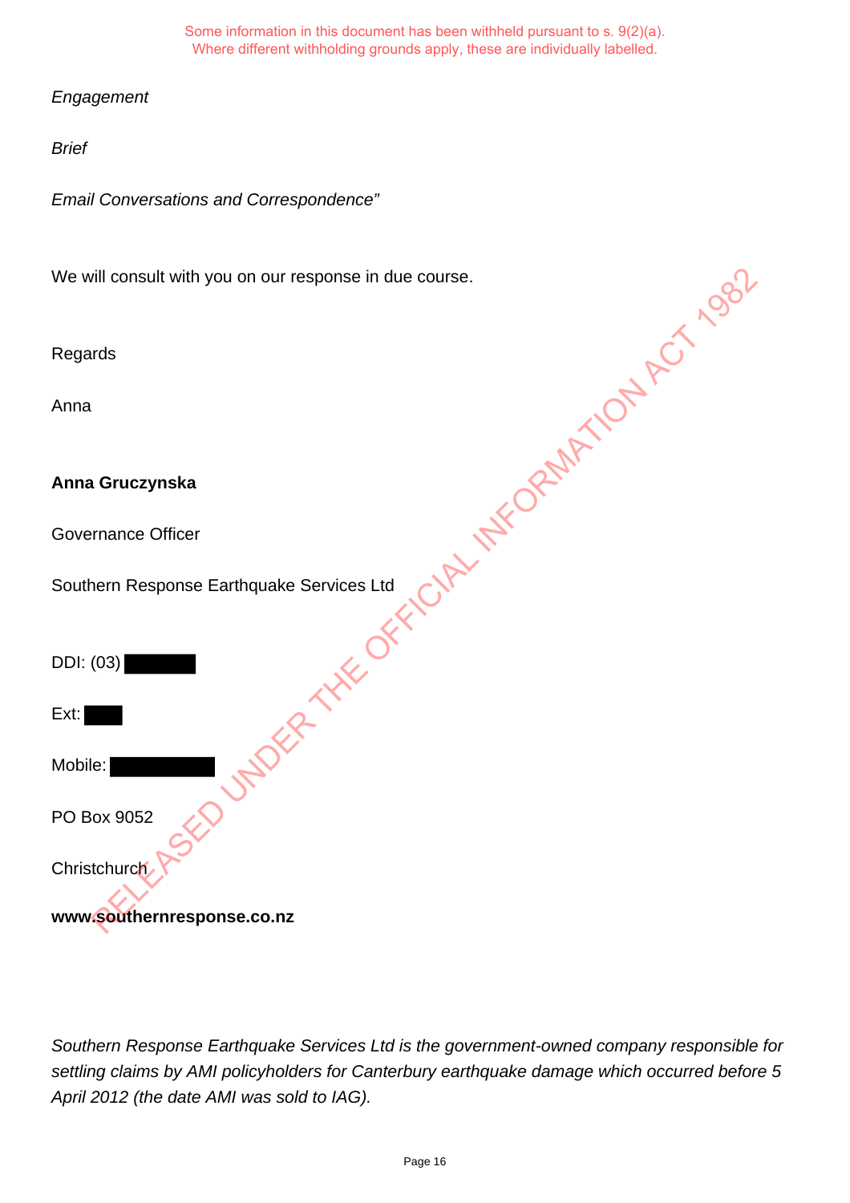Some information in this document has been withheld pursuant to s. 9(2)(a). Where different withholding grounds apply, these are individually labelled.

*Engagement*

*Brief*

*Email Conversations and Correspondence"*

We will consult with you on our response in due course.

Regards

Anna

**Anna Gruczynska**

Governance Officer

Southern Response Earthquake Services Ltd

DDI: (03) [redacted]

Ext: [redacted]

Mobile: [redacted]

PO Box 9052

Christchurch

**www.southernresponse.co.nz**

*Southern Response Earthquake Services Ltd is the government-owned company responsible for settling claims by AMI policyholders for Canterbury earthquake damage which occurred before 5 April 2012 (the date AMI was sold to IAG).*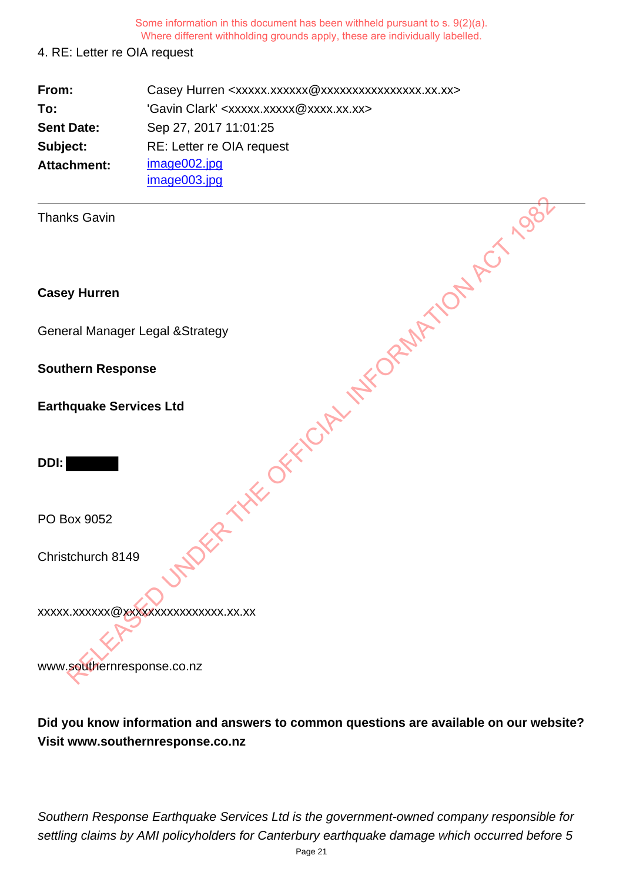Some information in this document has been withheld pursuant to s. 9(2)(a).
Where different withholding grounds apply, these are individually labelled.

4. RE: Letter re OIA request

| | |
|---|---|
| **From:** | Casey Hurren <xxxxx.xxxxxx@xxxxxxxxxxxxxxxx.xx.xx> |
| **To:** | 'Gavin Clark' <xxxxx.xxxxx@xxxx.xx.xx> |
| **Sent Date:** | Sep 27, 2017 11:01:25 |
| **Subject:** | RE: Letter re OIA request |
| **Attachment:** | image002.jpg<br>image003.jpg |

---

Thanks Gavin

**Casey Hurren**

General Manager Legal &Strategy

**Southern Response**

**Earthquake Services Ltd**

**DDI:** [redacted]

PO Box 9052

Christchurch 8149

xxxxx.xxxxxx@xxxxxxxxxxxxxxxx.xx.xx

www.southernresponse.co.nz

**Did you know information and answers to common questions are available on our website? Visit www.southernresponse.co.nz**

*Southern Response Earthquake Services Ltd is the government-owned company responsible for settling claims by AMI policyholders for Canterbury earthquake damage which occurred before 5*

RELEASED UNDER THE OFFICIAL INFORMATION ACT 1982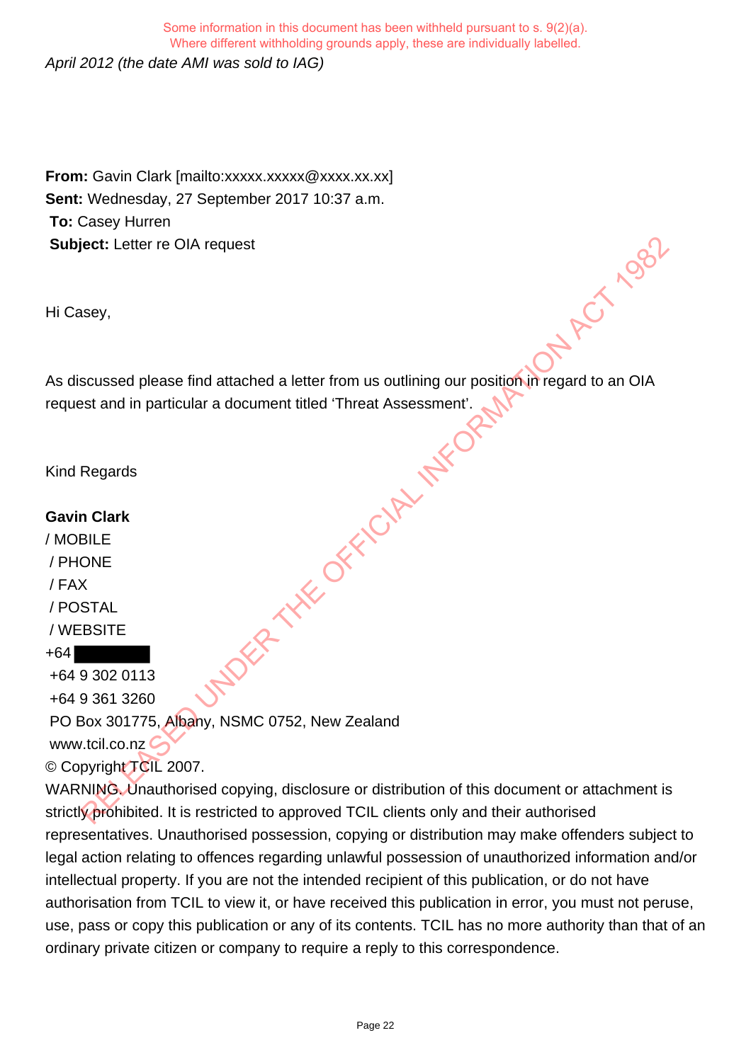*April 2012 (the date AMI was sold to IAG)*

**From:** Gavin Clark [mailto:xxxxx.xxxxx@xxxx.xx.xx]
**Sent:** Wednesday, 27 September 2017 10:37 a.m.
**To:** Casey Hurren
**Subject:** Letter re OIA request

Hi Casey,

As discussed please find attached a letter from us outlining our position in regard to an OIA request and in particular a document titled 'Threat Assessment'.

Kind Regards

**Gavin Clark**
/ MOBILE
/ PHONE
/ FAX
/ POSTAL
/ WEBSITE
+64 [withheld]
+64 9 302 0113
+64 9 361 3260
PO Box 301775, Albany, NSMC 0752, New Zealand
www.tcil.co.nz
© Copyright TCIL 2007.
WARNING. Unauthorised copying, disclosure or distribution of this document or attachment is strictly prohibited. It is restricted to approved TCIL clients only and their authorised representatives. Unauthorised possession, copying or distribution may make offenders subject to legal action relating to offences regarding unlawful possession of unauthorized information and/or intellectual property. If you are not the intended recipient of this publication, or do not have authorisation from TCIL to view it, or have received this publication in error, you must not peruse, use, pass or copy this publication or any of its contents. TCIL has no more authority than that of an ordinary private citizen or company to require a reply to this correspondence.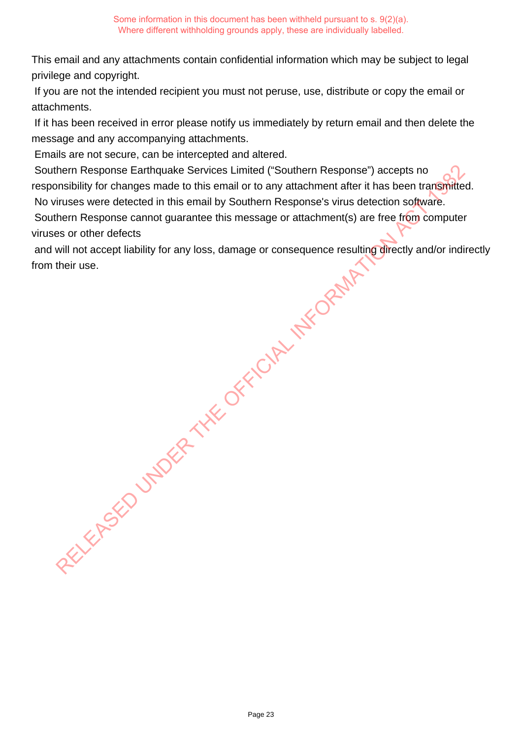Some information in this document has been withheld pursuant to s. 9(2)(a).
Where different withholding grounds apply, these are individually labelled.

This email and any attachments contain confidential information which may be subject to legal privilege and copyright.

If you are not the intended recipient you must not peruse, use, distribute or copy the email or attachments.

If it has been received in error please notify us immediately by return email and then delete the message and any accompanying attachments.

Emails are not secure, can be intercepted and altered.

Southern Response Earthquake Services Limited ("Southern Response") accepts no responsibility for changes made to this email or to any attachment after it has been transmitted.

No viruses were detected in this email by Southern Response's virus detection software.

Southern Response cannot guarantee this message or attachment(s) are free from computer viruses or other defects

and will not accept liability for any loss, damage or consequence resulting directly and/or indirectly from their use.

RELEASED UNDER THE OFFICIAL INFORMATION ACT 1982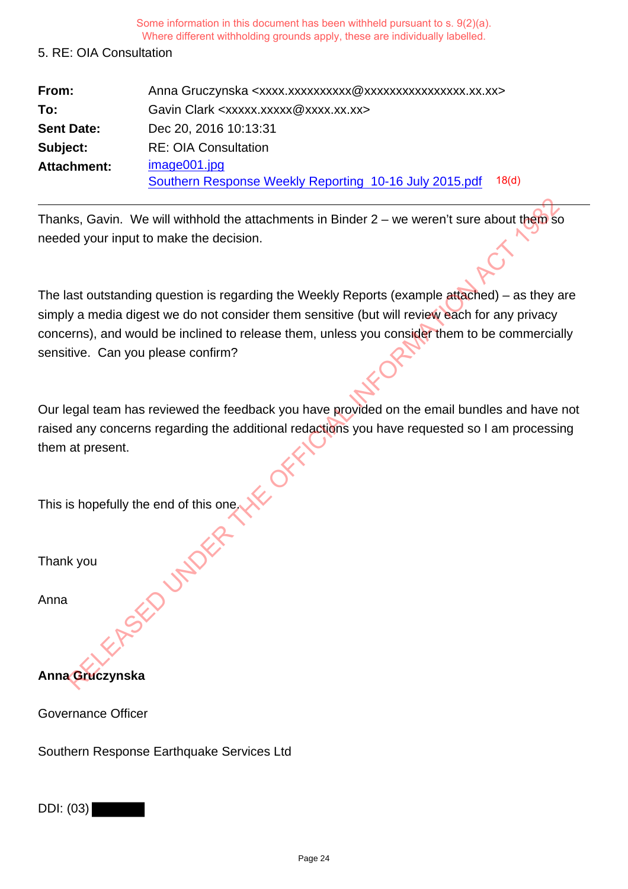Some information in this document has been withheld pursuant to s. 9(2)(a).
Where different withholding grounds apply, these are individually labelled.

5. RE: OIA Consultation

| | |
|---|---|
| **From:** | Anna Gruczynska <xxxx.xxxxxxxxxx@xxxxxxxxxxxxxxxx.xx.xx> |
| **To:** | Gavin Clark <xxxxx.xxxxx@xxxx.xx.xx> |
| **Sent Date:** | Dec 20, 2016 10:13:31 |
| **Subject:** | RE: OIA Consultation |
| **Attachment:** | image001.jpg<br>Southern Response Weekly Reporting 10-16 July 2015.pdf 18(d) |

---

Thanks, Gavin. We will withhold the attachments in Binder 2 – we weren't sure about them so needed your input to make the decision.

The last outstanding question is regarding the Weekly Reports (example attached) – as they are simply a media digest we do not consider them sensitive (but will review each for any privacy concerns), and would be inclined to release them, unless you consider them to be commercially sensitive. Can you please confirm?

Our legal team has reviewed the feedback you have provided on the email bundles and have not raised any concerns regarding the additional redactions you have requested so I am processing them at present.

This is hopefully the end of this one.

Thank you

Anna

**Anna Gruczynska**

Governance Officer

Southern Response Earthquake Services Ltd

DDI: (03) ████████

RELEASED UNDER THE OFFICIAL INFORMATION ACT 1982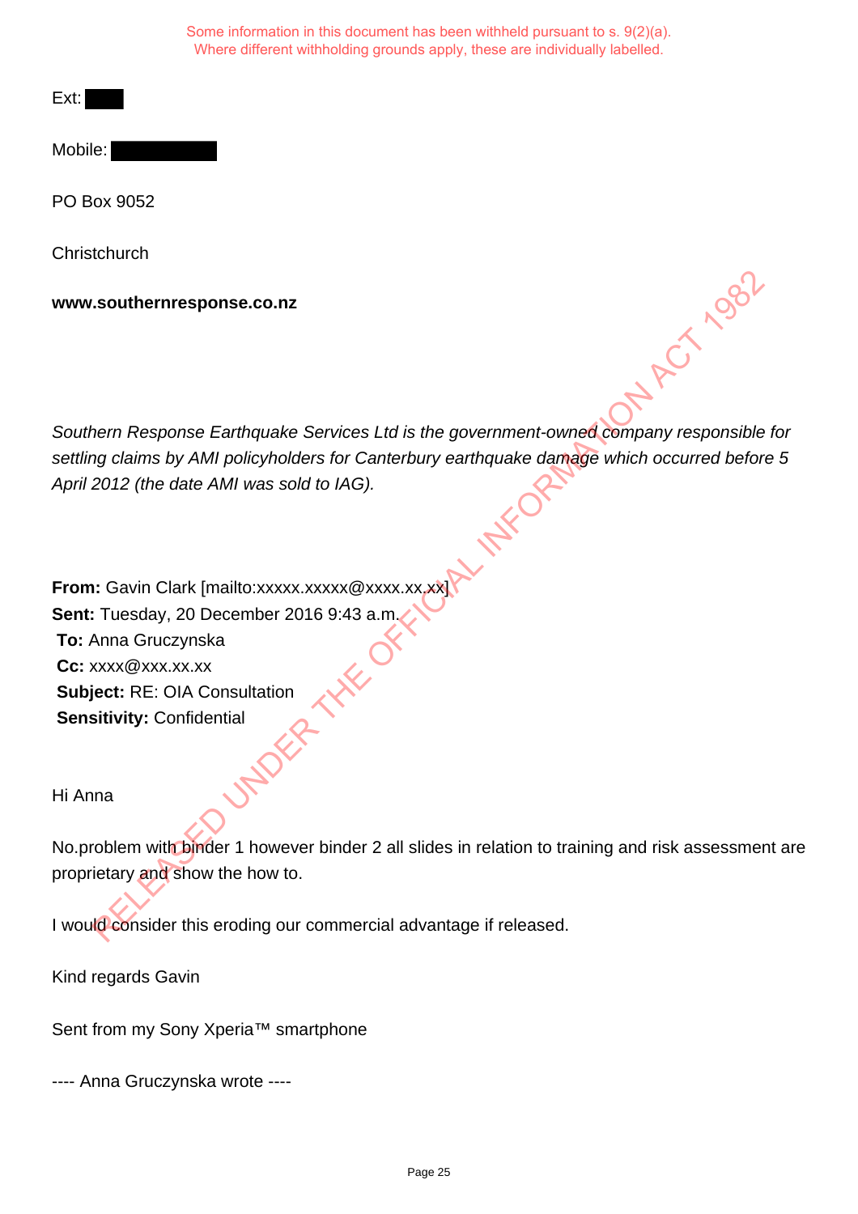Some information in this document has been withheld pursuant to s. 9(2)(a).
Where different withholding grounds apply, these are individually labelled.

Ext: 

Mobile: 

PO Box 9052

Christchurch

**www.southernresponse.co.nz**

*Southern Response Earthquake Services Ltd is the government-owned company responsible for settling claims by AMI policyholders for Canterbury earthquake damage which occurred before 5 April 2012 (the date AMI was sold to IAG).*

**From:** Gavin Clark [mailto:xxxxx.xxxxx@xxxx.xx.xx]
**Sent:** Tuesday, 20 December 2016 9:43 a.m.
**To:** Anna Gruczynska
**Cc:** xxxx@xxx.xx.xx
**Subject:** RE: OIA Consultation
**Sensitivity:** Confidential

Hi Anna

No.problem with binder 1 however binder 2 all slides in relation to training and risk assessment are proprietary and show the how to.

I would consider this eroding our commercial advantage if released.

Kind regards Gavin

Sent from my Sony Xperia™ smartphone

---- Anna Gruczynska wrote ----

RELEASED UNDER THE OFFICIAL INFORMATION ACT 1982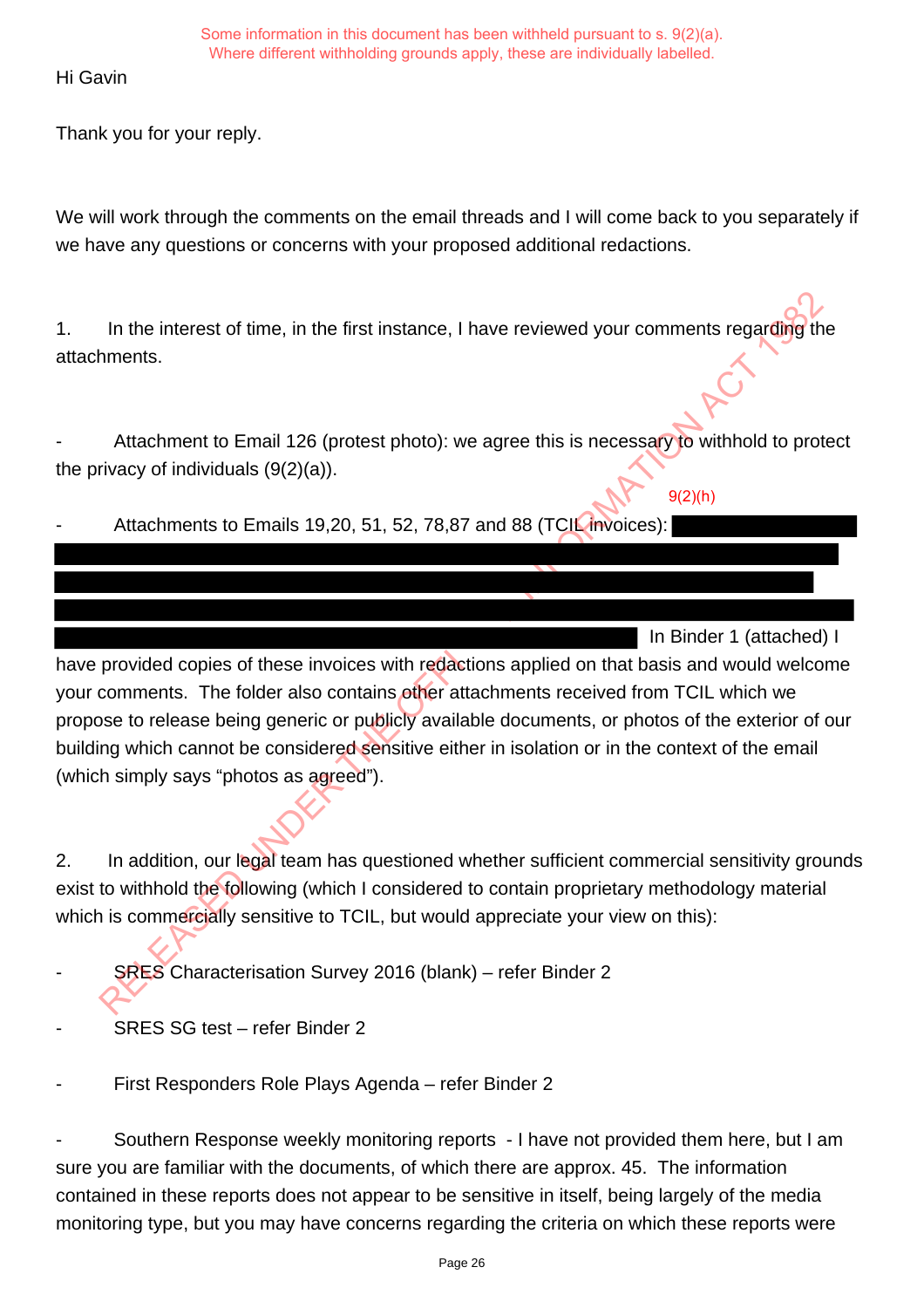Some information in this document has been withheld pursuant to s. 9(2)(a).
Where different withholding grounds apply, these are individually labelled.

Hi Gavin

Thank you for your reply.

We will work through the comments on the email threads and I will come back to you separately if we have any questions or concerns with your proposed additional redactions.

1. In the interest of time, in the first instance, I have reviewed your comments regarding the attachments.

- Attachment to Email 126 (protest photo): we agree this is necessary to withhold to protect the privacy of individuals (9(2)(a)).

9(2)(h)

- Attachments to Emails 19,20, 51, 52, 78,87 and 88 (TCIL invoices): [redacted] In Binder 1 (attached) I have provided copies of these invoices with redactions applied on that basis and would welcome your comments. The folder also contains other attachments received from TCIL which we propose to release being generic or publicly available documents, or photos of the exterior of our building which cannot be considered sensitive either in isolation or in the context of the email (which simply says "photos as agreed").

2. In addition, our legal team has questioned whether sufficient commercial sensitivity grounds exist to withhold the following (which I considered to contain proprietary methodology material which is commercially sensitive to TCIL, but would appreciate your view on this):

- SRES Characterisation Survey 2016 (blank) – refer Binder 2

- SRES SG test – refer Binder 2

- First Responders Role Plays Agenda – refer Binder 2

- Southern Response weekly monitoring reports - I have not provided them here, but I am sure you are familiar with the documents, of which there are approx. 45. The information contained in these reports does not appear to be sensitive in itself, being largely of the media monitoring type, but you may have concerns regarding the criteria on which these reports were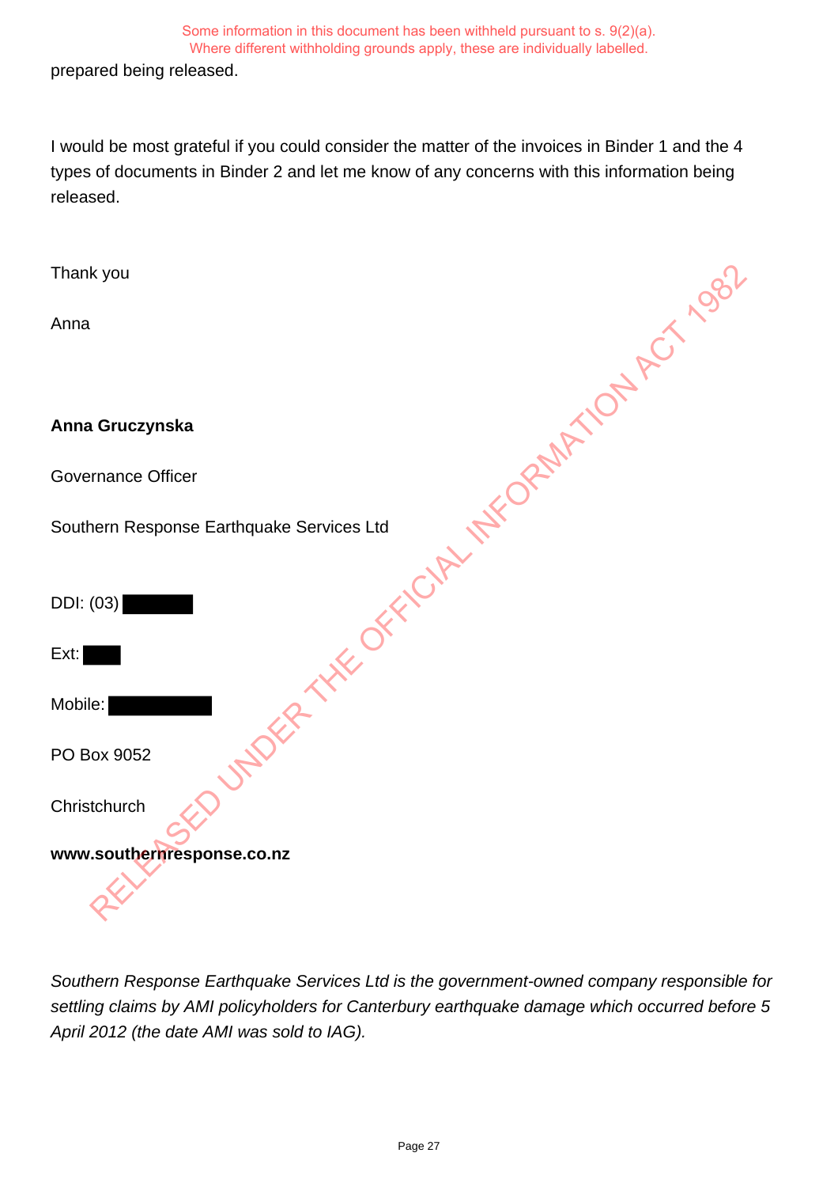prepared being released.

I would be most grateful if you could consider the matter of the invoices in Binder 1 and the 4 types of documents in Binder 2 and let me know of any concerns with this information being released.

Thank you

Anna

**Anna Gruczynska**

Governance Officer

Southern Response Earthquake Services Ltd

DDI: (03) ██████

Ext: ███

Mobile: ████████

PO Box 9052

Christchurch

**www.southernresponse.co.nz**

*Southern Response Earthquake Services Ltd is the government-owned company responsible for settling claims by AMI policyholders for Canterbury earthquake damage which occurred before 5 April 2012 (the date AMI was sold to IAG).*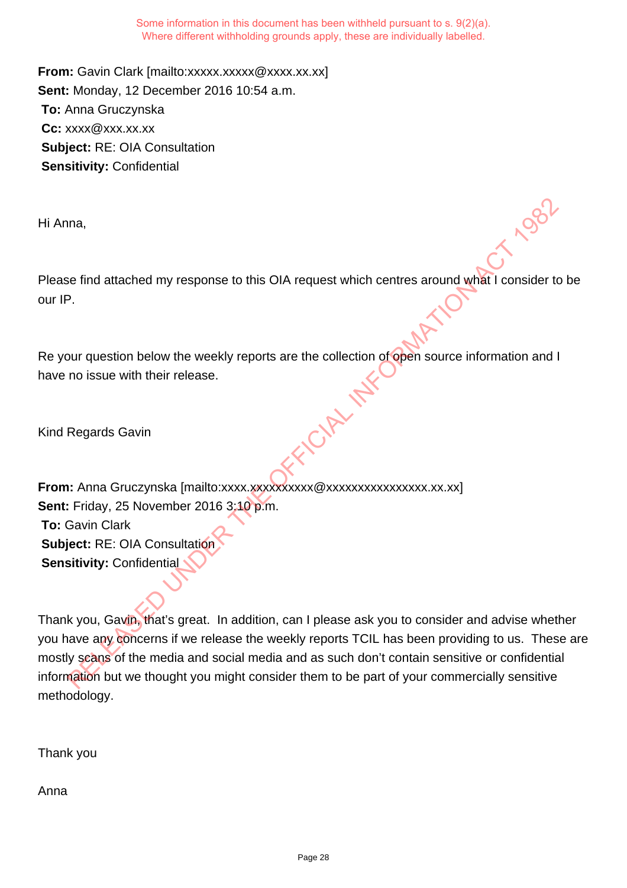Some information in this document has been withheld pursuant to s. 9(2)(a).
Where different withholding grounds apply, these are individually labelled.

**From:** Gavin Clark [mailto:xxxxx.xxxxx@xxxx.xx.xx]
**Sent:** Monday, 12 December 2016 10:54 a.m.
**To:** Anna Gruczynska
**Cc:** xxxx@xxx.xx.xx
**Subject:** RE: OIA Consultation
**Sensitivity:** Confidential

Hi Anna,

Please find attached my response to this OIA request which centres around what I consider to be our IP.

Re your question below the weekly reports are the collection of open source information and I have no issue with their release.

Kind Regards Gavin

**From:** Anna Gruczynska [mailto:xxxx.xxxxxxxxxx@xxxxxxxxxxxxxxxx.xx.xx]
**Sent:** Friday, 25 November 2016 3:10 p.m.
**To:** Gavin Clark
**Subject:** RE: OIA Consultation
**Sensitivity:** Confidential

Thank you, Gavin, that's great. In addition, can I please ask you to consider and advise whether you have any concerns if we release the weekly reports TCIL has been providing to us. These are mostly scans of the media and social media and as such don't contain sensitive or confidential information but we thought you might consider them to be part of your commercially sensitive methodology.

Thank you

Anna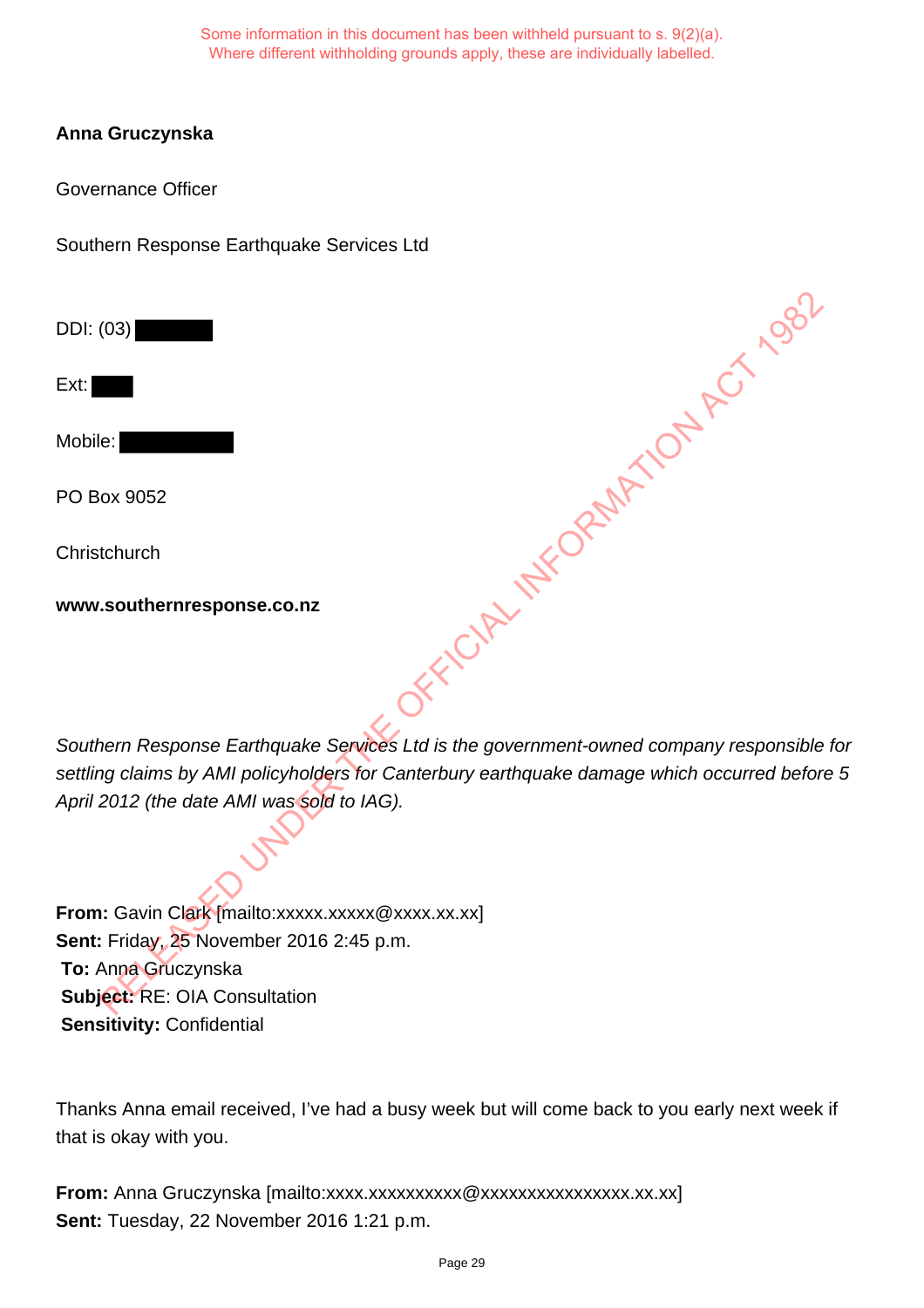Some information in this document has been withheld pursuant to s. 9(2)(a).
Where different withholding grounds apply, these are individually labelled.

**Anna Gruczynska**

Governance Officer

Southern Response Earthquake Services Ltd

DDI: (03) 

Ext: 

Mobile: 

PO Box 9052

Christchurch

**www.southernresponse.co.nz**

*Southern Response Earthquake Services Ltd is the government-owned company responsible for settling claims by AMI policyholders for Canterbury earthquake damage which occurred before 5 April 2012 (the date AMI was sold to IAG).*

**From:** Gavin Clark [mailto:xxxxx.xxxxx@xxxx.xx.xx]
**Sent:** Friday, 25 November 2016 2:45 p.m.
**To:** Anna Gruczynska
**Subject:** RE: OIA Consultation
**Sensitivity:** Confidential

Thanks Anna email received, I've had a busy week but will come back to you early next week if that is okay with you.

**From:** Anna Gruczynska [mailto:xxxx.xxxxxxxxxx@xxxxxxxxxxxxxxxx.xx.xx]
**Sent:** Tuesday, 22 November 2016 1:21 p.m.

RELEASED UNDER THE OFFICIAL INFORMATION ACT 1982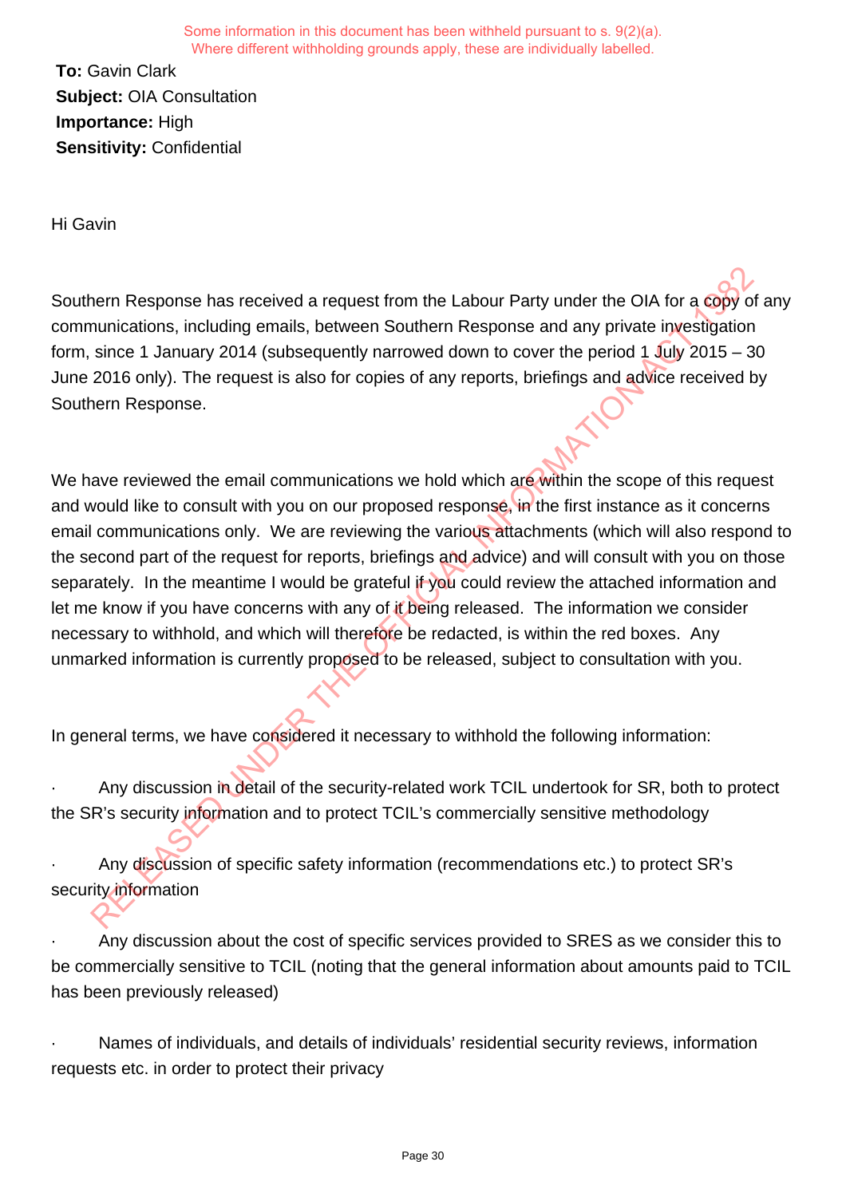Some information in this document has been withheld pursuant to s. 9(2)(a).
Where different withholding grounds apply, these are individually labelled.

**To:** Gavin Clark
**Subject:** OIA Consultation
**Importance:** High
**Sensitivity:** Confidential

Hi Gavin

Southern Response has received a request from the Labour Party under the OIA for a copy of any communications, including emails, between Southern Response and any private investigation form, since 1 January 2014 (subsequently narrowed down to cover the period 1 July 2015 – 30 June 2016 only). The request is also for copies of any reports, briefings and advice received by Southern Response.

We have reviewed the email communications we hold which are within the scope of this request and would like to consult with you on our proposed response, in the first instance as it concerns email communications only. We are reviewing the various attachments (which will also respond to the second part of the request for reports, briefings and advice) and will consult with you on those separately. In the meantime I would be grateful if you could review the attached information and let me know if you have concerns with any of it being released. The information we consider necessary to withhold, and which will therefore be redacted, is within the red boxes. Any unmarked information is currently proposed to be released, subject to consultation with you.

In general terms, we have considered it necessary to withhold the following information:

- Any discussion in detail of the security-related work TCIL undertook for SR, both to protect the SR's security information and to protect TCIL's commercially sensitive methodology
- Any discussion of specific safety information (recommendations etc.) to protect SR's security information
- Any discussion about the cost of specific services provided to SRES as we consider this to be commercially sensitive to TCIL (noting that the general information about amounts paid to TCIL has been previously released)
- Names of individuals, and details of individuals' residential security reviews, information requests etc. in order to protect their privacy

RELEASED UNDER THE OFFICIAL INFORMATION ACT 1982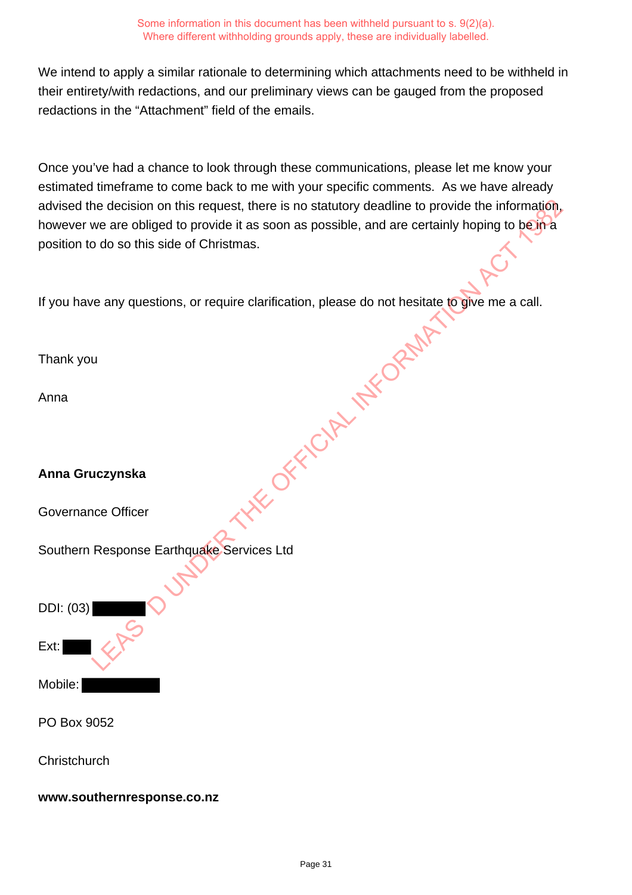Some information in this document has been withheld pursuant to s. 9(2)(a).
Where different withholding grounds apply, these are individually labelled.

We intend to apply a similar rationale to determining which attachments need to be withheld in their entirety/with redactions, and our preliminary views can be gauged from the proposed redactions in the "Attachment" field of the emails.

Once you've had a chance to look through these communications, please let me know your estimated timeframe to come back to me with your specific comments. As we have already advised the decision on this request, there is no statutory deadline to provide the information, however we are obliged to provide it as soon as possible, and are certainly hoping to be in a position to do so this side of Christmas.

If you have any questions, or require clarification, please do not hesitate to give me a call.

Thank you

Anna

**Anna Gruczynska**

Governance Officer

Southern Response Earthquake Services Ltd

DDI: (03) [redacted]

Ext: [redacted]

Mobile: [redacted]

PO Box 9052

Christchurch

**www.southernresponse.co.nz**

RELEASED UNDER THE OFFICIAL INFORMATION ACT 1982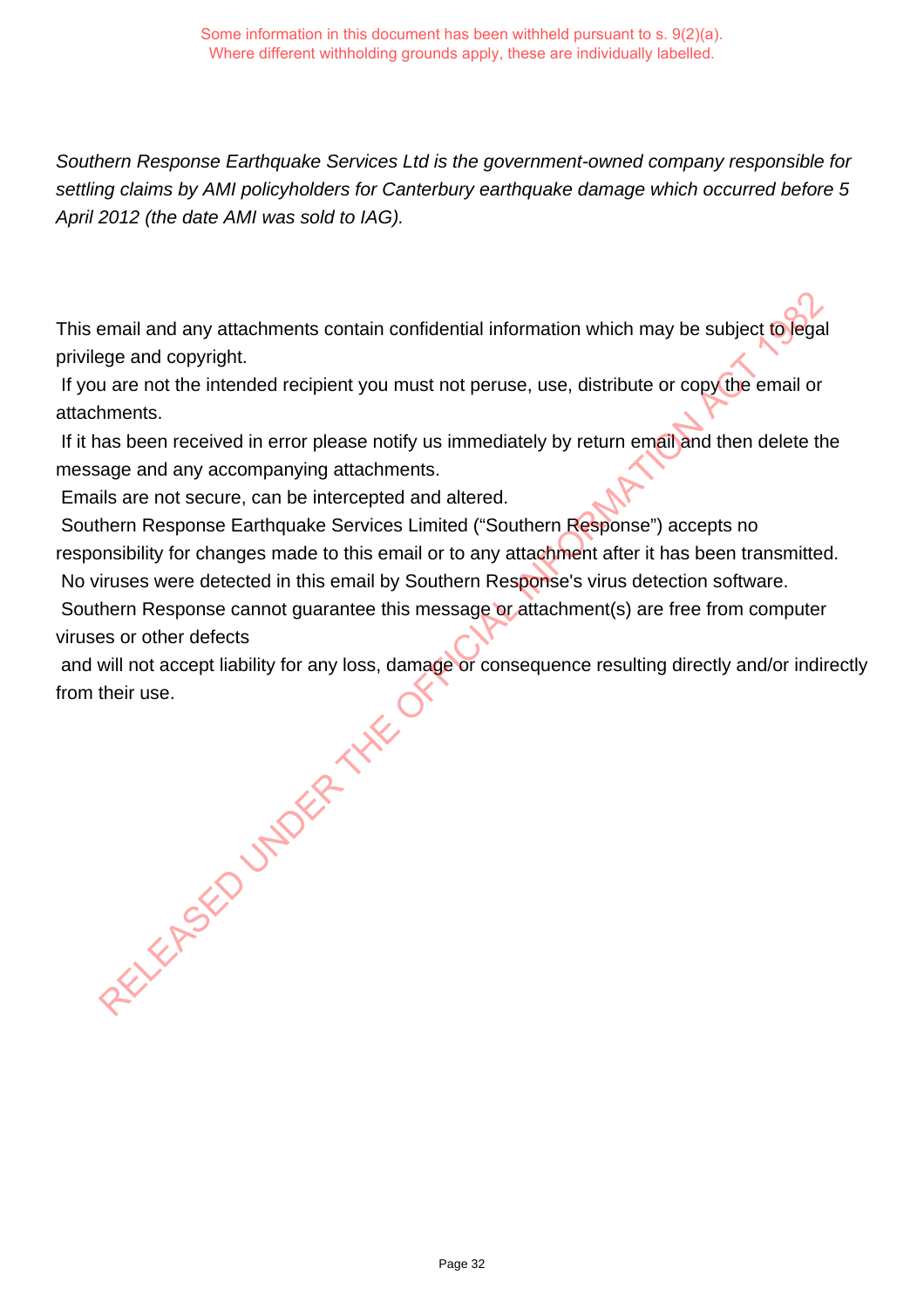Some information in this document has been withheld pursuant to s. 9(2)(a).
Where different withholding grounds apply, these are individually labelled.

*Southern Response Earthquake Services Ltd is the government-owned company responsible for settling claims by AMI policyholders for Canterbury earthquake damage which occurred before 5 April 2012 (the date AMI was sold to IAG).*

This email and any attachments contain confidential information which may be subject to legal privilege and copyright.
If you are not the intended recipient you must not peruse, use, distribute or copy the email or attachments.
If it has been received in error please notify us immediately by return email and then delete the message and any accompanying attachments.
Emails are not secure, can be intercepted and altered.
Southern Response Earthquake Services Limited ("Southern Response") accepts no responsibility for changes made to this email or to any attachment after it has been transmitted.
No viruses were detected in this email by Southern Response's virus detection software.
Southern Response cannot guarantee this message or attachment(s) are free from computer viruses or other defects
and will not accept liability for any loss, damage or consequence resulting directly and/or indirectly from their use.

RELEASED UNDER THE OFFICIAL INFORMATION ACT 1982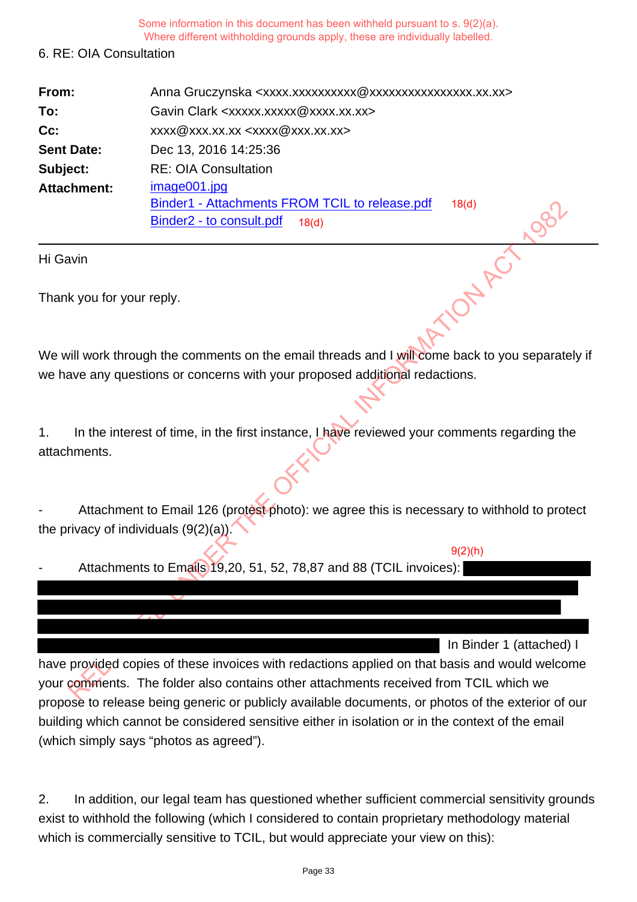Some information in this document has been withheld pursuant to s. 9(2)(a).
Where different withholding grounds apply, these are individually labelled.

6. RE: OIA Consultation

| | |
|---|---|
| **From:** | Anna Gruczynska <xxxx.xxxxxxxxxx@xxxxxxxxxxxxxxxx.xx.xx> |
| **To:** | Gavin Clark <xxxxx.xxxxx@xxxx.xx.xx> |
| **Cc:** | xxxx@xxx.xx.xx <xxxx@xxx.xx.xx> |
| **Sent Date:** | Dec 13, 2016 14:25:36 |
| **Subject:** | RE: OIA Consultation |
| **Attachment:** | image001.jpg<br>Binder1 - Attachments FROM TCIL to release.pdf 18(d)<br>Binder2 - to consult.pdf 18(d) |

Hi Gavin

Thank you for your reply.

We will work through the comments on the email threads and I will come back to you separately if we have any questions or concerns with your proposed additional redactions.

1. In the interest of time, in the first instance, I have reviewed your comments regarding the attachments.

- Attachment to Email 126 (protest photo): we agree this is necessary to withhold to protect the privacy of individuals (9(2)(a)).

- Attachments to Emails 19,20, 51, 52, 78,87 and 88 (TCIL invoices): [9(2)(h)] In Binder 1 (attached) I have provided copies of these invoices with redactions applied on that basis and would welcome your comments. The folder also contains other attachments received from TCIL which we propose to release being generic or publicly available documents, or photos of the exterior of our building which cannot be considered sensitive either in isolation or in the context of the email (which simply says "photos as agreed").

2. In addition, our legal team has questioned whether sufficient commercial sensitivity grounds exist to withhold the following (which I considered to contain proprietary methodology material which is commercially sensitive to TCIL, but would appreciate your view on this):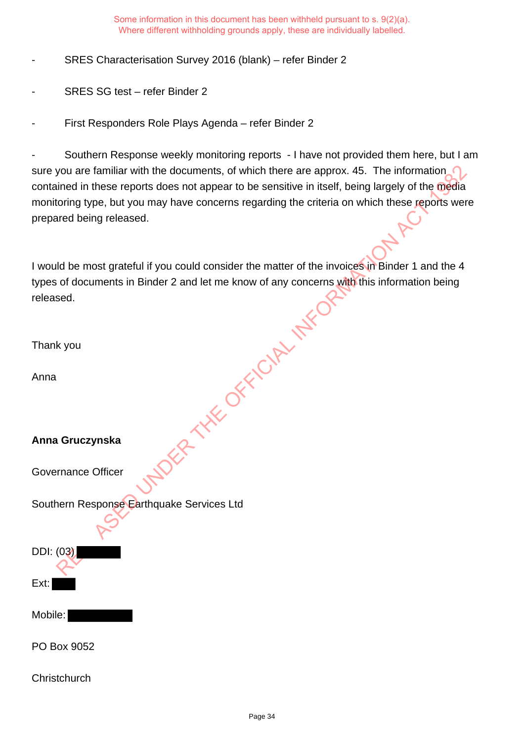Some information in this document has been withheld pursuant to s. 9(2)(a). Where different withholding grounds apply, these are individually labelled.

- SRES Characterisation Survey 2016 (blank) – refer Binder 2

- SRES SG test – refer Binder 2

- First Responders Role Plays Agenda – refer Binder 2

- Southern Response weekly monitoring reports - I have not provided them here, but I am sure you are familiar with the documents, of which there are approx. 45. The information contained in these reports does not appear to be sensitive in itself, being largely of the media monitoring type, but you may have concerns regarding the criteria on which these reports were prepared being released.

I would be most grateful if you could consider the matter of the invoices in Binder 1 and the 4 types of documents in Binder 2 and let me know of any concerns with this information being released.

Thank you

Anna

**Anna Gruczynska**

Governance Officer

Southern Response Earthquake Services Ltd

DDI: (03) [withheld]

Ext: [withheld]

Mobile: [withheld]

PO Box 9052

Christchurch

RELEASED UNDER THE OFFICIAL INFORMATION ACT 1982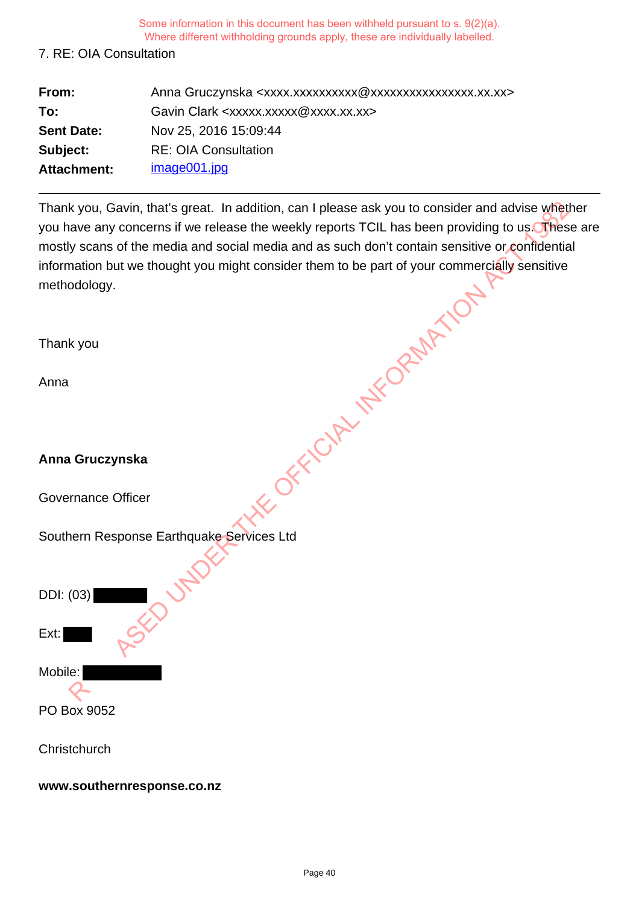Some information in this document has been withheld pursuant to s. 9(2)(a).
Where different withholding grounds apply, these are individually labelled.

7. RE: OIA Consultation

| | |
|---|---|
| **From:** | Anna Gruczynska <xxxx.xxxxxxxxxx@xxxxxxxxxxxxxxxx.xx.xx> |
| **To:** | Gavin Clark <xxxxx.xxxxx@xxxx.xx.xx> |
| **Sent Date:** | Nov 25, 2016 15:09:44 |
| **Subject:** | RE: OIA Consultation |
| **Attachment:** | image001.jpg |

---

Thank you, Gavin, that's great. In addition, can I please ask you to consider and advise whether you have any concerns if we release the weekly reports TCIL has been providing to us. These are mostly scans of the media and social media and as such don't contain sensitive or confidential information but we thought you might consider them to be part of your commercially sensitive methodology.

Thank you

Anna

**Anna Gruczynska**

Governance Officer

Southern Response Earthquake Services Ltd

DDI: (03) ██████

Ext: ███

Mobile: ████████

PO Box 9052

Christchurch

**www.southernresponse.co.nz**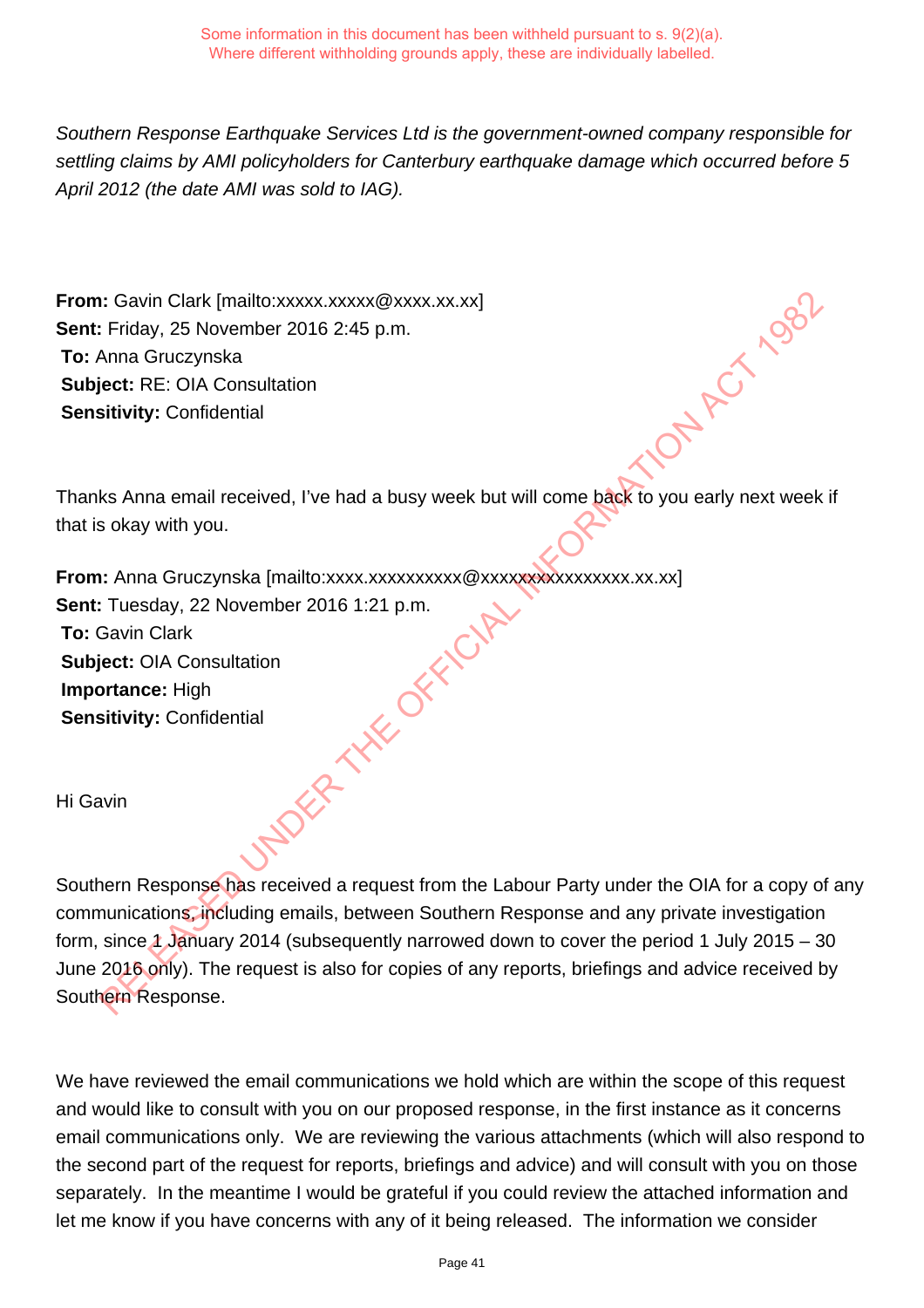Some information in this document has been withheld pursuant to s. 9(2)(a).
Where different withholding grounds apply, these are individually labelled.

*Southern Response Earthquake Services Ltd is the government-owned company responsible for settling claims by AMI policyholders for Canterbury earthquake damage which occurred before 5 April 2012 (the date AMI was sold to IAG).*

**From:** Gavin Clark [mailto:xxxxx.xxxxx@xxxx.xx.xx]
**Sent:** Friday, 25 November 2016 2:45 p.m.
**To:** Anna Gruczynska
**Subject:** RE: OIA Consultation
**Sensitivity:** Confidential

Thanks Anna email received, I've had a busy week but will come back to you early next week if that is okay with you.

**From:** Anna Gruczynska [mailto:xxxx.xxxxxxxxxx@xxxxxxxxxxxxxxxx.xx.xx]
**Sent:** Tuesday, 22 November 2016 1:21 p.m.
**To:** Gavin Clark
**Subject:** OIA Consultation
**Importance:** High
**Sensitivity:** Confidential

Hi Gavin

Southern Response has received a request from the Labour Party under the OIA for a copy of any communications, including emails, between Southern Response and any private investigation form, since 1 January 2014 (subsequently narrowed down to cover the period 1 July 2015 – 30 June 2016 only). The request is also for copies of any reports, briefings and advice received by Southern Response.

We have reviewed the email communications we hold which are within the scope of this request and would like to consult with you on our proposed response, in the first instance as it concerns email communications only. We are reviewing the various attachments (which will also respond to the second part of the request for reports, briefings and advice) and will consult with you on those separately. In the meantime I would be grateful if you could review the attached information and let me know if you have concerns with any of it being released. The information we consider

RELEASED UNDER THE OFFICIAL INFORMATION ACT 1982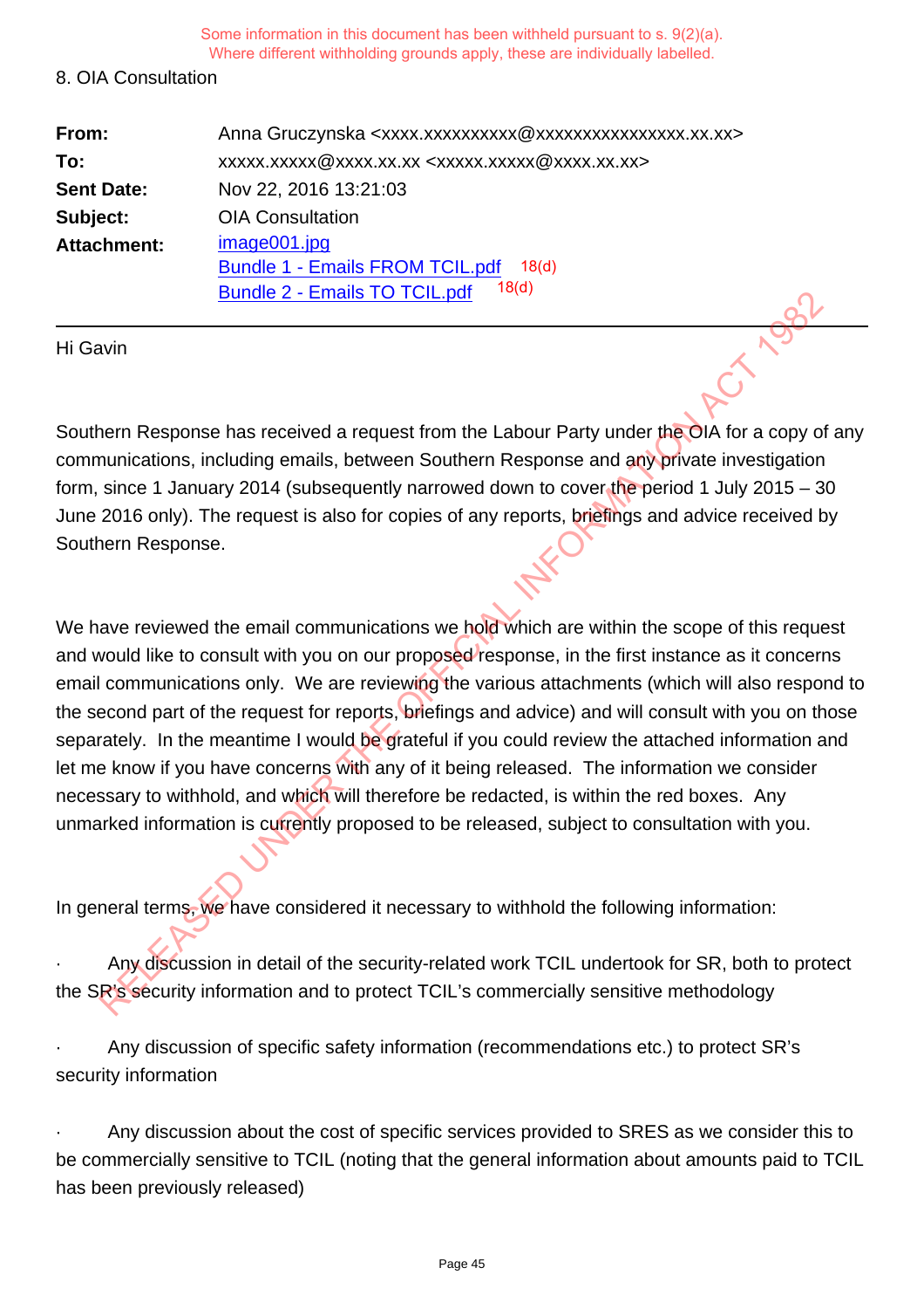Some information in this document has been withheld pursuant to s. 9(2)(a).
Where different withholding grounds apply, these are individually labelled.

8. OIA Consultation

| | |
|---|---|
| **From:** | Anna Gruczynska <xxxx.xxxxxxxxxx@xxxxxxxxxxxxxxxx.xx.xx> |
| **To:** | xxxxx.xxxxx@xxxx.xx.xx <xxxxx.xxxxx@xxxx.xx.xx> |
| **Sent Date:** | Nov 22, 2016 13:21:03 |
| **Subject:** | OIA Consultation |
| **Attachment:** | image001.jpg<br>Bundle 1 - Emails FROM TCIL.pdf 18(d)<br>Bundle 2 - Emails TO TCIL.pdf 18(d) |

Hi Gavin

Southern Response has received a request from the Labour Party under the OIA for a copy of any communications, including emails, between Southern Response and any private investigation form, since 1 January 2014 (subsequently narrowed down to cover the period 1 July 2015 – 30 June 2016 only). The request is also for copies of any reports, briefings and advice received by Southern Response.

We have reviewed the email communications we hold which are within the scope of this request and would like to consult with you on our proposed response, in the first instance as it concerns email communications only. We are reviewing the various attachments (which will also respond to the second part of the request for reports, briefings and advice) and will consult with you on those separately. In the meantime I would be grateful if you could review the attached information and let me know if you have concerns with any of it being released. The information we consider necessary to withhold, and which will therefore be redacted, is within the red boxes. Any unmarked information is currently proposed to be released, subject to consultation with you.

In general terms, we have considered it necessary to withhold the following information:

- Any discussion in detail of the security-related work TCIL undertook for SR, both to protect the SR's security information and to protect TCIL's commercially sensitive methodology

- Any discussion of specific safety information (recommendations etc.) to protect SR's security information

- Any discussion about the cost of specific services provided to SRES as we consider this to be commercially sensitive to TCIL (noting that the general information about amounts paid to TCIL has been previously released)

RELEASED UNDER THE OFFICIAL INFORMATION ACT 1982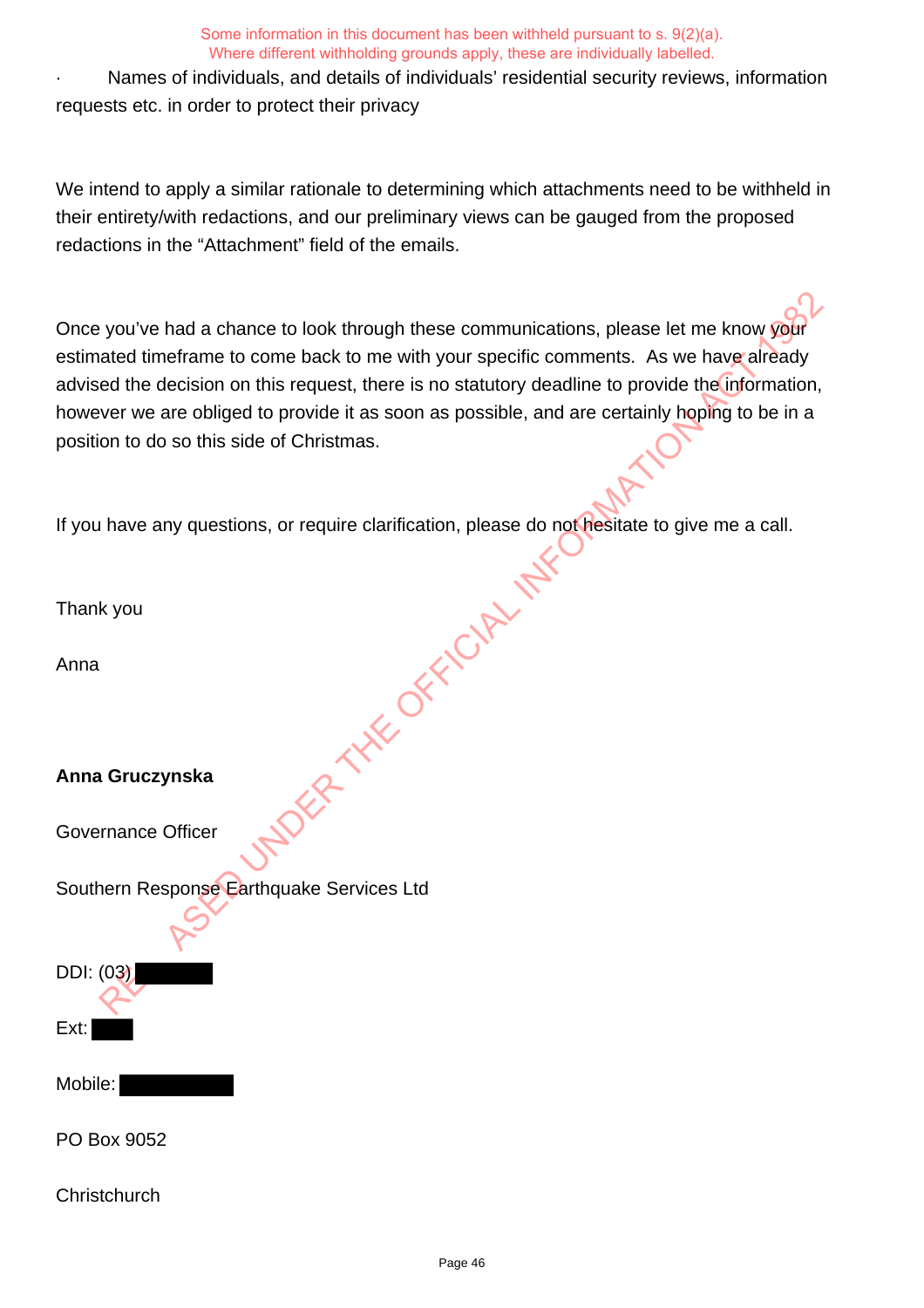Some information in this document has been withheld pursuant to s. 9(2)(a).
Where different withholding grounds apply, these are individually labelled.

· Names of individuals, and details of individuals' residential security reviews, information requests etc. in order to protect their privacy

We intend to apply a similar rationale to determining which attachments need to be withheld in their entirety/with redactions, and our preliminary views can be gauged from the proposed redactions in the "Attachment" field of the emails.

Once you've had a chance to look through these communications, please let me know your estimated timeframe to come back to me with your specific comments. As we have already advised the decision on this request, there is no statutory deadline to provide the information, however we are obliged to provide it as soon as possible, and are certainly hoping to be in a position to do so this side of Christmas.

If you have any questions, or require clarification, please do not hesitate to give me a call.

Thank you

Anna

**Anna Gruczynska**

Governance Officer

Southern Response Earthquake Services Ltd

DDI: (03) [redacted]

Ext: [redacted]

Mobile: [redacted]

PO Box 9052

Christchurch

RELEASED UNDER THE OFFICIAL INFORMATION ACT 1982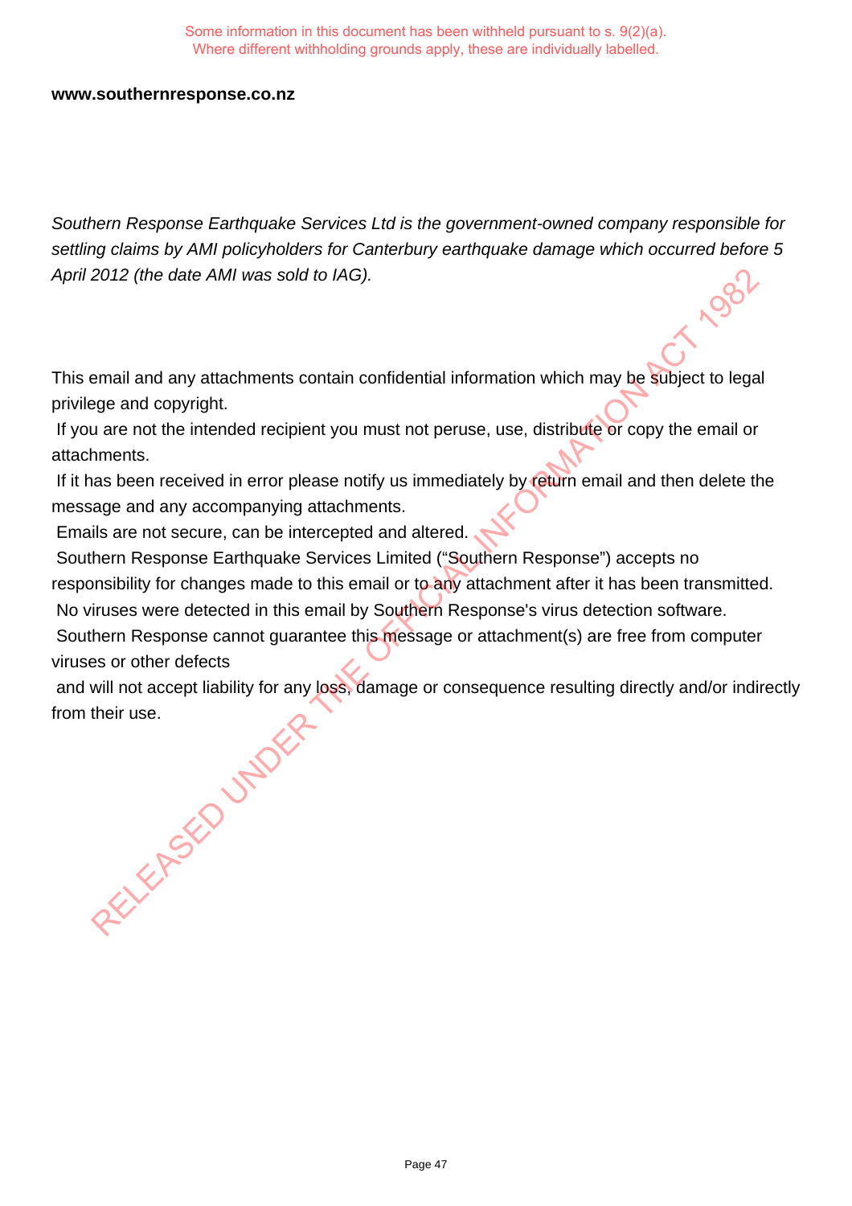Some information in this document has been withheld pursuant to s. 9(2)(a).
Where different withholding grounds apply, these are individually labelled.

**www.southernresponse.co.nz**

*Southern Response Earthquake Services Ltd is the government-owned company responsible for settling claims by AMI policyholders for Canterbury earthquake damage which occurred before 5 April 2012 (the date AMI was sold to IAG).*

This email and any attachments contain confidential information which may be subject to legal privilege and copyright.
If you are not the intended recipient you must not peruse, use, distribute or copy the email or attachments.
If it has been received in error please notify us immediately by return email and then delete the message and any accompanying attachments.
Emails are not secure, can be intercepted and altered.
Southern Response Earthquake Services Limited ("Southern Response") accepts no responsibility for changes made to this email or to any attachment after it has been transmitted.
No viruses were detected in this email by Southern Response's virus detection software.
Southern Response cannot guarantee this message or attachment(s) are free from computer viruses or other defects
and will not accept liability for any loss, damage or consequence resulting directly and/or indirectly from their use.

RELEASED UNDER THE OFFICIAL INFORMATION ACT 1982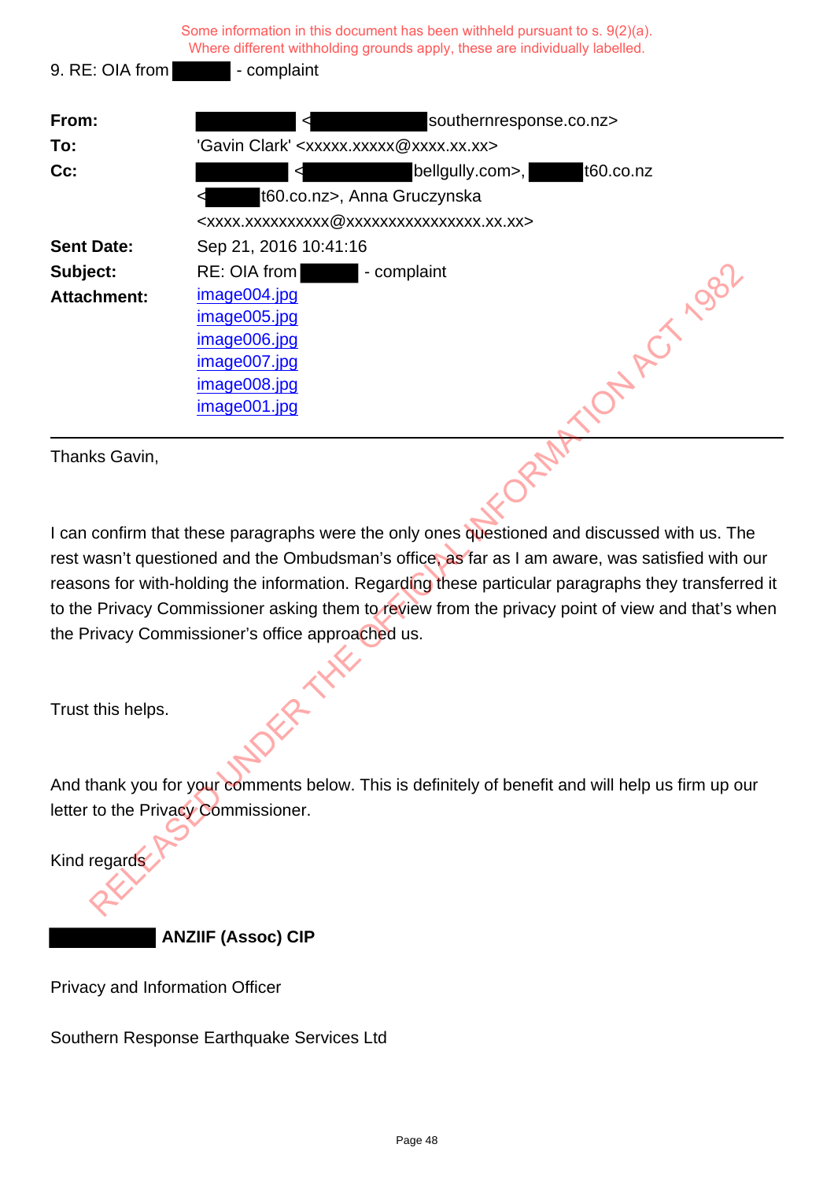Some information in this document has been withheld pursuant to s. 9(2)(a). Where different withholding grounds apply, these are individually labelled.

9. RE: OIA from - complaint

| | |
|---|---|
| **From:** | < southernresponse.co.nz> |
| **To:** | 'Gavin Clark' <xxxxx.xxxxx@xxxx.xx.xx> |
| **Cc:** | < bellgully.com>, t60.co.nz < t60.co.nz>, Anna Gruczynska <xxxx.xxxxxxxxxx@xxxxxxxxxxxxxxx.xx.xx> |
| **Sent Date:** | Sep 21, 2016 10:41:16 |
| **Subject:** | RE: OIA from - complaint |
| **Attachment:** | image004.jpg<br>image005.jpg<br>image006.jpg<br>image007.jpg<br>image008.jpg<br>image001.jpg |

---

Thanks Gavin,

I can confirm that these paragraphs were the only ones questioned and discussed with us. The rest wasn't questioned and the Ombudsman's office, as far as I am aware, was satisfied with our reasons for with-holding the information. Regarding these particular paragraphs they transferred it to the Privacy Commissioner asking them to review from the privacy point of view and that's when the Privacy Commissioner's office approached us.

Trust this helps.

And thank you for your comments below. This is definitely of benefit and will help us firm up our letter to the Privacy Commissioner.

Kind regards

**ANZIIF (Assoc) CIP**

Privacy and Information Officer

Southern Response Earthquake Services Ltd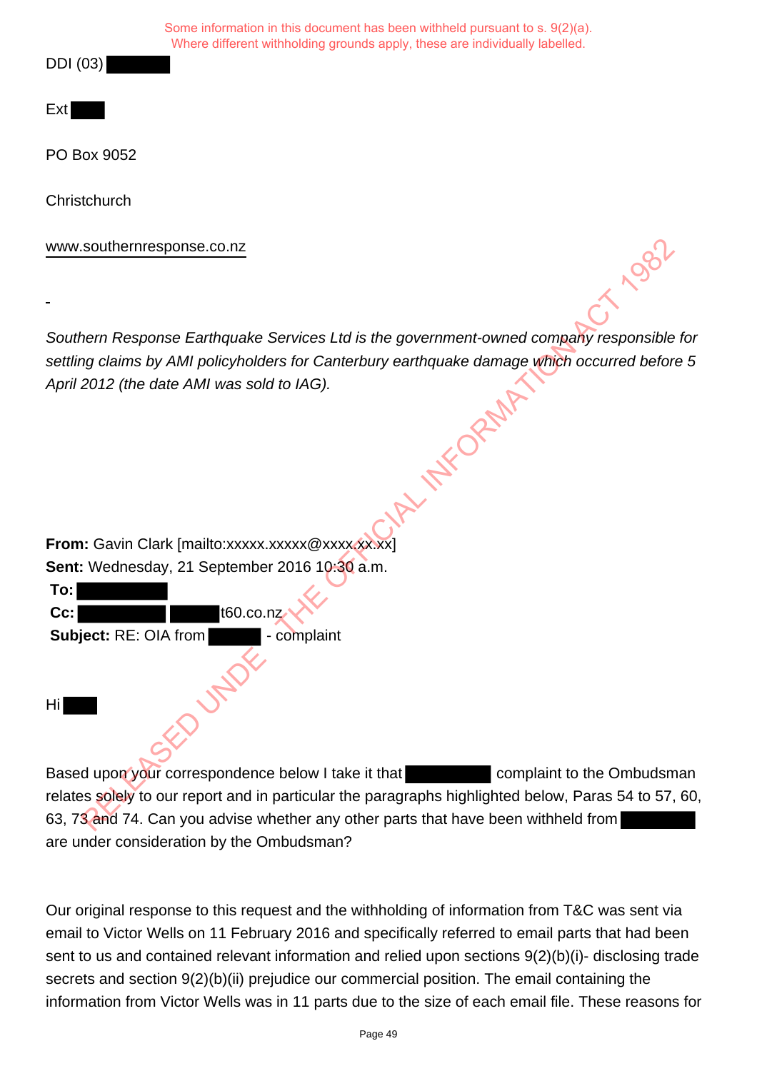Some information in this document has been withheld pursuant to s. 9(2)(a).
Where different withholding grounds apply, these are individually labelled.

DDI (03) ██████

Ext ███

PO Box 9052

Christchurch

www.southernresponse.co.nz

*Southern Response Earthquake Services Ltd is the government-owned company responsible for settling claims by AMI policyholders for Canterbury earthquake damage which occurred before 5 April 2012 (the date AMI was sold to IAG).*

**From:** Gavin Clark [mailto:xxxxx.xxxxx@xxxx.xx.xx]
**Sent:** Wednesday, 21 September 2016 10:30 a.m.
**To:** ████████
**Cc:** ████████ █████t60.co.nz
**Subject:** RE: OIA from █████ - complaint

Hi ███

Based upon your correspondence below I take it that ████████ complaint to the Ombudsman relates solely to our report and in particular the paragraphs highlighted below, Paras 54 to 57, 60, 63, 73 and 74. Can you advise whether any other parts that have been withheld from ███████ are under consideration by the Ombudsman?

Our original response to this request and the withholding of information from T&C was sent via email to Victor Wells on 11 February 2016 and specifically referred to email parts that had been sent to us and contained relevant information and relied upon sections 9(2)(b)(i)- disclosing trade secrets and section 9(2)(b)(ii) prejudice our commercial position. The email containing the information from Victor Wells was in 11 parts due to the size of each email file. These reasons for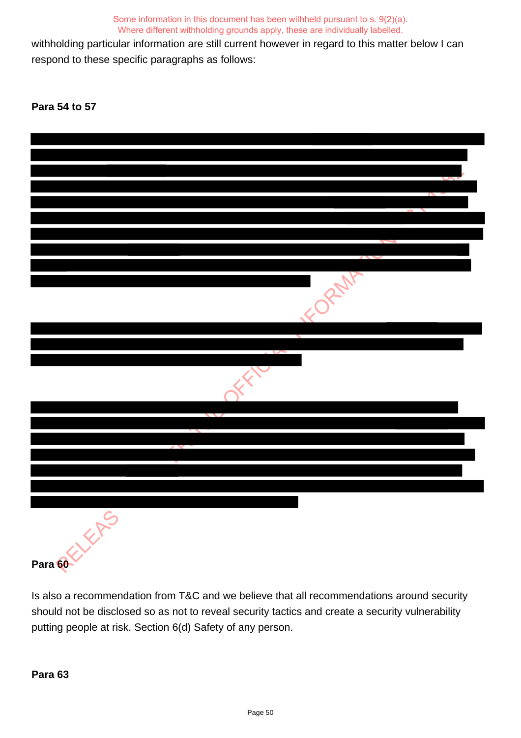Some information in this document has been withheld pursuant to s. 9(2)(a). Where different withholding grounds apply, these are individually labelled.

withholding particular information are still current however in regard to this matter below I can respond to these specific paragraphs as follows:

**Para 54 to 57**

**Para 60**

Is also a recommendation from T&C and we believe that all recommendations around security should not be disclosed so as not to reveal security tactics and create a security vulnerability putting people at risk. Section 6(d) Safety of any person.

**Para 63**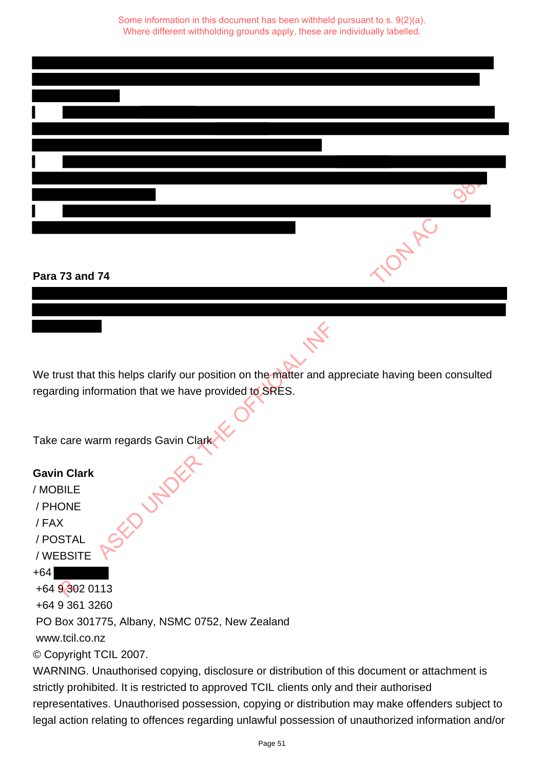Some information in this document has been withheld pursuant to s. 9(2)(a).
Where different withholding grounds apply, these are individually labelled.

**Para 73 and 74**

We trust that this helps clarify our position on the matter and appreciate having been consulted regarding information that we have provided to SRES.

Take care warm regards Gavin Clark

**Gavin Clark**
/ MOBILE
/ PHONE
/ FAX
/ POSTAL
/ WEBSITE
+64
+64 9 302 0113
+64 9 361 3260
PO Box 301775, Albany, NSMC 0752, New Zealand
www.tcil.co.nz
© Copyright TCIL 2007.
WARNING. Unauthorised copying, disclosure or distribution of this document or attachment is strictly prohibited. It is restricted to approved TCIL clients only and their authorised representatives. Unauthorised possession, copying or distribution may make offenders subject to legal action relating to offences regarding unlawful possession of unauthorized information and/or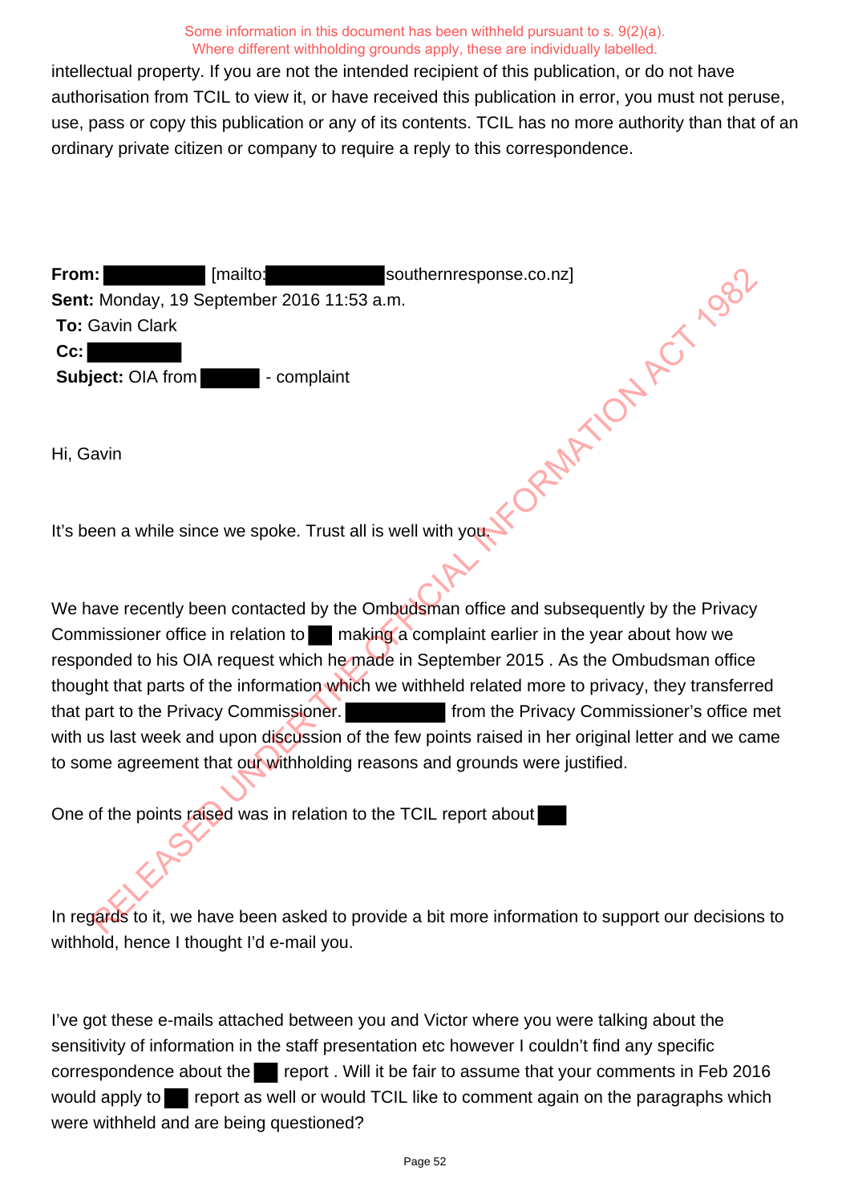Some information in this document has been withheld pursuant to s. 9(2)(a). Where different withholding grounds apply, these are individually labelled.

intellectual property. If you are not the intended recipient of this publication, or do not have authorisation from TCIL to view it, or have received this publication in error, you must not peruse, use, pass or copy this publication or any of its contents. TCIL has no more authority than that of an ordinary private citizen or company to require a reply to this correspondence.

**From:** [mailto: southernresponse.co.nz]
**Sent:** Monday, 19 September 2016 11:53 a.m.
**To:** Gavin Clark
**Cc:**
**Subject:** OIA from - complaint

Hi, Gavin

It's been a while since we spoke. Trust all is well with you.

We have recently been contacted by the Ombudsman office and subsequently by the Privacy Commissioner office in relation to making a complaint earlier in the year about how we responded to his OIA request which he made in September 2015 . As the Ombudsman office thought that parts of the information which we withheld related more to privacy, they transferred that part to the Privacy Commissioner. from the Privacy Commissioner's office met with us last week and upon discussion of the few points raised in her original letter and we came to some agreement that our withholding reasons and grounds were justified.

One of the points raised was in relation to the TCIL report about

In regards to it, we have been asked to provide a bit more information to support our decisions to withhold, hence I thought I'd e-mail you.

I've got these e-mails attached between you and Victor where you were talking about the sensitivity of information in the staff presentation etc however I couldn't find any specific correspondence about the report . Will it be fair to assume that your comments in Feb 2016 would apply to report as well or would TCIL like to comment again on the paragraphs which were withheld and are being questioned?

RELEASED UNDER THE OFFICIAL INFORMATION ACT 1982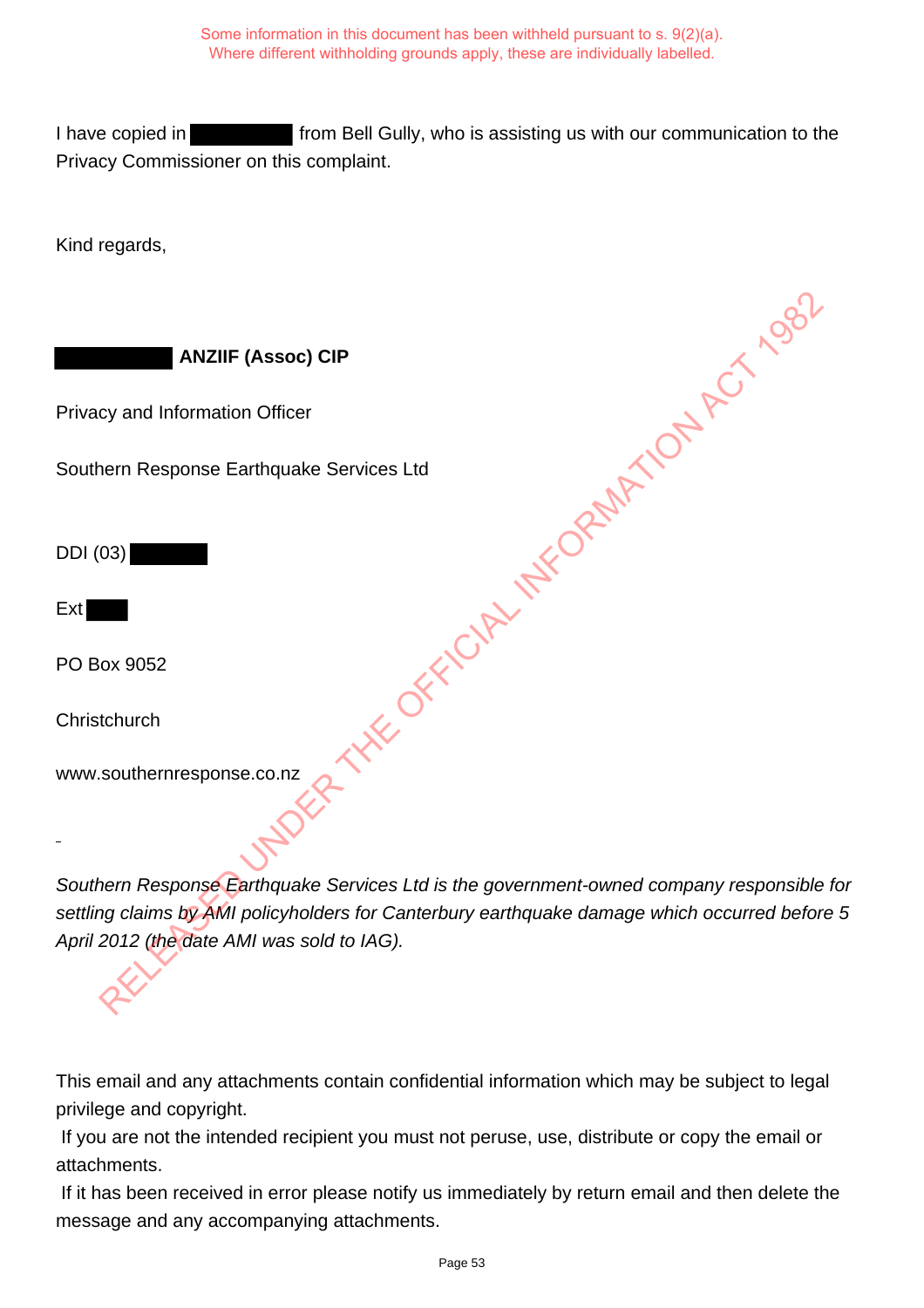Some information in this document has been withheld pursuant to s. 9(2)(a).
Where different withholding grounds apply, these are individually labelled.

I have copied in [redacted] from Bell Gully, who is assisting us with our communication to the Privacy Commissioner on this complaint.

Kind regards,

[redacted] **ANZIIF (Assoc) CIP**

Privacy and Information Officer

Southern Response Earthquake Services Ltd

DDI (03) [redacted]

Ext [redacted]

PO Box 9052

Christchurch

www.southernresponse.co.nz

*Southern Response Earthquake Services Ltd is the government-owned company responsible for settling claims by AMI policyholders for Canterbury earthquake damage which occurred before 5 April 2012 (the date AMI was sold to IAG).*

This email and any attachments contain confidential information which may be subject to legal privilege and copyright.
If you are not the intended recipient you must not peruse, use, distribute or copy the email or attachments.
If it has been received in error please notify us immediately by return email and then delete the message and any accompanying attachments.

RELEASED UNDER THE OFFICIAL INFORMATION ACT 1982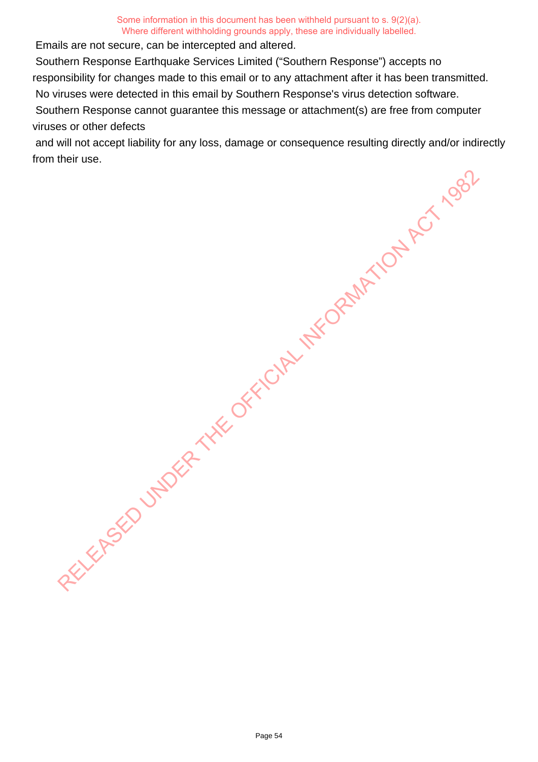Emails are not secure, can be intercepted and altered.

Southern Response Earthquake Services Limited ("Southern Response") accepts no responsibility for changes made to this email or to any attachment after it has been transmitted.

No viruses were detected in this email by Southern Response's virus detection software.

Southern Response cannot guarantee this message or attachment(s) are free from computer viruses or other defects

and will not accept liability for any loss, damage or consequence resulting directly and/or indirectly from their use.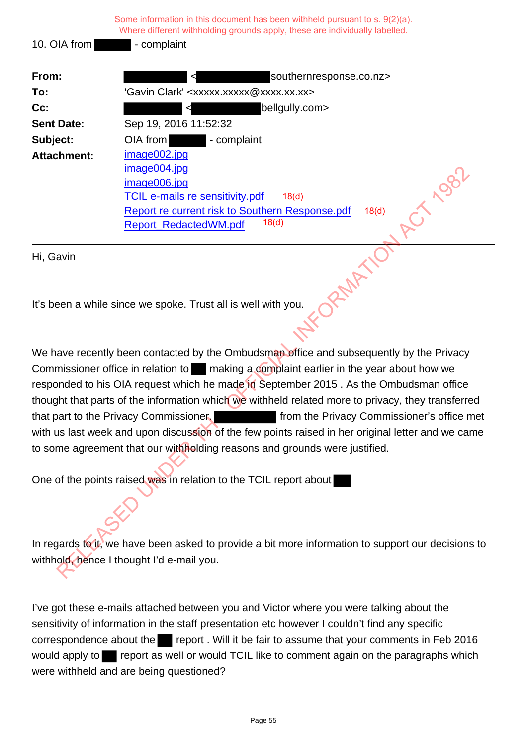Some information in this document has been withheld pursuant to s. 9(2)(a).
Where different withholding grounds apply, these are individually labelled.

10. OIA from ██████ - complaint

| | |
|---|---|
| **From:** | ██████ <██████southernresponse.co.nz> |
| **To:** | 'Gavin Clark' <xxxxx.xxxxx@xxxx.xx.xx> |
| **Cc:** | ██████ <██████bellgully.com> |
| **Sent Date:** | Sep 19, 2016 11:52:32 |
| **Subject:** | OIA from ██████ - complaint |
| **Attachment:** | image002.jpg<br>image004.jpg<br>image006.jpg<br>TCIL e-mails re sensitivity.pdf 18(d)<br>Report re current risk to Southern Response.pdf 18(d)<br>Report_RedactedWM.pdf 18(d) |

Hi, Gavin

It's been a while since we spoke. Trust all is well with you.

We have recently been contacted by the Ombudsman office and subsequently by the Privacy Commissioner office in relation to ██ making a complaint earlier in the year about how we responded to his OIA request which he made in September 2015 . As the Ombudsman office thought that parts of the information which we withheld related more to privacy, they transferred that part to the Privacy Commissioner. ██████ from the Privacy Commissioner's office met with us last week and upon discussion of the few points raised in her original letter and we came to some agreement that our withholding reasons and grounds were justified.

One of the points raised was in relation to the TCIL report about ██

In regards to it, we have been asked to provide a bit more information to support our decisions to withhold, hence I thought I'd e-mail you.

I've got these e-mails attached between you and Victor where you were talking about the sensitivity of information in the staff presentation etc however I couldn't find any specific correspondence about the ██ report . Will it be fair to assume that your comments in Feb 2016 would apply to ██ report as well or would TCIL like to comment again on the paragraphs which were withheld and are being questioned?

RELEASED UNDER THE OFFICIAL INFORMATION ACT 1982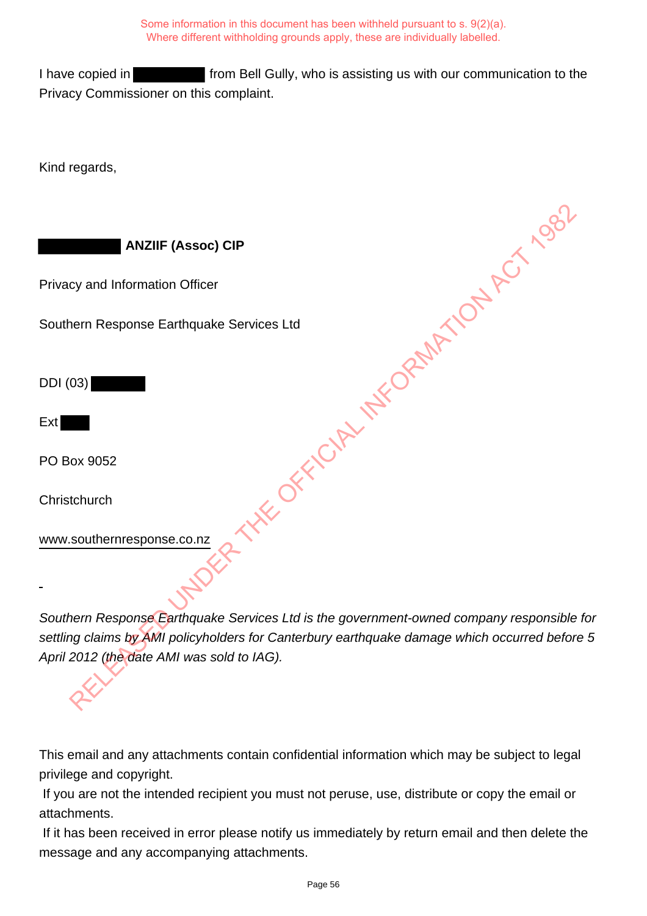Some information in this document has been withheld pursuant to s. 9(2)(a).
Where different withholding grounds apply, these are individually labelled.

I have copied in ██████████ from Bell Gully, who is assisting us with our communication to the Privacy Commissioner on this complaint.

Kind regards,

██████████ **ANZIIF (Assoc) CIP**

Privacy and Information Officer

Southern Response Earthquake Services Ltd

DDI (03) ████████

Ext ████

PO Box 9052

Christchurch

www.southernresponse.co.nz

*Southern Response Earthquake Services Ltd is the government-owned company responsible for settling claims by AMI policyholders for Canterbury earthquake damage which occurred before 5 April 2012 (the date AMI was sold to IAG).*

This email and any attachments contain confidential information which may be subject to legal privilege and copyright.

If you are not the intended recipient you must not peruse, use, distribute or copy the email or attachments.

If it has been received in error please notify us immediately by return email and then delete the message and any accompanying attachments.

RELEASED UNDER THE OFFICIAL INFORMATION ACT 1982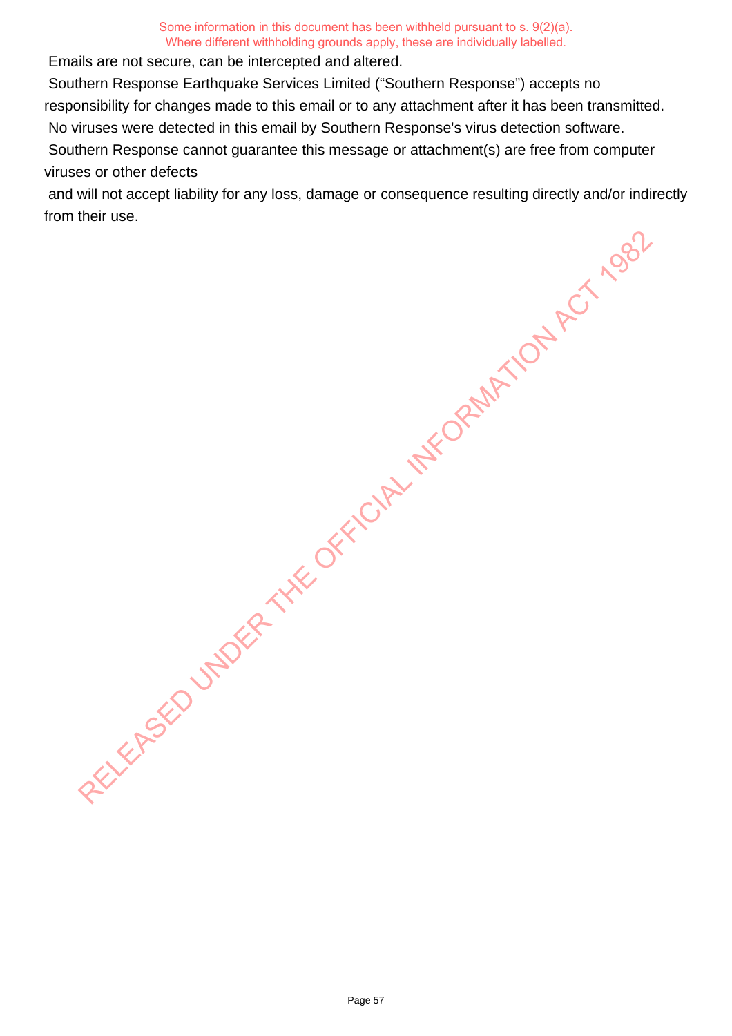Emails are not secure, can be intercepted and altered.

Southern Response Earthquake Services Limited ("Southern Response") accepts no responsibility for changes made to this email or to any attachment after it has been transmitted.

No viruses were detected in this email by Southern Response's virus detection software.

Southern Response cannot guarantee this message or attachment(s) are free from computer viruses or other defects and will not accept liability for any loss, damage or consequence resulting directly and/or indirectly from their use.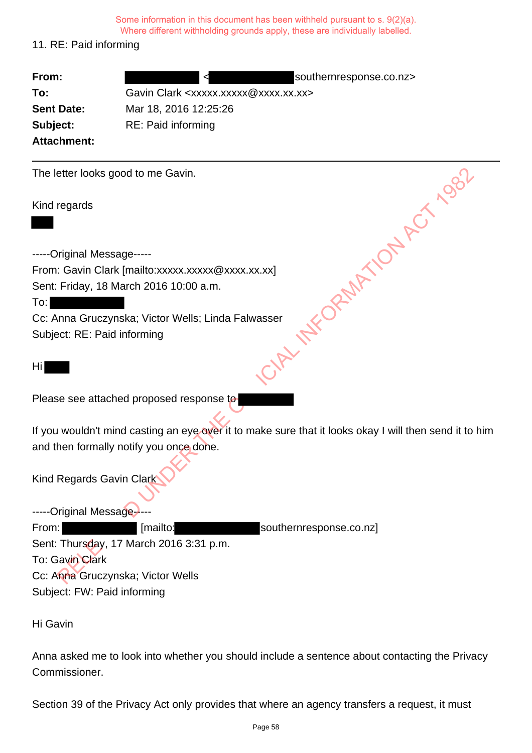Some information in this document has been withheld pursuant to s. 9(2)(a).
Where different withholding grounds apply, these are individually labelled.

11. RE: Paid informing

| | |
|---|---|
| **From:** | < southernresponse.co.nz> |
| **To:** | Gavin Clark <xxxxx.xxxxx@xxxx.xx.xx> |
| **Sent Date:** | Mar 18, 2016 12:25:26 |
| **Subject:** | RE: Paid informing |
| **Attachment:** | |

The letter looks good to me Gavin.

Kind regards

-----Original Message-----
From: Gavin Clark [mailto:xxxxx.xxxxx@xxxx.xx.xx]
Sent: Friday, 18 March 2016 10:00 a.m.
To:
Cc: Anna Gruczynska; Victor Wells; Linda Falwasser
Subject: RE: Paid informing

Hi

Please see attached proposed response to

If you wouldn't mind casting an eye over it to make sure that it looks okay I will then send it to him and then formally notify you once done.

Kind Regards Gavin Clark

-----Original Message-----
From: [mailto: southernresponse.co.nz]
Sent: Thursday, 17 March 2016 3:31 p.m.
To: Gavin Clark
Cc: Anna Gruczynska; Victor Wells
Subject: FW: Paid informing

Hi Gavin

Anna asked me to look into whether you should include a sentence about contacting the Privacy Commissioner.

Section 39 of the Privacy Act only provides that where an agency transfers a request, it must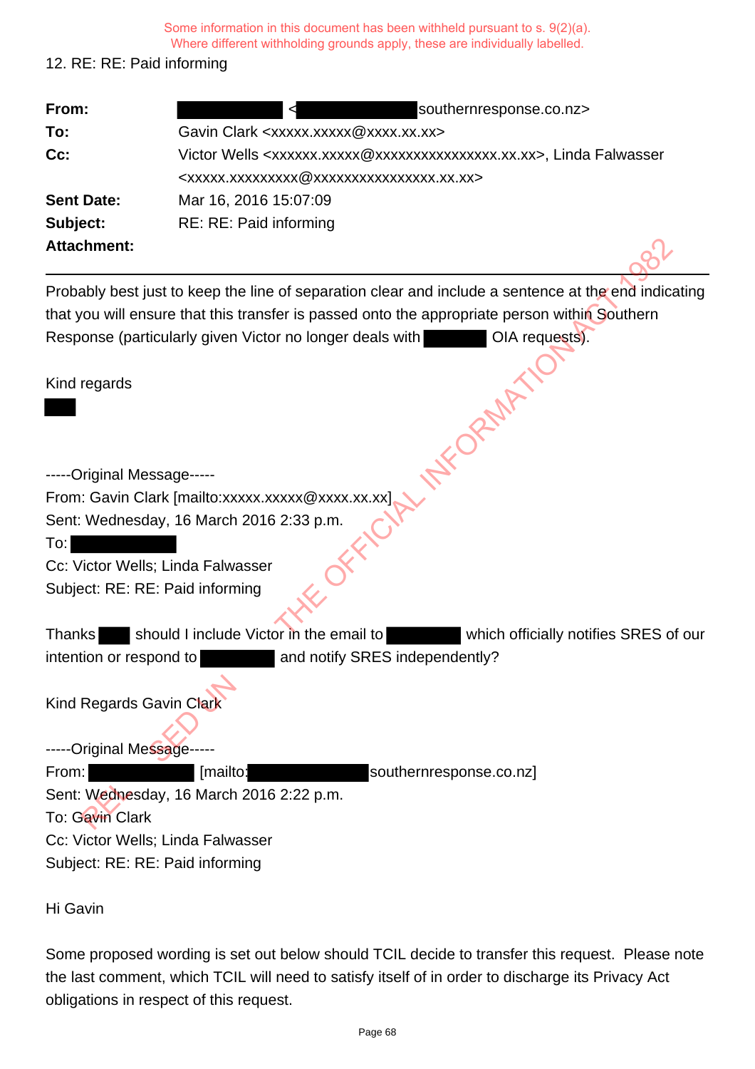Some information in this document has been withheld pursuant to s. 9(2)(a).
Where different withholding grounds apply, these are individually labelled.

12. RE: RE: Paid informing

| | |
|---|---|
| **From:** | < southernresponse.co.nz> |
| **To:** | Gavin Clark <xxxxx.xxxxx@xxxx.xx.xx> |
| **Cc:** | Victor Wells <xxxxxx.xxxxx@xxxxxxxxxxxxxxxx.xx.xx>, Linda Falwasser <xxxxx.xxxxxxxxx@xxxxxxxxxxxxxxxx.xx.xx> |
| **Sent Date:** | Mar 16, 2016 15:07:09 |
| **Subject:** | RE: RE: Paid informing |
| **Attachment:** | |

---

Probably best just to keep the line of separation clear and include a sentence at the end indicating that you will ensure that this transfer is passed onto the appropriate person within Southern Response (particularly given Victor no longer deals with OIA requests).

Kind regards

-----Original Message-----
From: Gavin Clark [mailto:xxxxx.xxxxx@xxxx.xx.xx]
Sent: Wednesday, 16 March 2016 2:33 p.m.
To:
Cc: Victor Wells; Linda Falwasser
Subject: RE: RE: Paid informing

Thanks should I include Victor in the email to which officially notifies SRES of our intention or respond to and notify SRES independently?

Kind Regards Gavin Clark

-----Original Message-----
From: [mailto: southernresponse.co.nz]
Sent: Wednesday, 16 March 2016 2:22 p.m.
To: Gavin Clark
Cc: Victor Wells; Linda Falwasser
Subject: RE: RE: Paid informing

Hi Gavin

Some proposed wording is set out below should TCIL decide to transfer this request. Please note the last comment, which TCIL will need to satisfy itself of in order to discharge its Privacy Act obligations in respect of this request.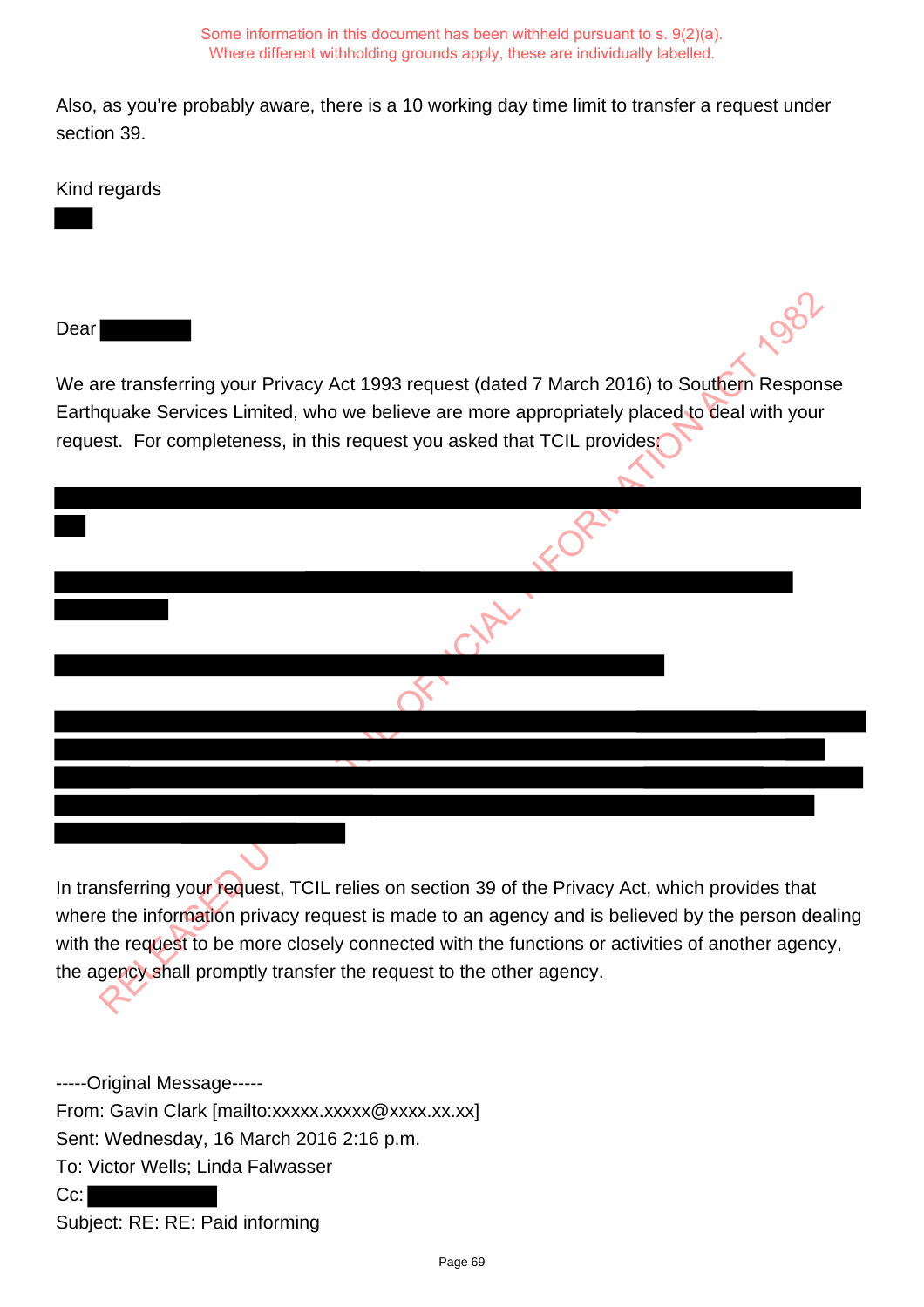Some information in this document has been withheld pursuant to s. 9(2)(a).
Where different withholding grounds apply, these are individually labelled.

Also, as you're probably aware, there is a 10 working day time limit to transfer a request under section 39.

Kind regards

Dear

We are transferring your Privacy Act 1993 request (dated 7 March 2016) to Southern Response Earthquake Services Limited, who we believe are more appropriately placed to deal with your request. For completeness, in this request you asked that TCIL provides:

In transferring your request, TCIL relies on section 39 of the Privacy Act, which provides that where the information privacy request is made to an agency and is believed by the person dealing with the request to be more closely connected with the functions or activities of another agency, the agency shall promptly transfer the request to the other agency.

-----Original Message-----
From: Gavin Clark [mailto:xxxxx.xxxxx@xxxx.xx.xx]
Sent: Wednesday, 16 March 2016 2:16 p.m.
To: Victor Wells; Linda Falwasser
Cc:
Subject: RE: RE: Paid informing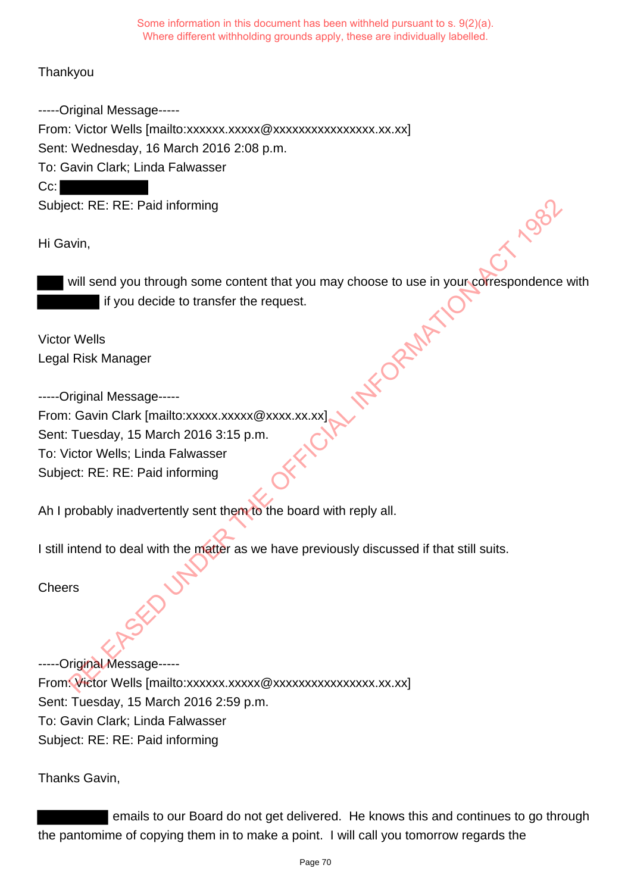Some information in this document has been withheld pursuant to s. 9(2)(a).
Where different withholding grounds apply, these are individually labelled.

Thankyou

-----Original Message-----
From: Victor Wells [mailto:xxxxxx.xxxxx@xxxxxxxxxxxxxxxx.xx.xx]
Sent: Wednesday, 16 March 2016 2:08 p.m.
To: Gavin Clark; Linda Falwasser
Cc: [redacted]
Subject: RE: RE: Paid informing

Hi Gavin,

[redacted] will send you through some content that you may choose to use in your correspondence with [redacted] if you decide to transfer the request.

Victor Wells
Legal Risk Manager

-----Original Message-----
From: Gavin Clark [mailto:xxxxx.xxxxx@xxxx.xx.xx]
Sent: Tuesday, 15 March 2016 3:15 p.m.
To: Victor Wells; Linda Falwasser
Subject: RE: RE: Paid informing

Ah I probably inadvertently sent them to the board with reply all.

I still intend to deal with the matter as we have previously discussed if that still suits.

Cheers

-----Original Message-----
From: Victor Wells [mailto:xxxxxx.xxxxx@xxxxxxxxxxxxxxxx.xx.xx]
Sent: Tuesday, 15 March 2016 2:59 p.m.
To: Gavin Clark; Linda Falwasser
Subject: RE: RE: Paid informing

Thanks Gavin,

[redacted] emails to our Board do not get delivered. He knows this and continues to go through the pantomime of copying them in to make a point. I will call you tomorrow regards the

RELEASED UNDER THE OFFICIAL INFORMATION ACT 1982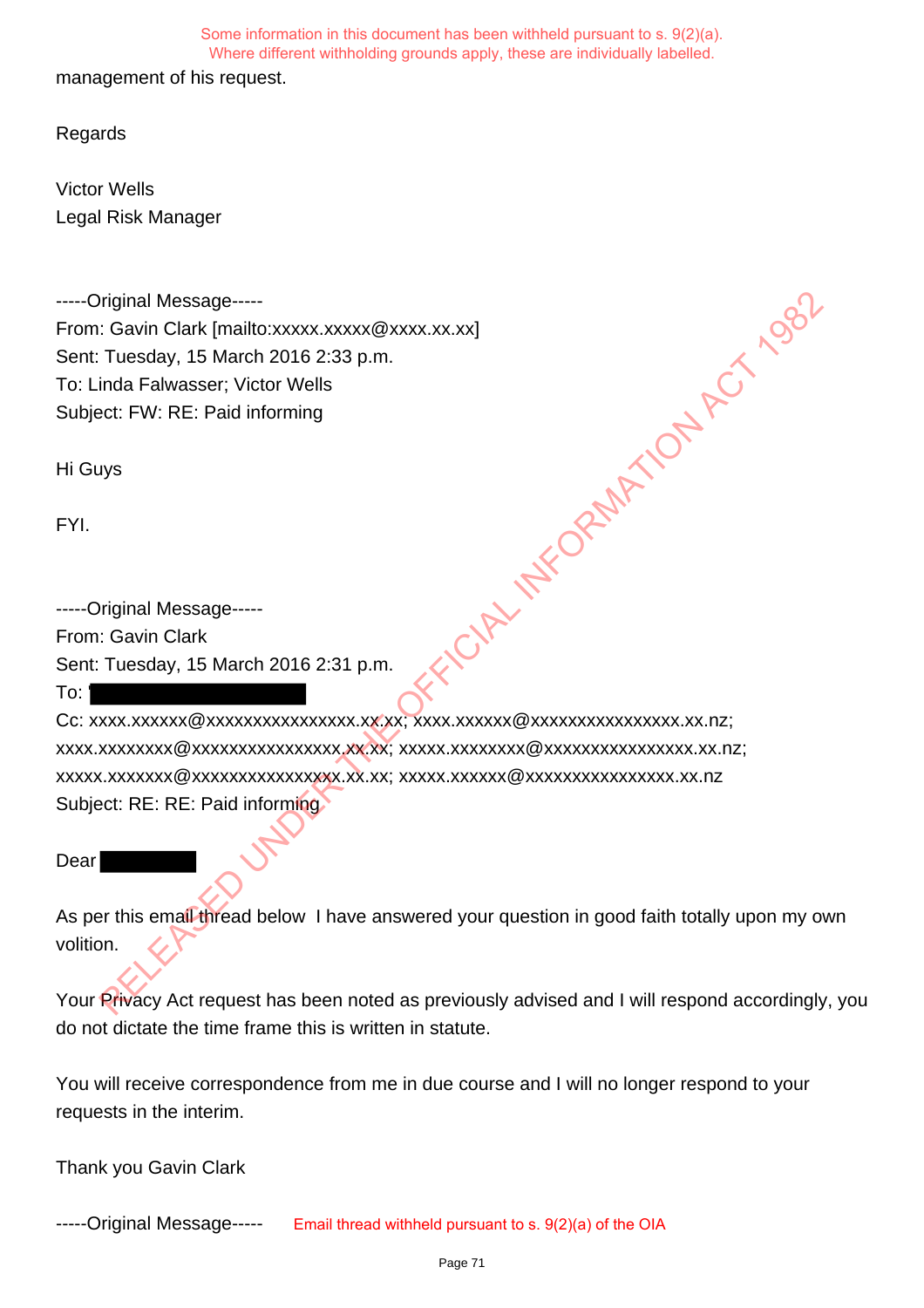Some information in this document has been withheld pursuant to s. 9(2)(a).
Where different withholding grounds apply, these are individually labelled.

management of his request.

Regards

Victor Wells
Legal Risk Manager

-----Original Message-----
From: Gavin Clark [mailto:xxxxx.xxxxx@xxxx.xx.xx]
Sent: Tuesday, 15 March 2016 2:33 p.m.
To: Linda Falwasser; Victor Wells
Subject: FW: RE: Paid informing

Hi Guys

FYI.

-----Original Message-----
From: Gavin Clark
Sent: Tuesday, 15 March 2016 2:31 p.m.
To: ████████████
Cc: xxxx.xxxxxx@xxxxxxxxxxxxxxxx.xx.xx; xxxx.xxxxxx@xxxxxxxxxxxxxxxx.xx.nz; xxxx.xxxxxxxx@xxxxxxxxxxxxxxxx.xx.xx; xxxxx.xxxxxxxx@xxxxxxxxxxxxxxxx.xx.nz; xxxxx.xxxxxxx@xxxxxxxxxxxxxxxx.xx.xx; xxxxx.xxxxxx@xxxxxxxxxxxxxxxx.xx.nz
Subject: RE: RE: Paid informing

Dear ██████

As per this email thread below I have answered your question in good faith totally upon my own volition.

Your Privacy Act request has been noted as previously advised and I will respond accordingly, you do not dictate the time frame this is written in statute.

You will receive correspondence from me in due course and I will no longer respond to your requests in the interim.

Thank you Gavin Clark

-----Original Message----- Email thread withheld pursuant to s. 9(2)(a) of the OIA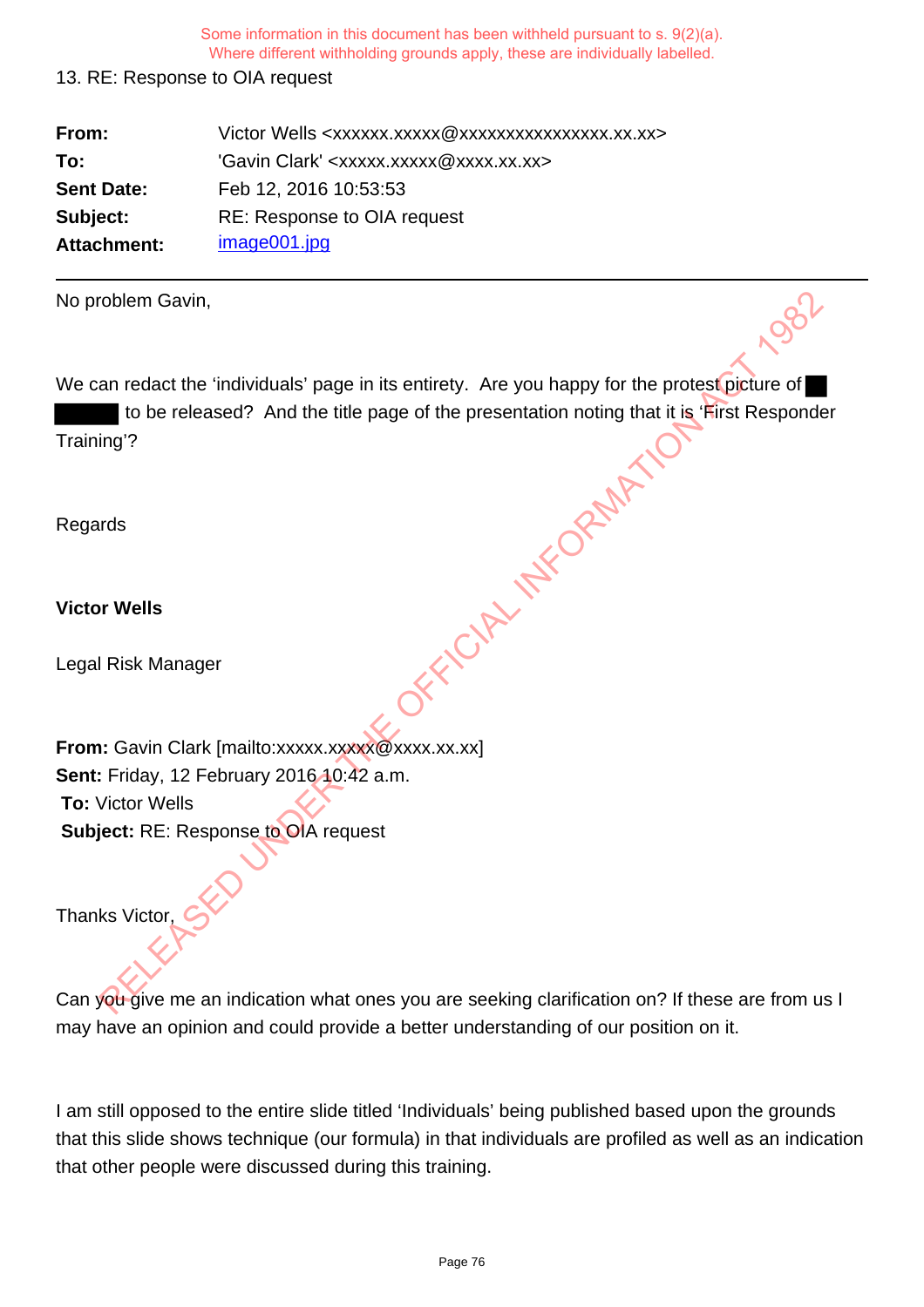Some information in this document has been withheld pursuant to s. 9(2)(a).
Where different withholding grounds apply, these are individually labelled.

13. RE: Response to OIA request

| | |
|---|---|
| **From:** | Victor Wells <xxxxxx.xxxxx@xxxxxxxxxxxxxxxx.xx.xx> |
| **To:** | 'Gavin Clark' <xxxxx.xxxxx@xxxx.xx.xx> |
| **Sent Date:** | Feb 12, 2016 10:53:53 |
| **Subject:** | RE: Response to OIA request |
| **Attachment:** | image001.jpg |

---

No problem Gavin,

We can redact the 'individuals' page in its entirety. Are you happy for the protest picture of ████ to be released? And the title page of the presentation noting that it is 'First Responder Training'?

Regards

**Victor Wells**

Legal Risk Manager

**From:** Gavin Clark [mailto:xxxxx.xxxxx@xxxx.xx.xx]
**Sent:** Friday, 12 February 2016 10:42 a.m.
**To:** Victor Wells
**Subject:** RE: Response to OIA request

Thanks Victor,

Can you give me an indication what ones you are seeking clarification on? If these are from us I may have an opinion and could provide a better understanding of our position on it.

I am still opposed to the entire slide titled 'Individuals' being published based upon the grounds that this slide shows technique (our formula) in that individuals are profiled as well as an indication that other people were discussed during this training.

RELEASED UNDER THE OFFICIAL INFORMATION ACT 1982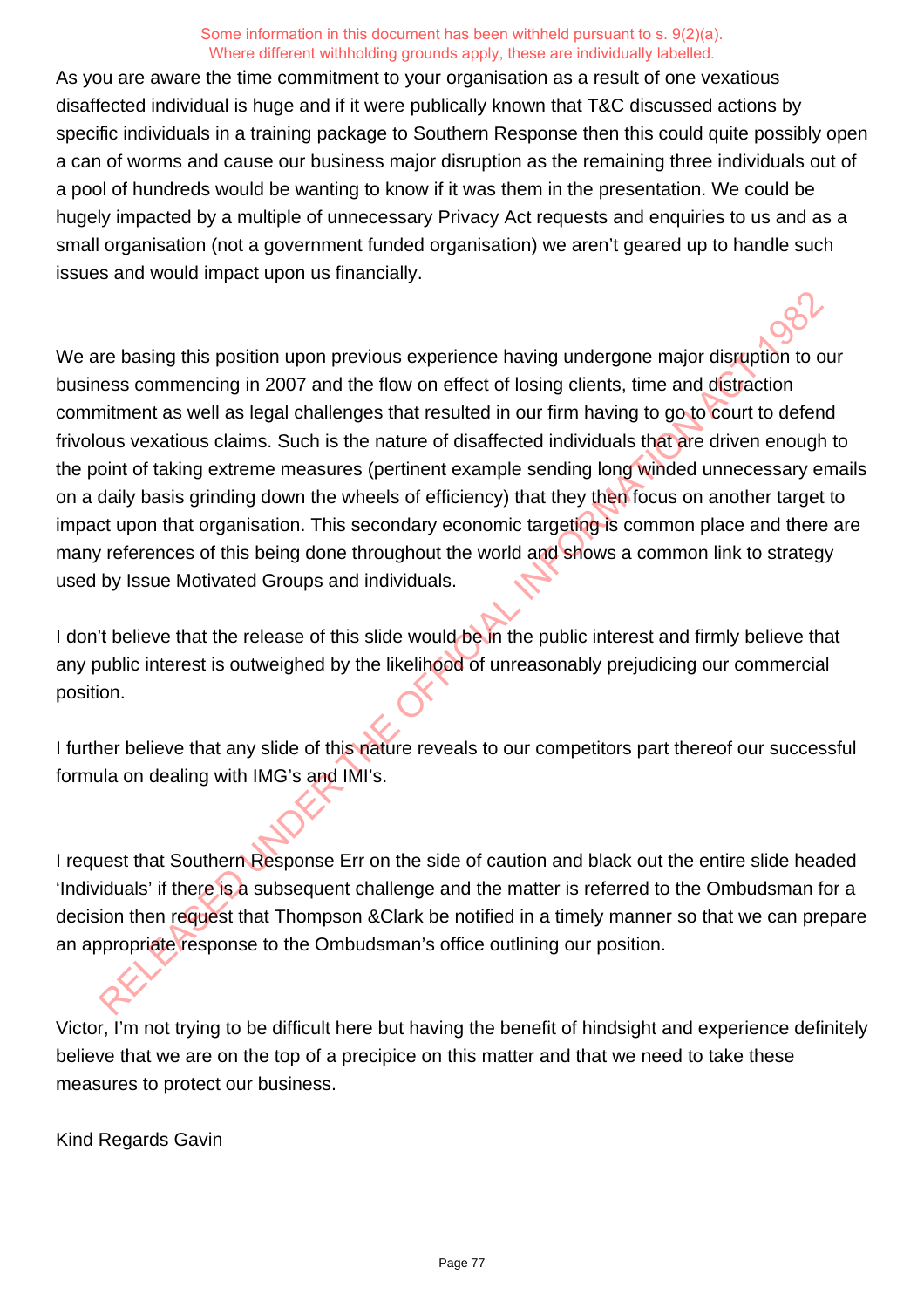Some information in this document has been withheld pursuant to s. 9(2)(a).
Where different withholding grounds apply, these are individually labelled.

As you are aware the time commitment to your organisation as a result of one vexatious disaffected individual is huge and if it were publically known that T&C discussed actions by specific individuals in a training package to Southern Response then this could quite possibly open a can of worms and cause our business major disruption as the remaining three individuals out of a pool of hundreds would be wanting to know if it was them in the presentation. We could be hugely impacted by a multiple of unnecessary Privacy Act requests and enquiries to us and as a small organisation (not a government funded organisation) we aren't geared up to handle such issues and would impact upon us financially.

We are basing this position upon previous experience having undergone major disruption to our business commencing in 2007 and the flow on effect of losing clients, time and distraction commitment as well as legal challenges that resulted in our firm having to go to court to defend frivolous vexatious claims. Such is the nature of disaffected individuals that are driven enough to the point of taking extreme measures (pertinent example sending long winded unnecessary emails on a daily basis grinding down the wheels of efficiency) that they then focus on another target to impact upon that organisation. This secondary economic targeting is common place and there are many references of this being done throughout the world and shows a common link to strategy used by Issue Motivated Groups and individuals.

I don't believe that the release of this slide would be in the public interest and firmly believe that any public interest is outweighed by the likelihood of unreasonably prejudicing our commercial position.

I further believe that any slide of this nature reveals to our competitors part thereof our successful formula on dealing with IMG's and IMI's.

I request that Southern Response Err on the side of caution and black out the entire slide headed 'Individuals' if there is a subsequent challenge and the matter is referred to the Ombudsman for a decision then request that Thompson &Clark be notified in a timely manner so that we can prepare an appropriate response to the Ombudsman's office outlining our position.

Victor, I'm not trying to be difficult here but having the benefit of hindsight and experience definitely believe that we are on the top of a precipice on this matter and that we need to take these measures to protect our business.

Kind Regards Gavin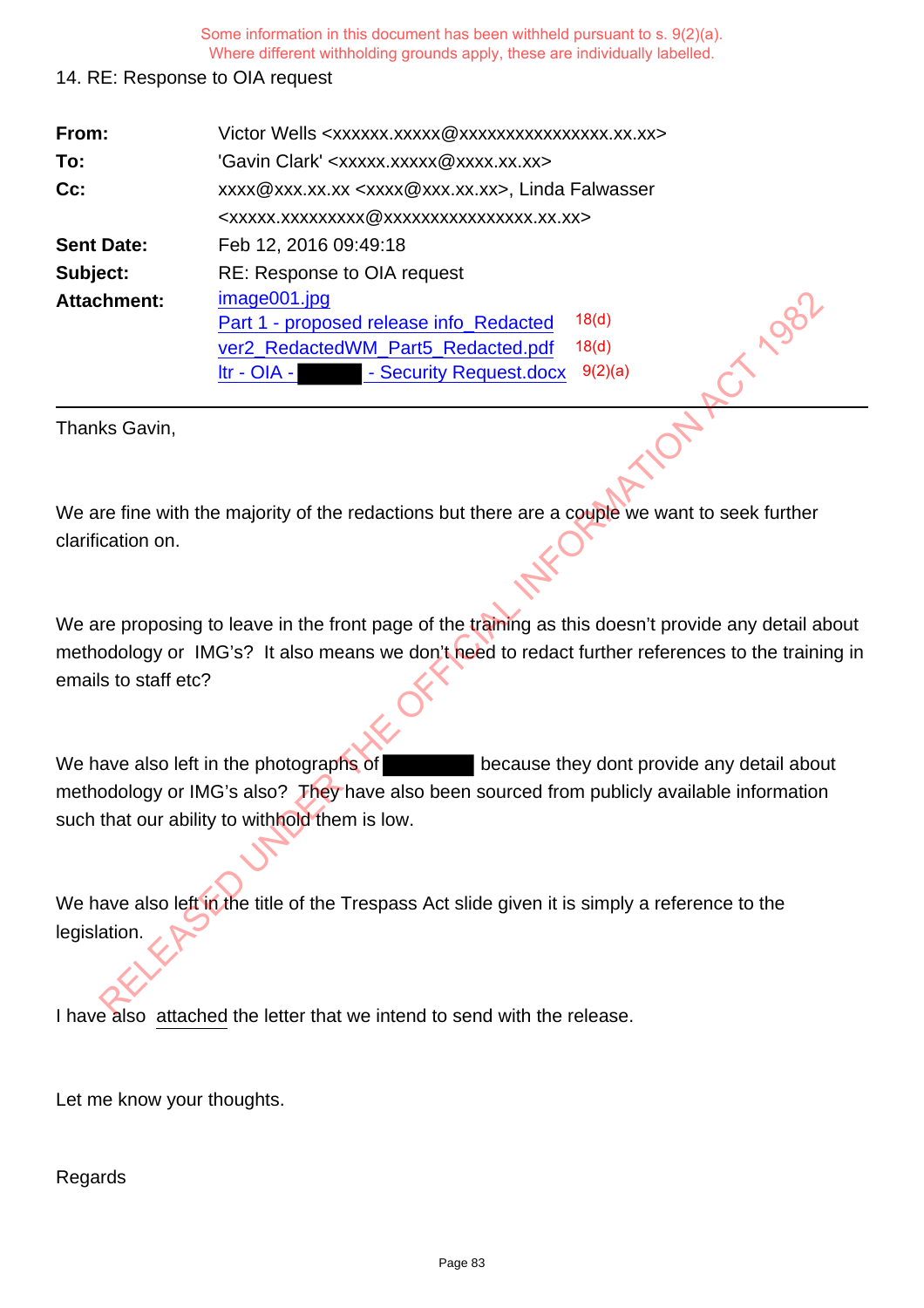Some information in this document has been withheld pursuant to s. 9(2)(a).
Where different withholding grounds apply, these are individually labelled.

14. RE: Response to OIA request

| | |
|---|---|
| **From:** | Victor Wells <xxxxxx.xxxxx@xxxxxxxxxxxxxxxx.xx.xx> |
| **To:** | 'Gavin Clark' <xxxxx.xxxxx@xxxx.xx.xx> |
| **Cc:** | xxxx@xxx.xx.xx <xxxx@xxx.xx.xx>, Linda Falwasser <xxxxx.xxxxxxxxx@xxxxxxxxxxxxxxxx.xx.xx> |
| **Sent Date:** | Feb 12, 2016 09:49:18 |
| **Subject:** | RE: Response to OIA request |
| **Attachment:** | image001.jpg<br>Part 1 - proposed release info_Redacted 18(d)<br>ver2_RedactedWM_Part5_Redacted.pdf 18(d)<br>ltr - OIA - [redacted] - Security Request.docx 9(2)(a) |

Thanks Gavin,

We are fine with the majority of the redactions but there are a couple we want to seek further clarification on.

We are proposing to leave in the front page of the training as this doesn't provide any detail about methodology or IMG's? It also means we don't need to redact further references to the training in emails to staff etc?

We have also left in the photographs of [redacted] because they dont provide any detail about methodology or IMG's also? They have also been sourced from publicly available information such that our ability to withhold them is low.

We have also left in the title of the Trespass Act slide given it is simply a reference to the legislation.

I have also attached the letter that we intend to send with the release.

Let me know your thoughts.

Regards

RELEASED UNDER THE OFFICIAL INFORMATION ACT 1982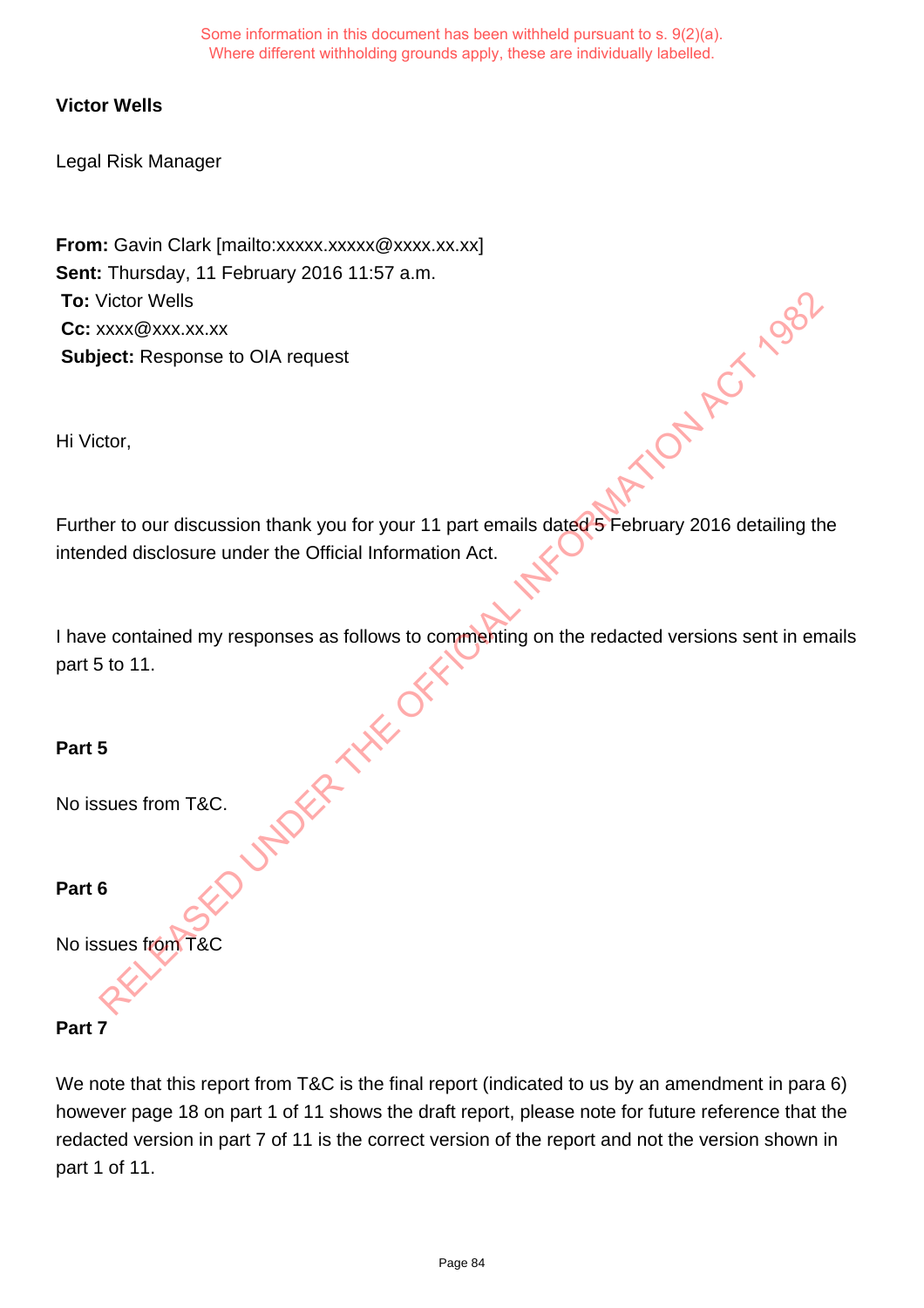Some information in this document has been withheld pursuant to s. 9(2)(a).
Where different withholding grounds apply, these are individually labelled.

**Victor Wells**

Legal Risk Manager

**From:** Gavin Clark [mailto:xxxxx.xxxxx@xxxx.xx.xx]
**Sent:** Thursday, 11 February 2016 11:57 a.m.
**To:** Victor Wells
**Cc:** xxxx@xxx.xx.xx
**Subject:** Response to OIA request

Hi Victor,

Further to our discussion thank you for your 11 part emails dated 5 February 2016 detailing the intended disclosure under the Official Information Act.

I have contained my responses as follows to commenting on the redacted versions sent in emails part 5 to 11.

**Part 5**

No issues from T&C.

**Part 6**

No issues from T&C

**Part 7**

We note that this report from T&C is the final report (indicated to us by an amendment in para 6) however page 18 on part 1 of 11 shows the draft report, please note for future reference that the redacted version in part 7 of 11 is the correct version of the report and not the version shown in part 1 of 11.

RELEASED UNDER THE OFFICIAL INFORMATION ACT 1982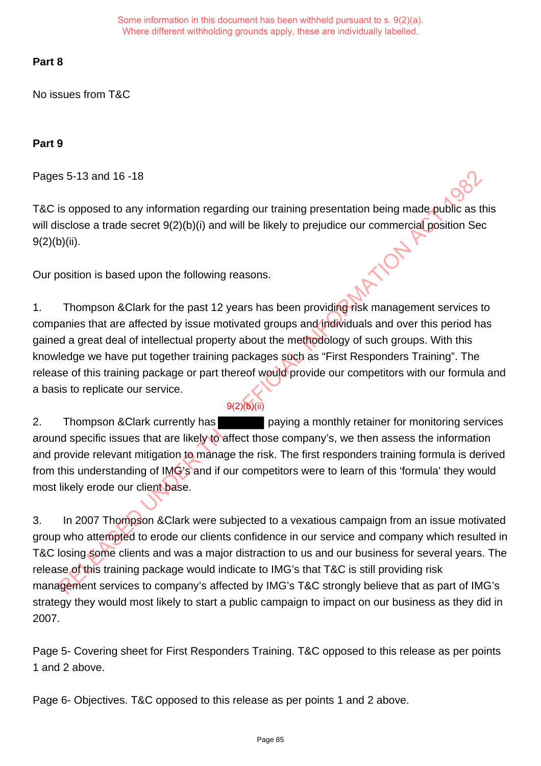Some information in this document has been withheld pursuant to s. 9(2)(a).
Where different withholding grounds apply, these are individually labelled.

**Part 8**

No issues from T&C

**Part 9**

Pages 5-13 and 16 -18

T&C is opposed to any information regarding our training presentation being made public as this will disclose a trade secret 9(2)(b)(i) and will be likely to prejudice our commercial position Sec 9(2)(b)(ii).

Our position is based upon the following reasons.

1. Thompson &Clark for the past 12 years has been providing risk management services to companies that are affected by issue motivated groups and individuals and over this period has gained a great deal of intellectual property about the methodology of such groups. With this knowledge we have put together training packages such as “First Responders Training”. The release of this training package or part thereof would provide our competitors with our formula and a basis to replicate our service.

2. Thompson &Clark currently has [9(2)(b)(ii)] paying a monthly retainer for monitoring services around specific issues that are likely to affect those company’s, we then assess the information and provide relevant mitigation to manage the risk. The first responders training formula is derived from this understanding of IMG’s and if our competitors were to learn of this ‘formula’ they would most likely erode our client base.

3. In 2007 Thompson &Clark were subjected to a vexatious campaign from an issue motivated group who attempted to erode our clients confidence in our service and company which resulted in T&C losing some clients and was a major distraction to us and our business for several years. The release of this training package would indicate to IMG’s that T&C is still providing risk management services to company’s affected by IMG’s T&C strongly believe that as part of IMG’s strategy they would most likely to start a public campaign to impact on our business as they did in 2007.

Page 5- Covering sheet for First Responders Training. T&C opposed to this release as per points 1 and 2 above.

Page 6- Objectives. T&C opposed to this release as per points 1 and 2 above.

RELEASED UNDER THE OFFICIAL INFORMATION ACT 1982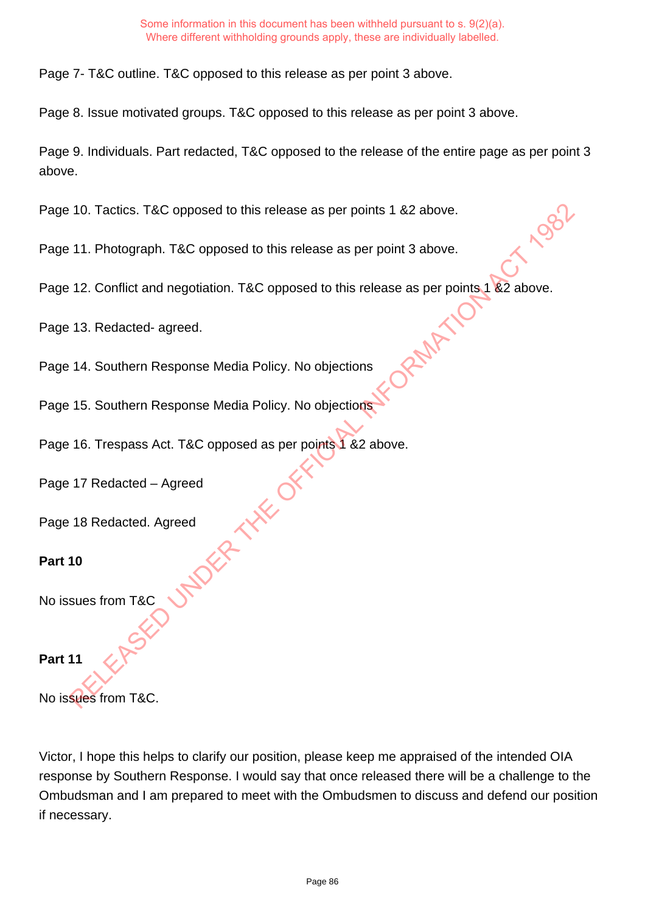Some information in this document has been withheld pursuant to s. 9(2)(a). Where different withholding grounds apply, these are individually labelled.

Page 7- T&C outline. T&C opposed to this release as per point 3 above.

Page 8. Issue motivated groups. T&C opposed to this release as per point 3 above.

Page 9. Individuals. Part redacted, T&C opposed to the release of the entire page as per point 3 above.

Page 10. Tactics. T&C opposed to this release as per points 1 &2 above.

Page 11. Photograph. T&C opposed to this release as per point 3 above.

Page 12. Conflict and negotiation. T&C opposed to this release as per points 1 &2 above.

Page 13. Redacted- agreed.

Page 14. Southern Response Media Policy. No objections

Page 15. Southern Response Media Policy. No objections

Page 16. Trespass Act. T&C opposed as per points 1 &2 above.

Page 17 Redacted – Agreed

Page 18 Redacted. Agreed

**Part 10**

No issues from T&C

**Part 11**

No issues from T&C.

Victor, I hope this helps to clarify our position, please keep me appraised of the intended OIA response by Southern Response. I would say that once released there will be a challenge to the Ombudsman and I am prepared to meet with the Ombudsmen to discuss and defend our position if necessary.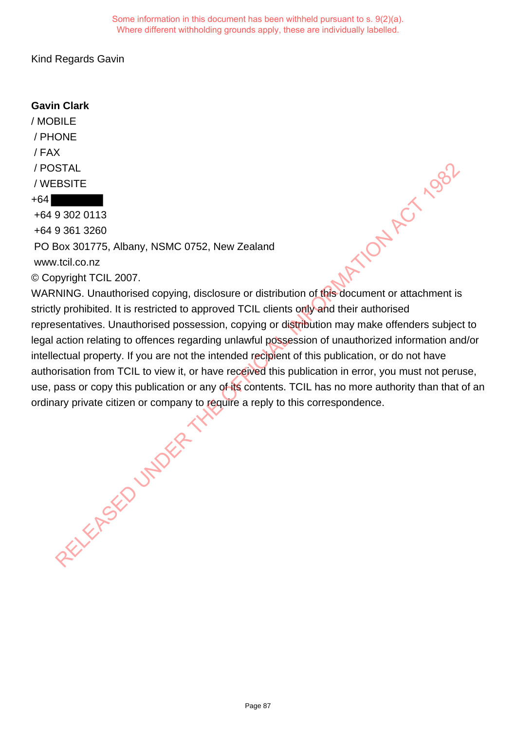Some information in this document has been withheld pursuant to s. 9(2)(a).
Where different withholding grounds apply, these are individually labelled.

Kind Regards Gavin

**Gavin Clark**
/ MOBILE
/ PHONE
/ FAX
/ POSTAL
/ WEBSITE
+64 
+64 9 302 0113
+64 9 361 3260
PO Box 301775, Albany, NSMC 0752, New Zealand
www.tcil.co.nz
© Copyright TCIL 2007.
WARNING. Unauthorised copying, disclosure or distribution of this document or attachment is strictly prohibited. It is restricted to approved TCIL clients only and their authorised representatives. Unauthorised possession, copying or distribution may make offenders subject to legal action relating to offences regarding unlawful possession of unauthorized information and/or intellectual property. If you are not the intended recipient of this publication, or do not have authorisation from TCIL to view it, or have received this publication in error, you must not peruse, use, pass or copy this publication or any of its contents. TCIL has no more authority than that of an ordinary private citizen or company to require a reply to this correspondence.

RELEASED UNDER THE OFFICIAL INFORMATION ACT 1982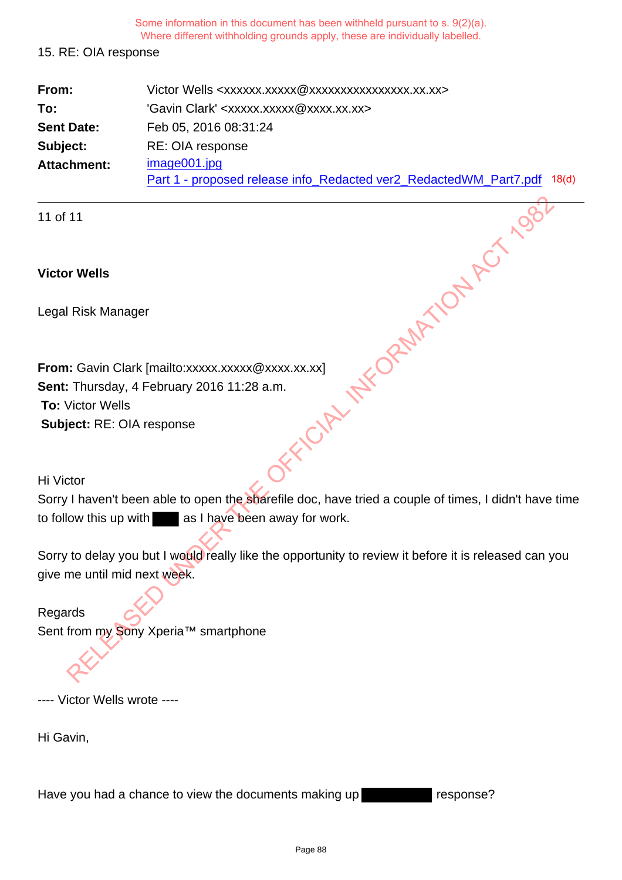Some information in this document has been withheld pursuant to s. 9(2)(a).
Where different withholding grounds apply, these are individually labelled.

15. RE: OIA response

| | |
|---|---|
| **From:** | Victor Wells <xxxxxx.xxxxx@xxxxxxxxxxxxxxxx.xx.xx> |
| **To:** | 'Gavin Clark' <xxxxx.xxxxx@xxxx.xx.xx> |
| **Sent Date:** | Feb 05, 2016 08:31:24 |
| **Subject:** | RE: OIA response |
| **Attachment:** | image001.jpg<br>Part 1 - proposed release info_Redacted ver2_RedactedWM_Part7.pdf 18(d) |

**Victor Wells**

Legal Risk Manager

**From:** Gavin Clark [mailto:xxxxx.xxxxx@xxxx.xx.xx]
**Sent:** Thursday, 4 February 2016 11:28 a.m.
**To:** Victor Wells
**Subject:** RE: OIA response

Hi Victor
Sorry I haven't been able to open the sharefile doc, have tried a couple of times, I didn't have time to follow this up with ███ as I have been away for work.

Sorry to delay you but I would really like the opportunity to review it before it is released can you give me until mid next week.

Regards
Sent from my Sony Xperia™ smartphone

---- Victor Wells wrote ----

Hi Gavin,

Have you had a chance to view the documents making up ███████ response?

RELEASED UNDER THE OFFICIAL INFORMATION ACT 1982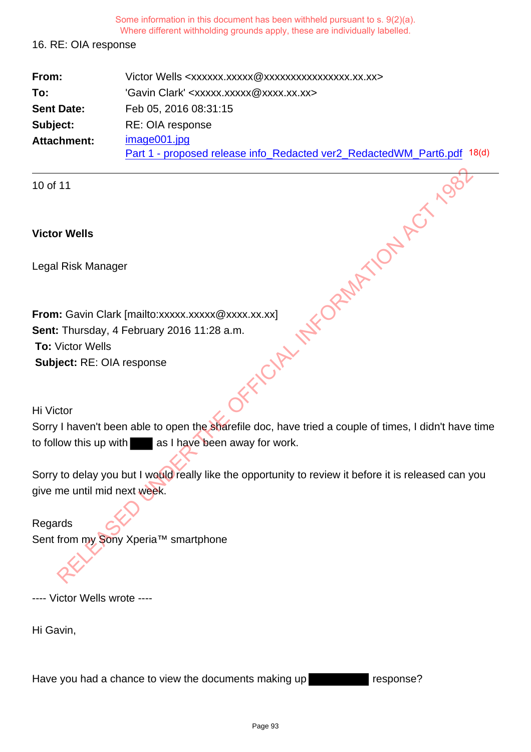Some information in this document has been withheld pursuant to s. 9(2)(a).
Where different withholding grounds apply, these are individually labelled.

16. RE: OIA response

| | |
|---|---|
| **From:** | Victor Wells <xxxxxx.xxxxx@xxxxxxxxxxxxxxxx.xx.xx> |
| **To:** | 'Gavin Clark' <xxxxx.xxxxx@xxxx.xx.xx> |
| **Sent Date:** | Feb 05, 2016 08:31:15 |
| **Subject:** | RE: OIA response |
| **Attachment:** | image001.jpg<br>Part 1 - proposed release info_Redacted ver2_RedactedWM_Part6.pdf 18(d) |

---

**Victor Wells**

Legal Risk Manager

**From:** Gavin Clark [mailto:xxxxx.xxxxx@xxxx.xx.xx]
**Sent:** Thursday, 4 February 2016 11:28 a.m.
**To:** Victor Wells
**Subject:** RE: OIA response

Hi Victor
Sorry I haven't been able to open the sharefile doc, have tried a couple of times, I didn't have time to follow this up with ████ as I have been away for work.

Sorry to delay you but I would really like the opportunity to review it before it is released can you give me until mid next week.

Regards
Sent from my Sony Xperia™ smartphone

---- Victor Wells wrote ----

Hi Gavin,

Have you had a chance to view the documents making up ████████ response?

RELEASED UNDER THE OFFICIAL INFORMATION ACT 1982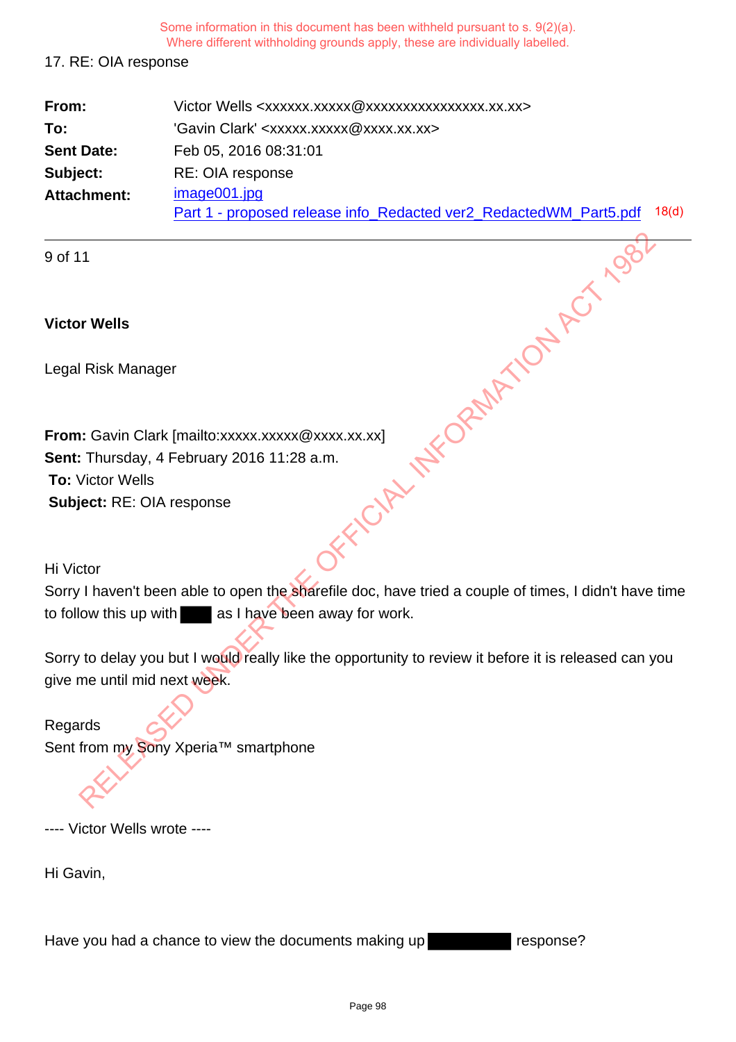Some information in this document has been withheld pursuant to s. 9(2)(a).
Where different withholding grounds apply, these are individually labelled.

17. RE: OIA response

| | |
|---|---|
| **From:** | Victor Wells <xxxxxx.xxxxx@xxxxxxxxxxxxxxxx.xx.xx> |
| **To:** | 'Gavin Clark' <xxxxx.xxxxx@xxxx.xx.xx> |
| **Sent Date:** | Feb 05, 2016 08:31:01 |
| **Subject:** | RE: OIA response |
| **Attachment:** | image001.jpg<br>Part 1 - proposed release info_Redacted ver2_RedactedWM_Part5.pdf 18(d) |

**Victor Wells**

Legal Risk Manager

**From:** Gavin Clark [mailto:xxxxx.xxxxx@xxxx.xx.xx]
**Sent:** Thursday, 4 February 2016 11:28 a.m.
**To:** Victor Wells
**Subject:** RE: OIA response

Hi Victor
Sorry I haven't been able to open the sharefile doc, have tried a couple of times, I didn't have time to follow this up with ████ as I have been away for work.

Sorry to delay you but I would really like the opportunity to review it before it is released can you give me until mid next week.

Regards
Sent from my Sony Xperia™ smartphone

---- Victor Wells wrote ----

Hi Gavin,

Have you had a chance to view the documents making up ████████ response?

RELEASED UNDER THE OFFICIAL INFORMATION ACT 1982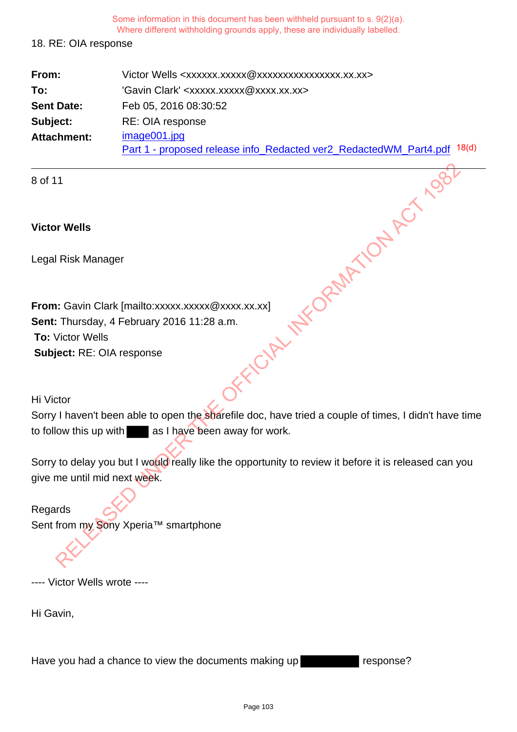Some information in this document has been withheld pursuant to s. 9(2)(a).
Where different withholding grounds apply, these are individually labelled.

18. RE: OIA response

| | |
|---|---|
| **From:** | Victor Wells <xxxxxx.xxxxx@xxxxxxxxxxxxxxxx.xx.xx> |
| **To:** | 'Gavin Clark' <xxxxx.xxxxx@xxxx.xx.xx> |
| **Sent Date:** | Feb 05, 2016 08:30:52 |
| **Subject:** | RE: OIA response |
| **Attachment:** | image001.jpg<br>Part 1 - proposed release info_Redacted ver2_RedactedWM_Part4.pdf 18(d) |

---

8 of 11

**Victor Wells**

Legal Risk Manager

**From:** Gavin Clark [mailto:xxxxx.xxxxx@xxxx.xx.xx]
**Sent:** Thursday, 4 February 2016 11:28 a.m.
**To:** Victor Wells
**Subject:** RE: OIA response

Hi Victor
Sorry I haven't been able to open the sharefile doc, have tried a couple of times, I didn't have time to follow this up with ████ as I have been away for work.

Sorry to delay you but I would really like the opportunity to review it before it is released can you give me until mid next week.

Regards
Sent from my Sony Xperia™ smartphone

---- Victor Wells wrote ----

Hi Gavin,

Have you had a chance to view the documents making up ████████ response?

RELEASED UNDER THE OFFICIAL INFORMATION ACT 1982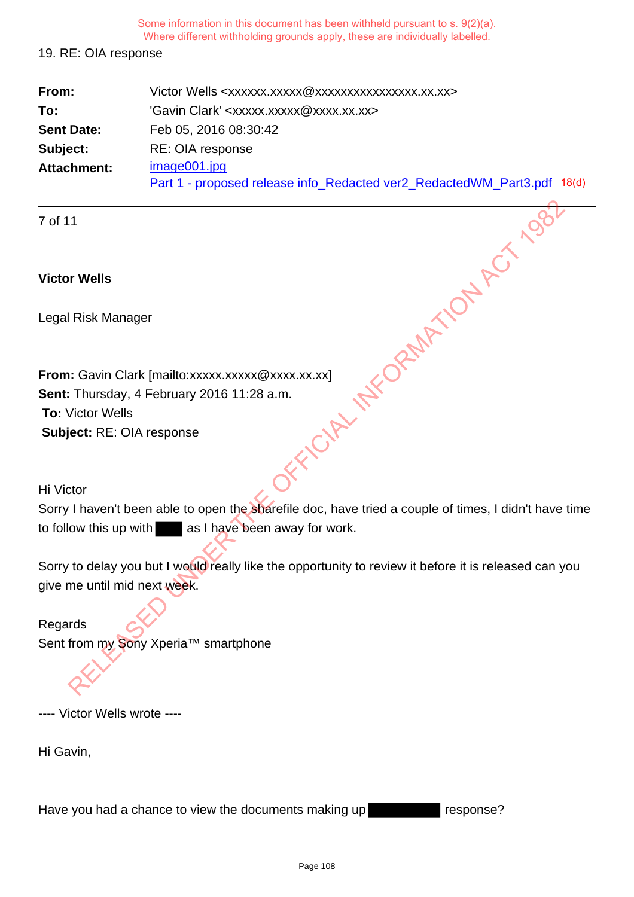Some information in this document has been withheld pursuant to s. 9(2)(a).
Where different withholding grounds apply, these are individually labelled.

19. RE: OIA response

| | |
|---|---|
| **From:** | Victor Wells <xxxxxx.xxxxx@xxxxxxxxxxxxxxxx.xx.xx> |
| **To:** | 'Gavin Clark' <xxxxx.xxxxx@xxxx.xx.xx> |
| **Sent Date:** | Feb 05, 2016 08:30:42 |
| **Subject:** | RE: OIA response |
| **Attachment:** | image001.jpg<br>Part 1 - proposed release info_Redacted ver2_RedactedWM_Part3.pdf 18(d) |

---

7 of 11

**Victor Wells**

Legal Risk Manager

**From:** Gavin Clark [mailto:xxxxx.xxxxx@xxxx.xx.xx]
**Sent:** Thursday, 4 February 2016 11:28 a.m.
**To:** Victor Wells
**Subject:** RE: OIA response

Hi Victor
Sorry I haven't been able to open the sharefile doc, have tried a couple of times, I didn't have time to follow this up with ███ as I have been away for work.

Sorry to delay you but I would really like the opportunity to review it before it is released can you give me until mid next week.

Regards
Sent from my Sony Xperia™ smartphone

---- Victor Wells wrote ----

Hi Gavin,

Have you had a chance to view the documents making up ████████ response?

RELEASED UNDER THE OFFICIAL INFORMATION ACT 1982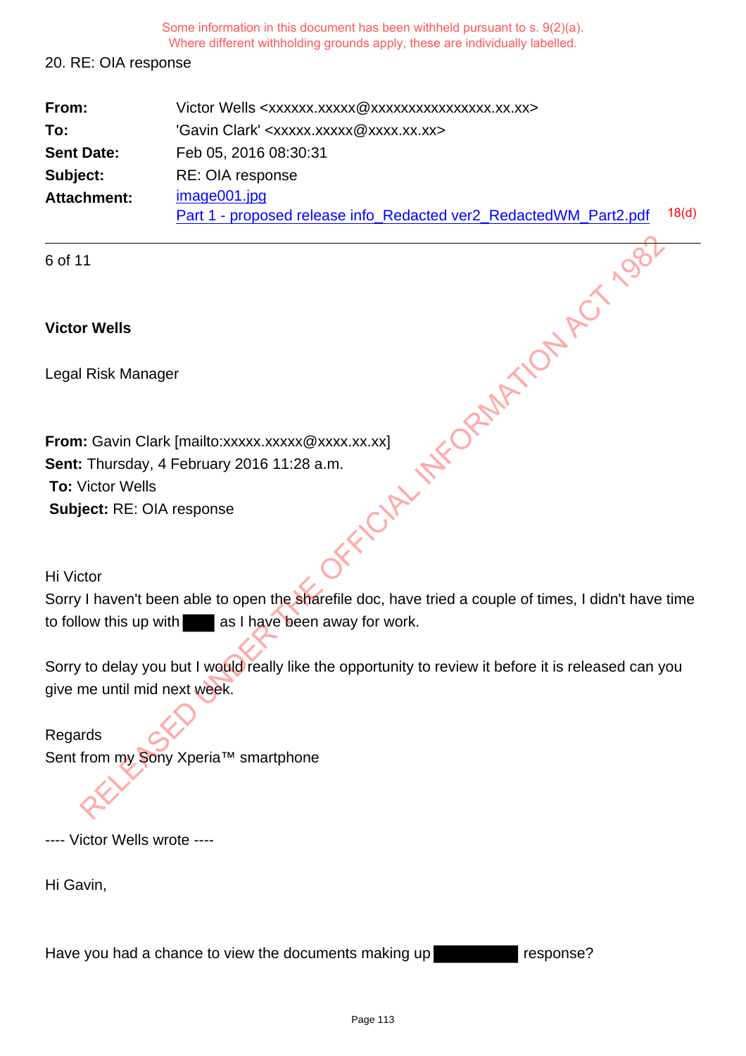Some information in this document has been withheld pursuant to s. 9(2)(a).
Where different withholding grounds apply, these are individually labelled.

20. RE: OIA response

| | |
|---|---|
| **From:** | Victor Wells <xxxxxx.xxxxx@xxxxxxxxxxxxxxxx.xx.xx> |
| **To:** | 'Gavin Clark' <xxxxx.xxxxx@xxxx.xx.xx> |
| **Sent Date:** | Feb 05, 2016 08:30:31 |
| **Subject:** | RE: OIA response |
| **Attachment:** | image001.jpg<br>Part 1 - proposed release info_Redacted ver2_RedactedWM_Part2.pdf 18(d) |

6 of 11

**Victor Wells**

Legal Risk Manager

**From:** Gavin Clark [mailto:xxxxx.xxxxx@xxxx.xx.xx]
**Sent:** Thursday, 4 February 2016 11:28 a.m.
**To:** Victor Wells
**Subject:** RE: OIA response

Hi Victor
Sorry I haven't been able to open the sharefile doc, have tried a couple of times, I didn't have time to follow this up with ███ as I have been away for work.

Sorry to delay you but I would really like the opportunity to review it before it is released can you give me until mid next week.

Regards
Sent from my Sony Xperia™ smartphone

---- Victor Wells wrote ----

Hi Gavin,

Have you had a chance to view the documents making up ███████ response?

RELEASED UNDER THE OFFICIAL INFORMATION ACT 1982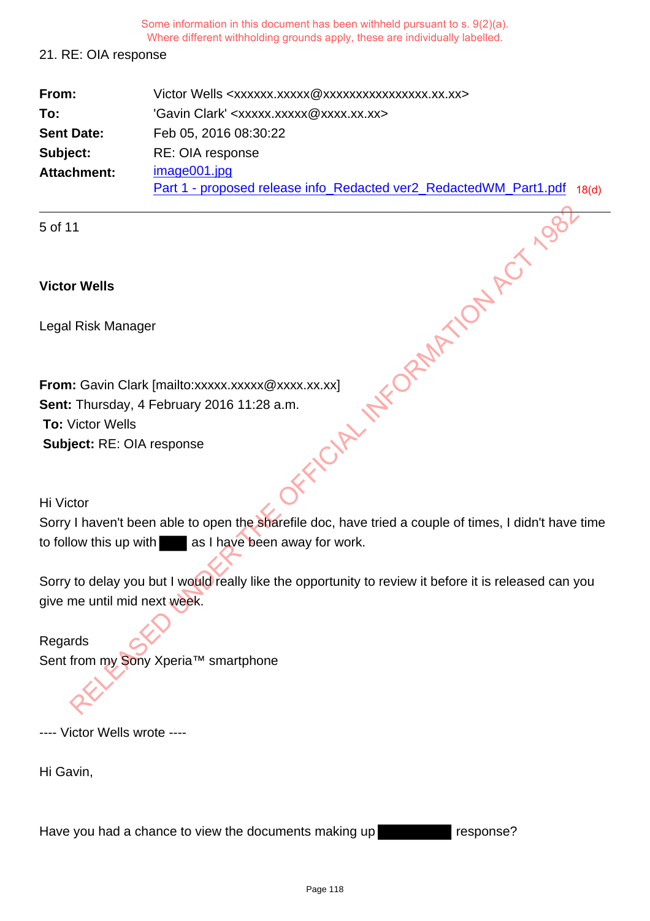Some information in this document has been withheld pursuant to s. 9(2)(a).
Where different withholding grounds apply, these are individually labelled.

21. RE: OIA response

| | |
|---|---|
| **From:** | Victor Wells <xxxxxx.xxxxx@xxxxxxxxxxxxxxxx.xx.xx> |
| **To:** | 'Gavin Clark' <xxxxx.xxxxx@xxxx.xx.xx> |
| **Sent Date:** | Feb 05, 2016 08:30:22 |
| **Subject:** | RE: OIA response |
| **Attachment:** | image001.jpg<br>Part 1 - proposed release info_Redacted ver2_RedactedWM_Part1.pdf 18(d) |

---

5 of 11

**Victor Wells**

Legal Risk Manager

**From:** Gavin Clark [mailto:xxxxx.xxxxx@xxxx.xx.xx]
**Sent:** Thursday, 4 February 2016 11:28 a.m.
**To:** Victor Wells
**Subject:** RE: OIA response

Hi Victor
Sorry I haven't been able to open the sharefile doc, have tried a couple of times, I didn't have time to follow this up with ███ as I have been away for work.

Sorry to delay you but I would really like the opportunity to review it before it is released can you give me until mid next week.

Regards
Sent from my Sony Xperia™ smartphone

---- Victor Wells wrote ----

Hi Gavin,

Have you had a chance to view the documents making up ███████ response?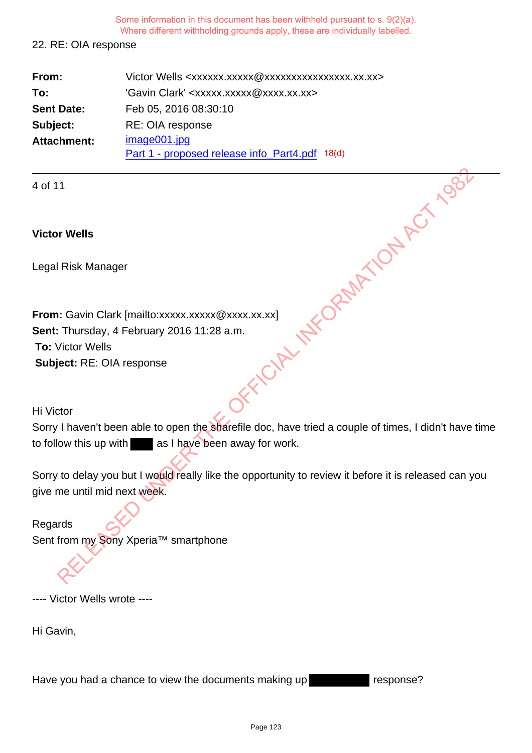Some information in this document has been withheld pursuant to s. 9(2)(a).
Where different withholding grounds apply, these are individually labelled.

22. RE: OIA response

| | |
|---|---|
| **From:** | Victor Wells <xxxxxx.xxxxx@xxxxxxxxxxxxxxxx.xx.xx> |
| **To:** | 'Gavin Clark' <xxxxx.xxxxx@xxxx.xx.xx> |
| **Sent Date:** | Feb 05, 2016 08:30:10 |
| **Subject:** | RE: OIA response |
| **Attachment:** | image001.jpg<br>Part 1 - proposed release info_Part4.pdf 18(d) |

4 of 11

**Victor Wells**

Legal Risk Manager

**From:** Gavin Clark [mailto:xxxxx.xxxxx@xxxx.xx.xx]
**Sent:** Thursday, 4 February 2016 11:28 a.m.
**To:** Victor Wells
**Subject:** RE: OIA response

Hi Victor
Sorry I haven't been able to open the sharefile doc, have tried a couple of times, I didn't have time to follow this up with ████ as I have been away for work.

Sorry to delay you but I would really like the opportunity to review it before it is released can you give me until mid next week.

Regards
Sent from my Sony Xperia™ smartphone

---- Victor Wells wrote ----

Hi Gavin,

Have you had a chance to view the documents making up ████████ response?

RELEASED UNDER THE OFFICIAL INFORMATION ACT 1982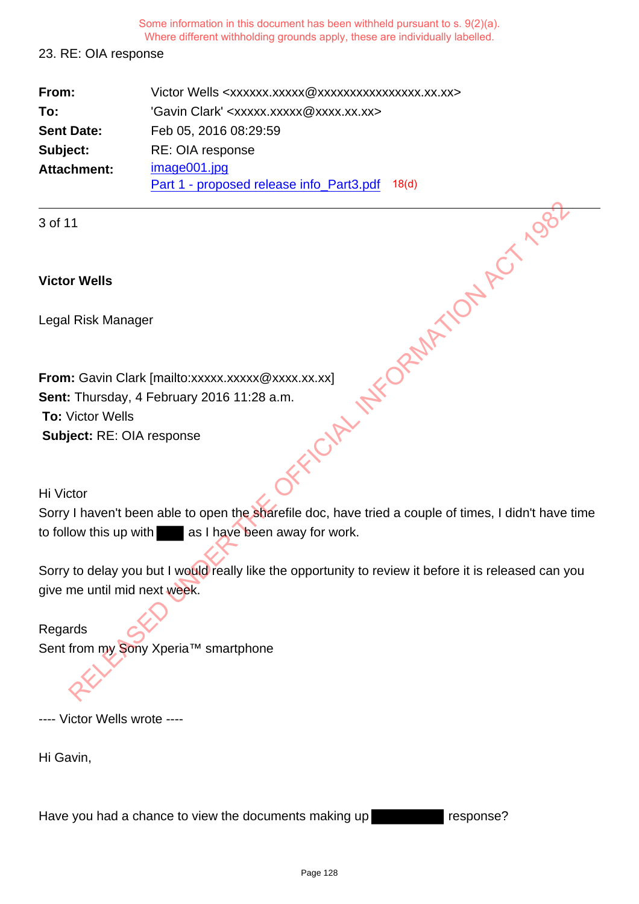Some information in this document has been withheld pursuant to s. 9(2)(a).
Where different withholding grounds apply, these are individually labelled.

23. RE: OIA response

| | |
|---|---|
| **From:** | Victor Wells <xxxxxx.xxxxx@xxxxxxxxxxxxxxxx.xx.xx> |
| **To:** | 'Gavin Clark' <xxxxx.xxxxx@xxxx.xx.xx> |
| **Sent Date:** | Feb 05, 2016 08:29:59 |
| **Subject:** | RE: OIA response |
| **Attachment:** | image001.jpg<br>Part 1 - proposed release info_Part3.pdf 18(d) |

---

3 of 11

**Victor Wells**

Legal Risk Manager

**From:** Gavin Clark [mailto:xxxxx.xxxxx@xxxx.xx.xx]
**Sent:** Thursday, 4 February 2016 11:28 a.m.
**To:** Victor Wells
**Subject:** RE: OIA response

Hi Victor
Sorry I haven't been able to open the sharefile doc, have tried a couple of times, I didn't have time to follow this up with ████ as I have been away for work.

Sorry to delay you but I would really like the opportunity to review it before it is released can you give me until mid next week.

Regards
Sent from my Sony Xperia™ smartphone

---- Victor Wells wrote ----

Hi Gavin,

Have you had a chance to view the documents making up ████████ response?

RELEASED UNDER THE OFFICIAL INFORMATION ACT 1982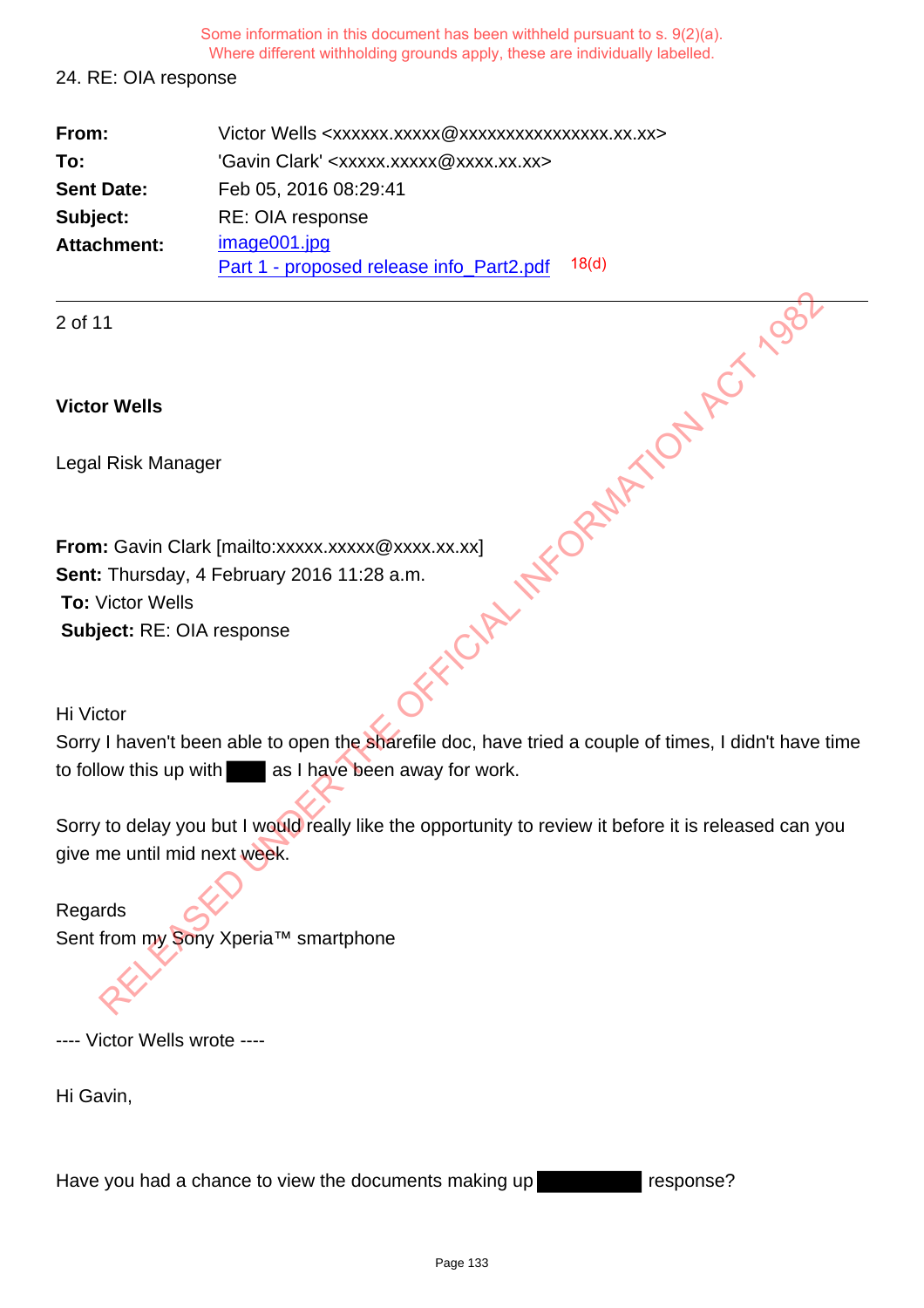Some information in this document has been withheld pursuant to s. 9(2)(a). Where different withholding grounds apply, these are individually labelled.

24. RE: OIA response

| | |
|---|---|
| **From:** | Victor Wells <xxxxxx.xxxxx@xxxxxxxxxxxxxxxx.xx.xx> |
| **To:** | 'Gavin Clark' <xxxxx.xxxxx@xxxx.xx.xx> |
| **Sent Date:** | Feb 05, 2016 08:29:41 |
| **Subject:** | RE: OIA response |
| **Attachment:** | image001.jpg<br>Part 1 - proposed release info_Part2.pdf 18(d) |

2 of 11

**Victor Wells**

Legal Risk Manager

**From:** Gavin Clark [mailto:xxxxx.xxxxx@xxxx.xx.xx]
**Sent:** Thursday, 4 February 2016 11:28 a.m.
**To:** Victor Wells
**Subject:** RE: OIA response

Hi Victor
Sorry I haven't been able to open the sharefile doc, have tried a couple of times, I didn't have time to follow this up with ███ as I have been away for work.

Sorry to delay you but I would really like the opportunity to review it before it is released can you give me until mid next week.

Regards
Sent from my Sony Xperia™ smartphone

---- Victor Wells wrote ----

Hi Gavin,

Have you had a chance to view the documents making up ██████ response?

RELEASED UNDER THE OFFICIAL INFORMATION ACT 1982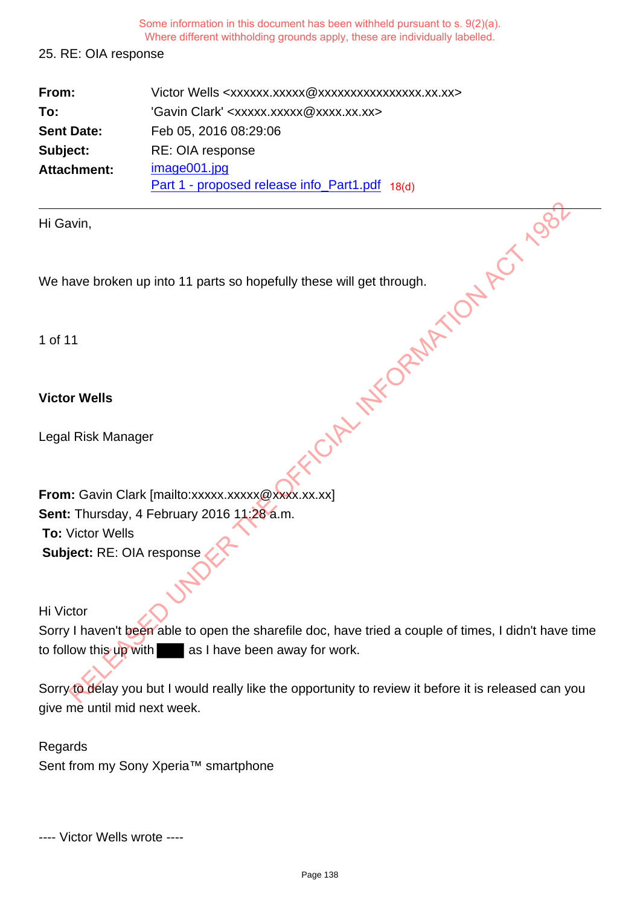Some information in this document has been withheld pursuant to s. 9(2)(a).
Where different withholding grounds apply, these are individually labelled.

25. RE: OIA response

| | |
|---|---|
| **From:** | Victor Wells <xxxxxx.xxxxx@xxxxxxxxxxxxxxxx.xx.xx> |
| **To:** | 'Gavin Clark' <xxxxx.xxxxx@xxxx.xx.xx> |
| **Sent Date:** | Feb 05, 2016 08:29:06 |
| **Subject:** | RE: OIA response |
| **Attachment:** | image001.jpg<br>Part 1 - proposed release info_Part1.pdf 18(d) |

---

Hi Gavin,

We have broken up into 11 parts so hopefully these will get through.

1 of 11

**Victor Wells**

Legal Risk Manager

**From:** Gavin Clark [mailto:xxxxx.xxxxx@xxxx.xx.xx]
**Sent:** Thursday, 4 February 2016 11:28 a.m.
**To:** Victor Wells
**Subject:** RE: OIA response

Hi Victor
Sorry I haven't been able to open the sharefile doc, have tried a couple of times, I didn't have time to follow this up with ████ as I have been away for work.

Sorry to delay you but I would really like the opportunity to review it before it is released can you give me until mid next week.

Regards
Sent from my Sony Xperia™ smartphone

---- Victor Wells wrote ----

RELEASED UNDER THE OFFICIAL INFORMATION ACT 1982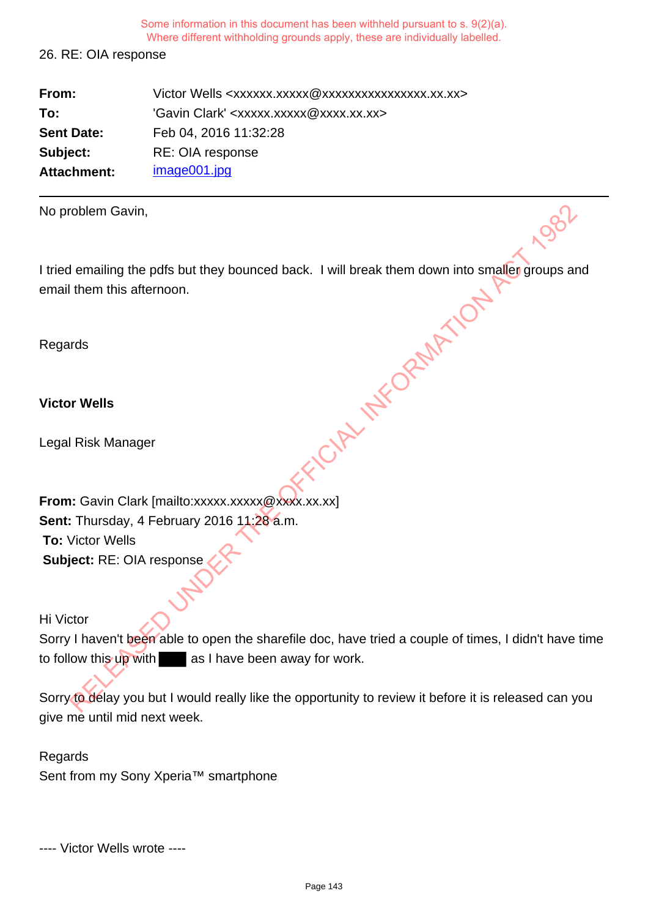Some information in this document has been withheld pursuant to s. 9(2)(a).
Where different withholding grounds apply, these are individually labelled.

26. RE: OIA response

| | |
|---|---|
| **From:** | Victor Wells <xxxxxx.xxxxx@xxxxxxxxxxxxxxxx.xx.xx> |
| **To:** | 'Gavin Clark' <xxxxx.xxxxx@xxxx.xx.xx> |
| **Sent Date:** | Feb 04, 2016 11:32:28 |
| **Subject:** | RE: OIA response |
| **Attachment:** | image001.jpg |

---

No problem Gavin,

I tried emailing the pdfs but they bounced back. I will break them down into smaller groups and email them this afternoon.

Regards

**Victor Wells**

Legal Risk Manager

**From:** Gavin Clark [mailto:xxxxx.xxxxx@xxxx.xx.xx]
**Sent:** Thursday, 4 February 2016 11:28 a.m.
**To:** Victor Wells
**Subject:** RE: OIA response

Hi Victor
Sorry I haven't been able to open the sharefile doc, have tried a couple of times, I didn't have time to follow this up with ███ as I have been away for work.

Sorry to delay you but I would really like the opportunity to review it before it is released can you give me until mid next week.

Regards
Sent from my Sony Xperia™ smartphone

---- Victor Wells wrote ----

RELEASED UNDER THE OFFICIAL INFORMATION ACT 1982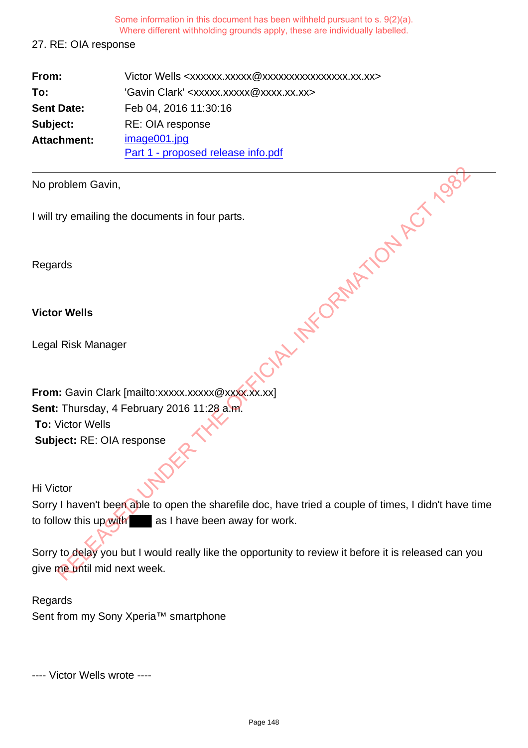Some information in this document has been withheld pursuant to s. 9(2)(a).
Where different withholding grounds apply, these are individually labelled.

27. RE: OIA response

| | |
|---|---|
| **From:** | Victor Wells <xxxxxx.xxxxx@xxxxxxxxxxxxxxxx.xx.xx> |
| **To:** | 'Gavin Clark' <xxxxx.xxxxx@xxxx.xx.xx> |
| **Sent Date:** | Feb 04, 2016 11:30:16 |
| **Subject:** | RE: OIA response |
| **Attachment:** | image001.jpg<br>Part 1 - proposed release info.pdf |

---

No problem Gavin,

I will try emailing the documents in four parts.

Regards

**Victor Wells**

Legal Risk Manager

**From:** Gavin Clark [mailto:xxxxx.xxxxx@xxxx.xx.xx]
**Sent:** Thursday, 4 February 2016 11:28 a.m.
**To:** Victor Wells
**Subject:** RE: OIA response

Hi Victor
Sorry I haven't been able to open the sharefile doc, have tried a couple of times, I didn't have time to follow this up with ████ as I have been away for work.

Sorry to delay you but I would really like the opportunity to review it before it is released can you give me until mid next week.

Regards
Sent from my Sony Xperia™ smartphone

---- Victor Wells wrote ----

RELEASED UNDER THE OFFICIAL INFORMATION ACT 1982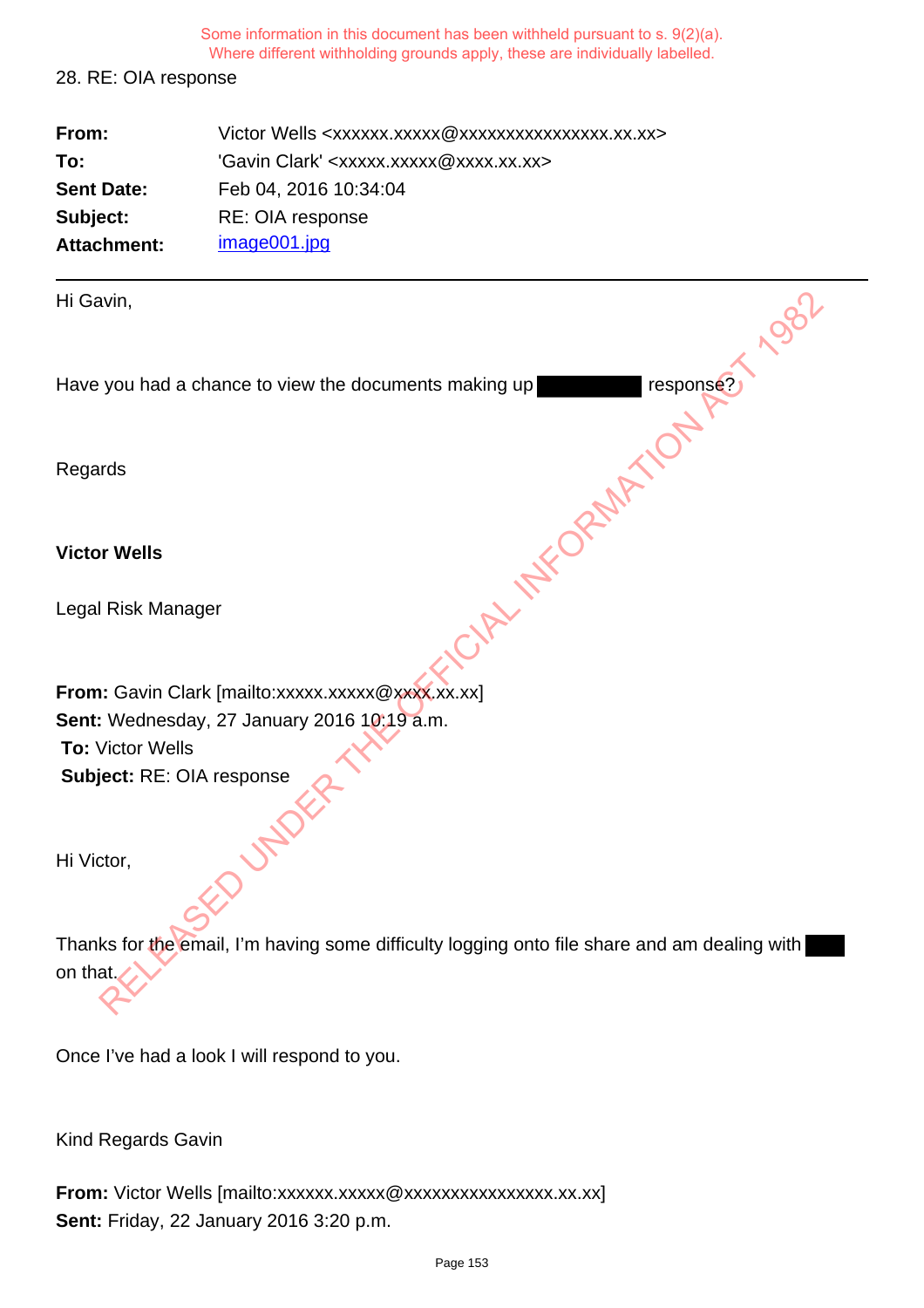Some information in this document has been withheld pursuant to s. 9(2)(a).
Where different withholding grounds apply, these are individually labelled.

28. RE: OIA response

| | |
|---|---|
| **From:** | Victor Wells <xxxxxx.xxxxx@xxxxxxxxxxxxxxxx.xx.xx> |
| **To:** | 'Gavin Clark' <xxxxx.xxxxx@xxxx.xx.xx> |
| **Sent Date:** | Feb 04, 2016 10:34:04 |
| **Subject:** | RE: OIA response |
| **Attachment:** | image001.jpg |

---

Hi Gavin,

Have you had a chance to view the documents making up ████████ response?

Regards

**Victor Wells**

Legal Risk Manager

**From:** Gavin Clark [mailto:xxxxx.xxxxx@xxxx.xx.xx]
**Sent:** Wednesday, 27 January 2016 10:19 a.m.
**To:** Victor Wells
**Subject:** RE: OIA response

Hi Victor,

Thanks for the email, I'm having some difficulty logging onto file share and am dealing with ███ on that.

Once I've had a look I will respond to you.

Kind Regards Gavin

**From:** Victor Wells [mailto:xxxxxx.xxxxx@xxxxxxxxxxxxxxxx.xx.xx]
**Sent:** Friday, 22 January 2016 3:20 p.m.

RELEASED UNDER THE OFFICIAL INFORMATION ACT 1982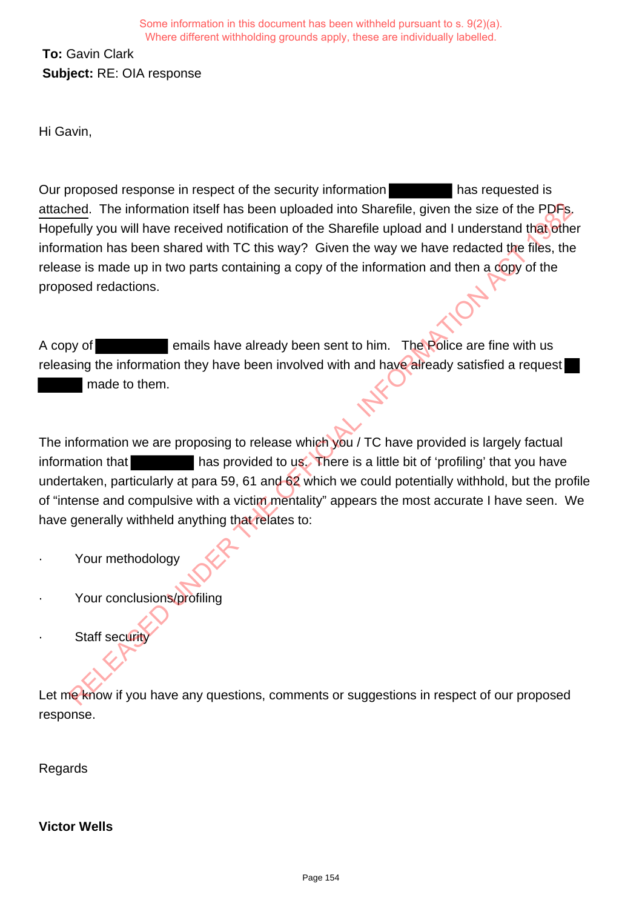Some information in this document has been withheld pursuant to s. 9(2)(a).
Where different withholding grounds apply, these are individually labelled.

**To:** Gavin Clark
**Subject:** RE: OIA response

Hi Gavin,

Our proposed response in respect of the security information [redacted] has requested is attached. The information itself has been uploaded into Sharefile, given the size of the PDFs. Hopefully you will have received notification of the Sharefile upload and I understand that other information has been shared with TC this way? Given the way we have redacted the files, the release is made up in two parts containing a copy of the information and then a copy of the proposed redactions.

A copy of [redacted] emails have already been sent to him. The Police are fine with us releasing the information they have been involved with and have already satisfied a request [redacted] made to them.

The information we are proposing to release which you / TC have provided is largely factual information that [redacted] has provided to us. There is a little bit of 'profiling' that you have undertaken, particularly at para 59, 61 and 62 which we could potentially withhold, but the profile of "intense and compulsive with a victim mentality" appears the most accurate I have seen. We have generally withheld anything that relates to:

- Your methodology
- Your conclusions/profiling
- Staff security

Let me know if you have any questions, comments or suggestions in respect of our proposed response.

Regards

**Victor Wells**

RELEASED UNDER THE OFFICIAL INFORMATION ACT 1982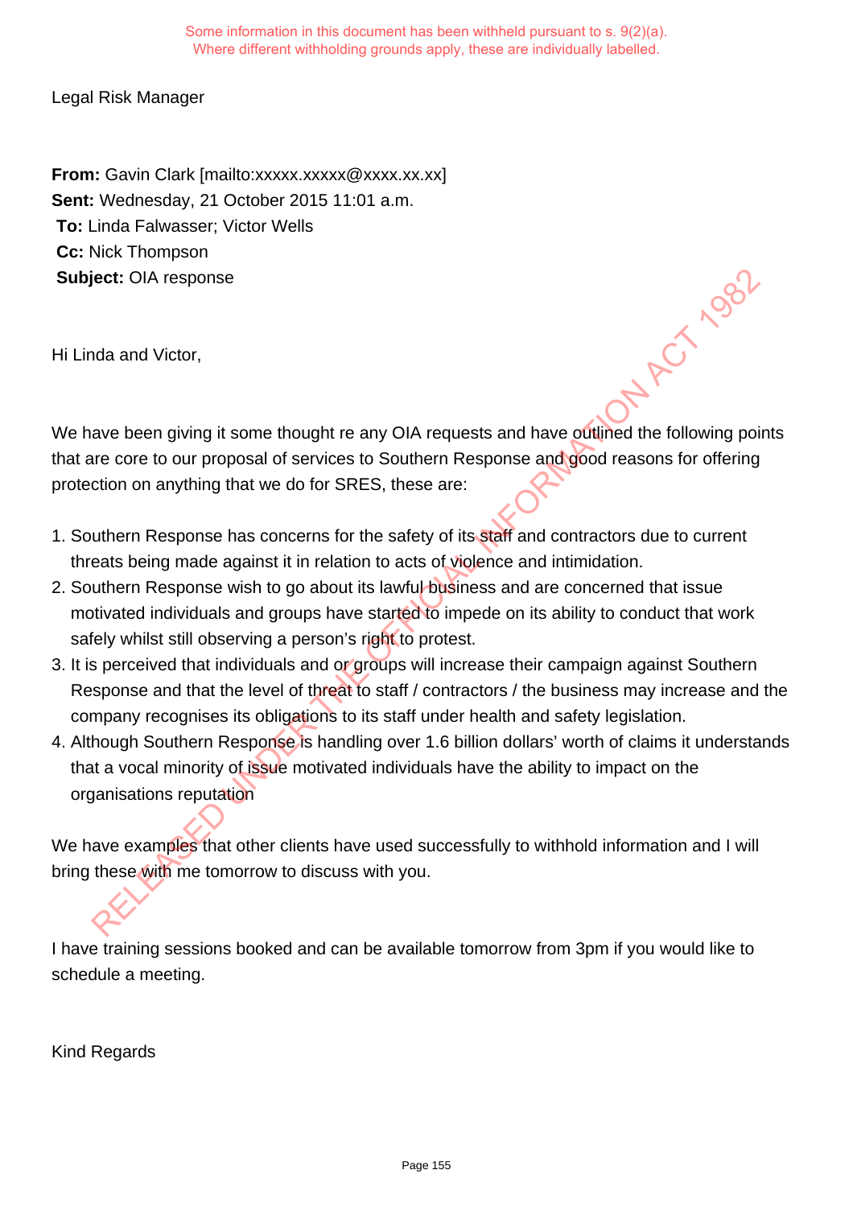Some information in this document has been withheld pursuant to s. 9(2)(a).
Where different withholding grounds apply, these are individually labelled.

Legal Risk Manager

**From:** Gavin Clark [mailto:xxxxx.xxxxx@xxxx.xx.xx]
**Sent:** Wednesday, 21 October 2015 11:01 a.m.
**To:** Linda Falwasser; Victor Wells
**Cc:** Nick Thompson
**Subject:** OIA response

Hi Linda and Victor,

We have been giving it some thought re any OIA requests and have outlined the following points that are core to our proposal of services to Southern Response and good reasons for offering protection on anything that we do for SRES, these are:

1. Southern Response has concerns for the safety of its staff and contractors due to current threats being made against it in relation to acts of violence and intimidation.
2. Southern Response wish to go about its lawful business and are concerned that issue motivated individuals and groups have started to impede on its ability to conduct that work safely whilst still observing a person's right to protest.
3. It is perceived that individuals and or groups will increase their campaign against Southern Response and that the level of threat to staff / contractors / the business may increase and the company recognises its obligations to its staff under health and safety legislation.
4. Although Southern Response is handling over 1.6 billion dollars' worth of claims it understands that a vocal minority of issue motivated individuals have the ability to impact on the organisations reputation

We have examples that other clients have used successfully to withhold information and I will bring these with me tomorrow to discuss with you.

I have training sessions booked and can be available tomorrow from 3pm if you would like to schedule a meeting.

Kind Regards

RELEASED UNDER THE OFFICIAL INFORMATION ACT 1982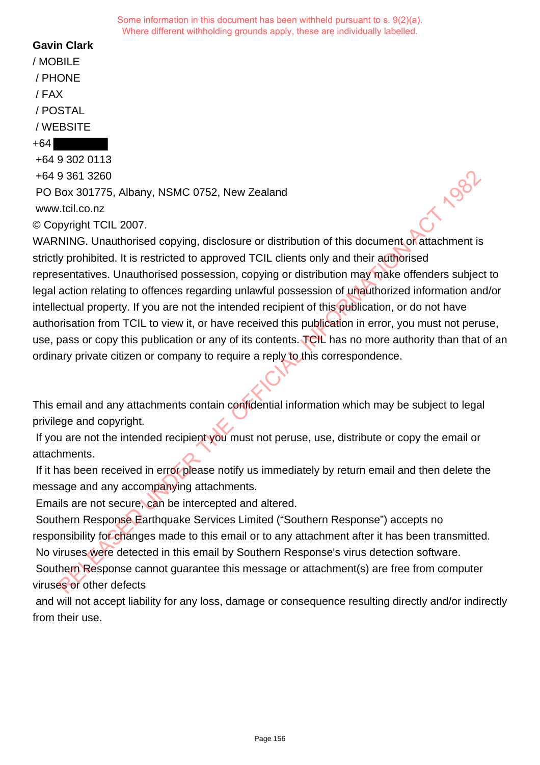Some information in this document has been withheld pursuant to s. 9(2)(a).
Where different withholding grounds apply, these are individually labelled.

**Gavin Clark**

/ MOBILE
/ PHONE
/ FAX
/ POSTAL
/ WEBSITE

+64 ████████
+64 9 302 0113
+64 9 361 3260
PO Box 301775, Albany, NSMC 0752, New Zealand
www.tcil.co.nz

© Copyright TCIL 2007.

WARNING. Unauthorised copying, disclosure or distribution of this document or attachment is strictly prohibited. It is restricted to approved TCIL clients only and their authorised representatives. Unauthorised possession, copying or distribution may make offenders subject to legal action relating to offences regarding unlawful possession of unauthorized information and/or intellectual property. If you are not the intended recipient of this publication, or do not have authorisation from TCIL to view it, or have received this publication in error, you must not peruse, use, pass or copy this publication or any of its contents. TCIL has no more authority than that of an ordinary private citizen or company to require a reply to this correspondence.

This email and any attachments contain confidential information which may be subject to legal privilege and copyright.
If you are not the intended recipient you must not peruse, use, distribute or copy the email or attachments.
If it has been received in error please notify us immediately by return email and then delete the message and any accompanying attachments.
Emails are not secure, can be intercepted and altered.
Southern Response Earthquake Services Limited ("Southern Response") accepts no responsibility for changes made to this email or to any attachment after it has been transmitted.
No viruses were detected in this email by Southern Response's virus detection software.
Southern Response cannot guarantee this message or attachment(s) are free from computer viruses or other defects
and will not accept liability for any loss, damage or consequence resulting directly and/or indirectly from their use.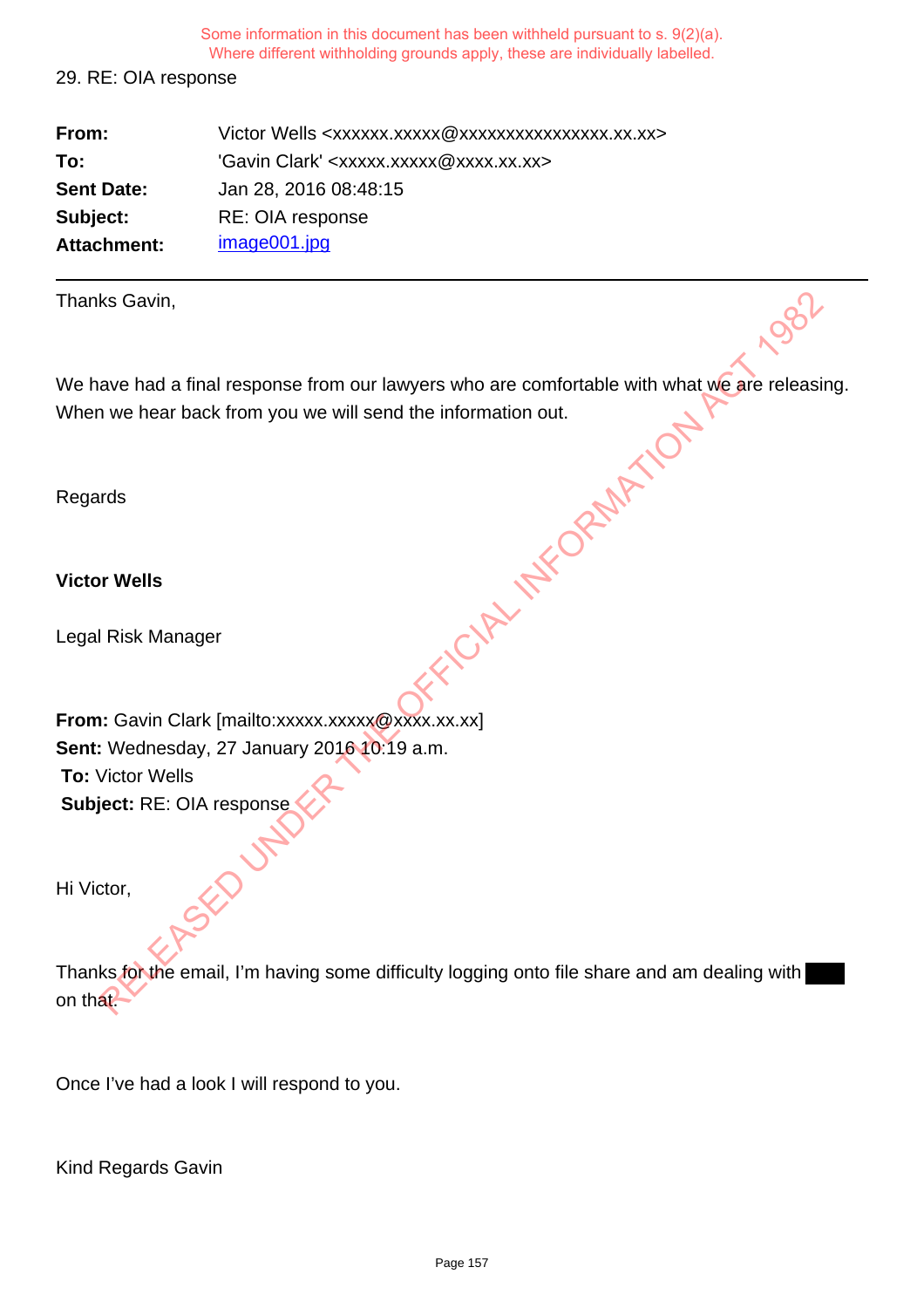Some information in this document has been withheld pursuant to s. 9(2)(a).
Where different withholding grounds apply, these are individually labelled.

29. RE: OIA response

| | |
|---|---|
| **From:** | Victor Wells <xxxxxx.xxxxx@xxxxxxxxxxxxxxxx.xx.xx> |
| **To:** | 'Gavin Clark' <xxxxx.xxxxx@xxxx.xx.xx> |
| **Sent Date:** | Jan 28, 2016 08:48:15 |
| **Subject:** | RE: OIA response |
| **Attachment:** | image001.jpg |

---

Thanks Gavin,

We have had a final response from our lawyers who are comfortable with what we are releasing. When we hear back from you we will send the information out.

Regards

**Victor Wells**

Legal Risk Manager

**From:** Gavin Clark [mailto:xxxxx.xxxxx@xxxx.xx.xx]
**Sent:** Wednesday, 27 January 2016 10:19 a.m.
**To:** Victor Wells
**Subject:** RE: OIA response

Hi Victor,

Thanks for the email, I'm having some difficulty logging onto file share and am dealing with ███ on that.

Once I've had a look I will respond to you.

Kind Regards Gavin

RELEASED UNDER THE OFFICIAL INFORMATION ACT 1982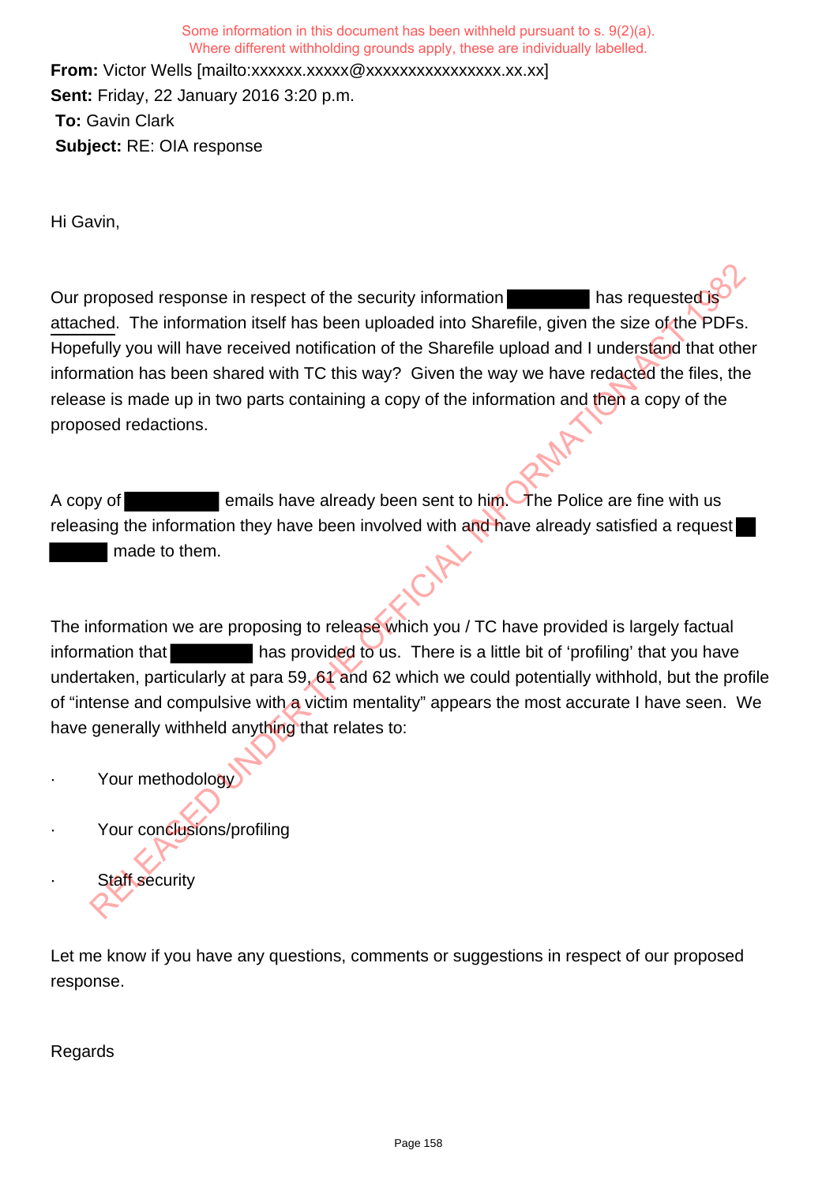Some information in this document has been withheld pursuant to s. 9(2)(a).
Where different withholding grounds apply, these are individually labelled.

**From:** Victor Wells [mailto:xxxxxx.xxxxx@xxxxxxxxxxxxxxxx.xx.xx]
**Sent:** Friday, 22 January 2016 3:20 p.m.
**To:** Gavin Clark
**Subject:** RE: OIA response

Hi Gavin,

Our proposed response in respect of the security information ██████ has requested is attached. The information itself has been uploaded into Sharefile, given the size of the PDFs. Hopefully you will have received notification of the Sharefile upload and I understand that other information has been shared with TC this way? Given the way we have redacted the files, the release is made up in two parts containing a copy of the information and then a copy of the proposed redactions.

A copy of ██████ emails have already been sent to him. The Police are fine with us releasing the information they have been involved with and have already satisfied a request ██████ made to them.

The information we are proposing to release which you / TC have provided is largely factual information that ██████ has provided to us. There is a little bit of 'profiling' that you have undertaken, particularly at para 59, 61 and 62 which we could potentially withhold, but the profile of "intense and compulsive with a victim mentality" appears the most accurate I have seen. We have generally withheld anything that relates to:

- Your methodology
- Your conclusions/profiling
- Staff security

Let me know if you have any questions, comments or suggestions in respect of our proposed response.

Regards

RELEASED UNDER THE OFFICIAL INFORMATION ACT 1982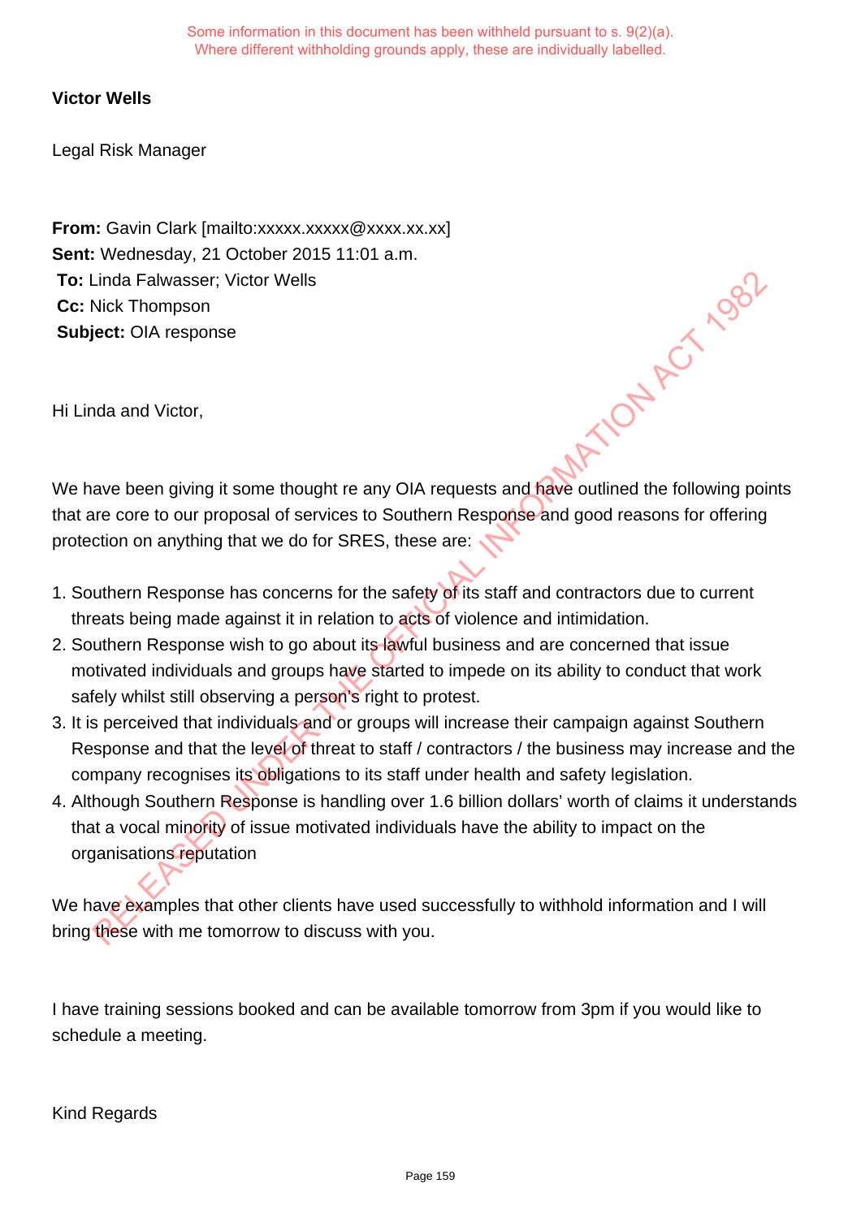Some information in this document has been withheld pursuant to s. 9(2)(a).
Where different withholding grounds apply, these are individually labelled.

**Victor Wells**

Legal Risk Manager

**From:** Gavin Clark [mailto:xxxxx.xxxxx@xxxx.xx.xx]
**Sent:** Wednesday, 21 October 2015 11:01 a.m.
**To:** Linda Falwasser; Victor Wells
**Cc:** Nick Thompson
**Subject:** OIA response

Hi Linda and Victor,

We have been giving it some thought re any OIA requests and have outlined the following points that are core to our proposal of services to Southern Response and good reasons for offering protection on anything that we do for SRES, these are:

1. Southern Response has concerns for the safety of its staff and contractors due to current threats being made against it in relation to acts of violence and intimidation.
2. Southern Response wish to go about its lawful business and are concerned that issue motivated individuals and groups have started to impede on its ability to conduct that work safely whilst still observing a person's right to protest.
3. It is perceived that individuals and or groups will increase their campaign against Southern Response and that the level of threat to staff / contractors / the business may increase and the company recognises its obligations to its staff under health and safety legislation.
4. Although Southern Response is handling over 1.6 billion dollars' worth of claims it understands that a vocal minority of issue motivated individuals have the ability to impact on the organisations reputation

We have examples that other clients have used successfully to withhold information and I will bring these with me tomorrow to discuss with you.

I have training sessions booked and can be available tomorrow from 3pm if you would like to schedule a meeting.

Kind Regards

RELEASED UNDER THE OFFICIAL INFORMATION ACT 1982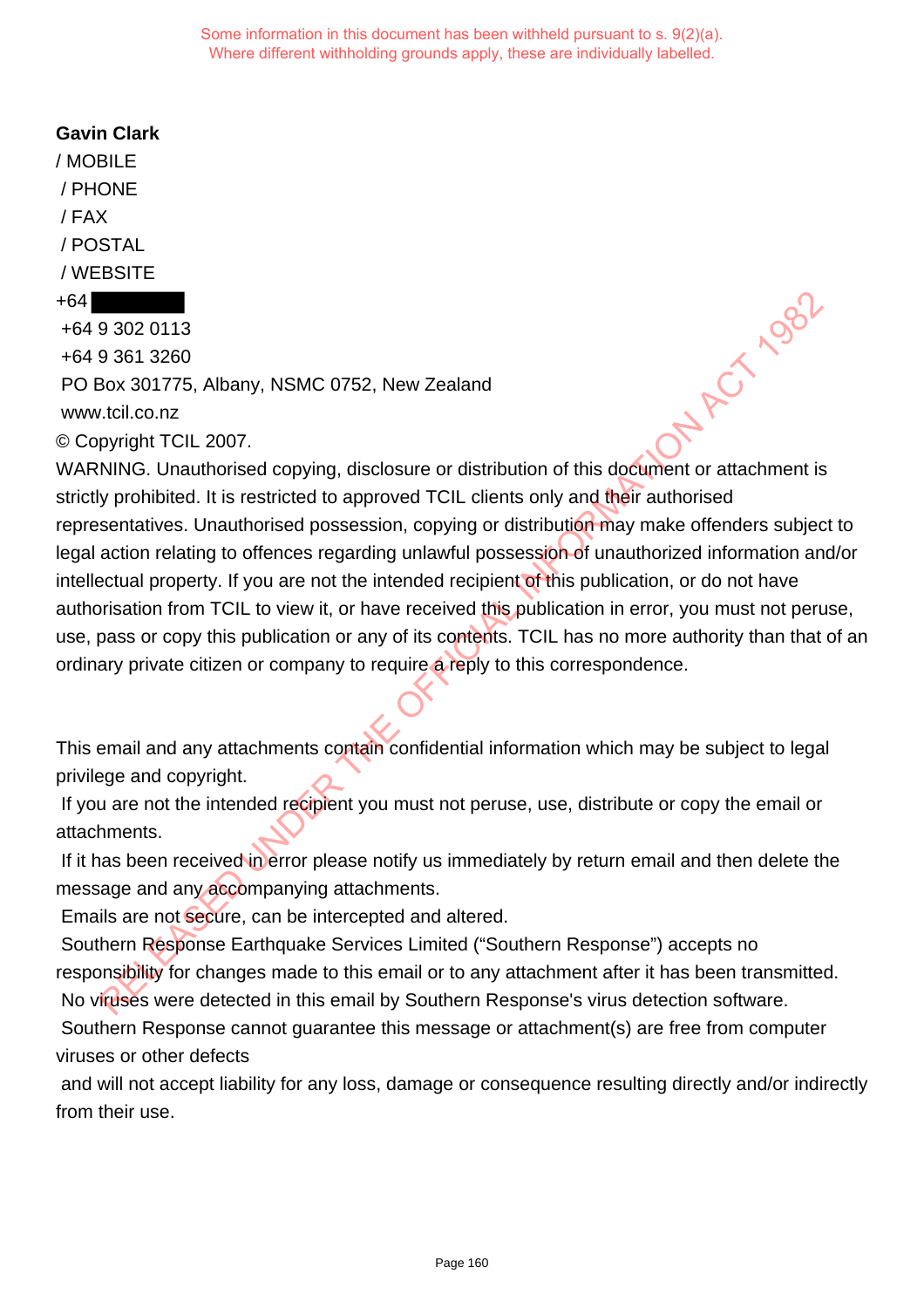Some information in this document has been withheld pursuant to s. 9(2)(a).
Where different withholding grounds apply, these are individually labelled.

**Gavin Clark**

/ MOBILE

/ PHONE

/ FAX

/ POSTAL

/ WEBSITE

+64 ████████

+64 9 302 0113

+64 9 361 3260

PO Box 301775, Albany, NSMC 0752, New Zealand

www.tcil.co.nz

© Copyright TCIL 2007.

WARNING. Unauthorised copying, disclosure or distribution of this document or attachment is strictly prohibited. It is restricted to approved TCIL clients only and their authorised representatives. Unauthorised possession, copying or distribution may make offenders subject to legal action relating to offences regarding unlawful possession of unauthorized information and/or intellectual property. If you are not the intended recipient of this publication, or do not have authorisation from TCIL to view it, or have received this publication in error, you must not peruse, use, pass or copy this publication or any of its contents. TCIL has no more authority than that of an ordinary private citizen or company to require a reply to this correspondence.

This email and any attachments contain confidential information which may be subject to legal privilege and copyright.

If you are not the intended recipient you must not peruse, use, distribute or copy the email or attachments.

If it has been received in error please notify us immediately by return email and then delete the message and any accompanying attachments.

Emails are not secure, can be intercepted and altered.

Southern Response Earthquake Services Limited ("Southern Response") accepts no responsibility for changes made to this email or to any attachment after it has been transmitted.

No viruses were detected in this email by Southern Response's virus detection software.

Southern Response cannot guarantee this message or attachment(s) are free from computer viruses or other defects

and will not accept liability for any loss, damage or consequence resulting directly and/or indirectly from their use.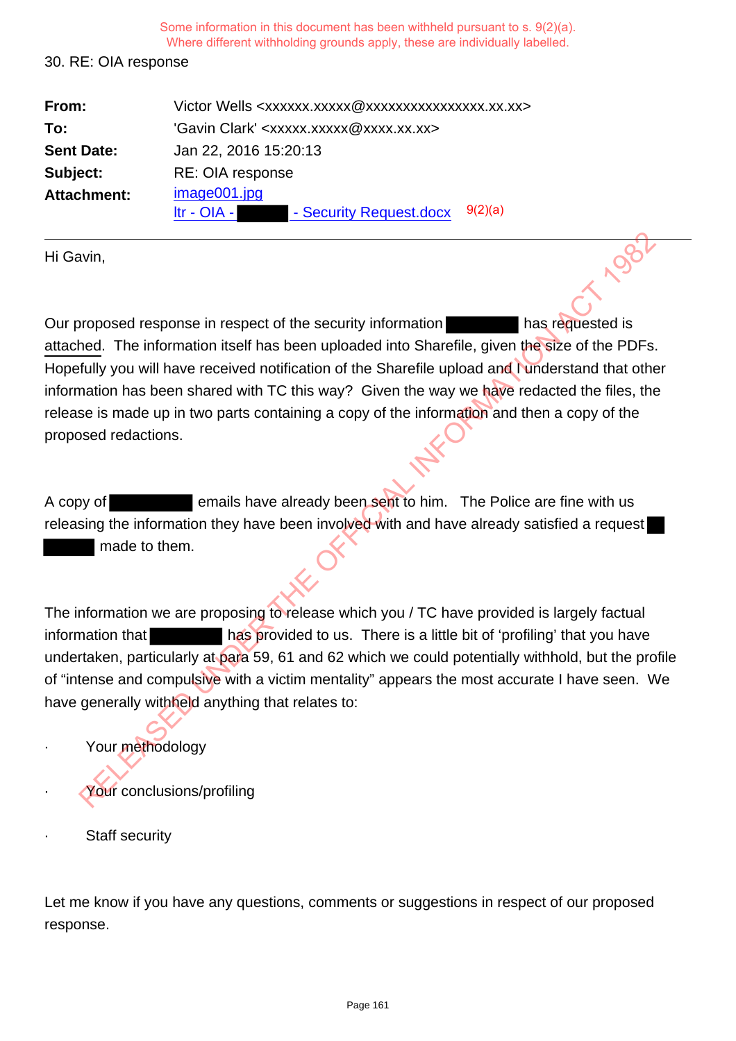Some information in this document has been withheld pursuant to s. 9(2)(a).
Where different withholding grounds apply, these are individually labelled.

30. RE: OIA response

| | |
|---|---|
| **From:** | Victor Wells <xxxxxx.xxxxx@xxxxxxxxxxxxxxxx.xx.xx> |
| **To:** | 'Gavin Clark' <xxxxx.xxxxx@xxxx.xx.xx> |
| **Sent Date:** | Jan 22, 2016 15:20:13 |
| **Subject:** | RE: OIA response |
| **Attachment:** | image001.jpg<br>ltr - OIA - ████ - Security Request.docx 9(2)(a) |

Hi Gavin,

Our proposed response in respect of the security information ████ has requested is attached. The information itself has been uploaded into Sharefile, given the size of the PDFs. Hopefully you will have received notification of the Sharefile upload and I understand that other information has been shared with TC this way? Given the way we have redacted the files, the release is made up in two parts containing a copy of the information and then a copy of the proposed redactions.

A copy of ████ emails have already been sent to him. The Police are fine with us releasing the information they have been involved with and have already satisfied a request ████ made to them.

The information we are proposing to release which you / TC have provided is largely factual information that ████ has provided to us. There is a little bit of 'profiling' that you have undertaken, particularly at para 59, 61 and 62 which we could potentially withhold, but the profile of "intense and compulsive with a victim mentality" appears the most accurate I have seen. We have generally withheld anything that relates to:

- Your methodology
- Your conclusions/profiling
- Staff security

Let me know if you have any questions, comments or suggestions in respect of our proposed response.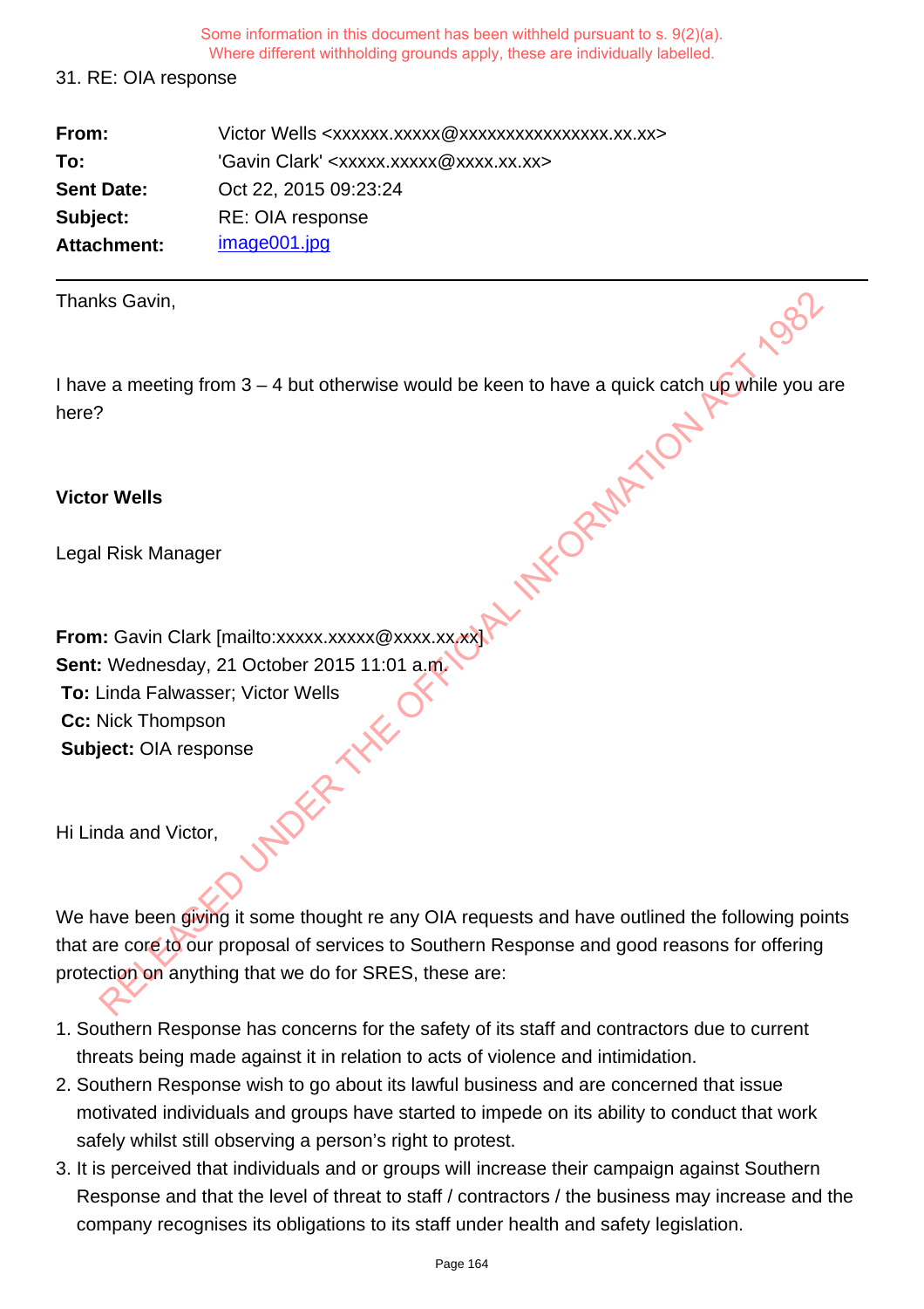Some information in this document has been withheld pursuant to s. 9(2)(a).
Where different withholding grounds apply, these are individually labelled.

31. RE: OIA response

| | |
|---|---|
| **From:** | Victor Wells <xxxxxx.xxxxx@xxxxxxxxxxxxxxxx.xx.xx> |
| **To:** | 'Gavin Clark' <xxxxx.xxxxx@xxxx.xx.xx> |
| **Sent Date:** | Oct 22, 2015 09:23:24 |
| **Subject:** | RE: OIA response |
| **Attachment:** | image001.jpg |

---

Thanks Gavin,

I have a meeting from 3 – 4 but otherwise would be keen to have a quick catch up while you are here?

**Victor Wells**

Legal Risk Manager

**From:** Gavin Clark [mailto:xxxxx.xxxxx@xxxx.xx.xx]
**Sent:** Wednesday, 21 October 2015 11:01 a.m.
**To:** Linda Falwasser; Victor Wells
**Cc:** Nick Thompson
**Subject:** OIA response

Hi Linda and Victor,

We have been giving it some thought re any OIA requests and have outlined the following points that are core to our proposal of services to Southern Response and good reasons for offering protection on anything that we do for SRES, these are:

1. Southern Response has concerns for the safety of its staff and contractors due to current threats being made against it in relation to acts of violence and intimidation.
2. Southern Response wish to go about its lawful business and are concerned that issue motivated individuals and groups have started to impede on its ability to conduct that work safely whilst still observing a person's right to protest.
3. It is perceived that individuals and or groups will increase their campaign against Southern Response and that the level of threat to staff / contractors / the business may increase and the company recognises its obligations to its staff under health and safety legislation.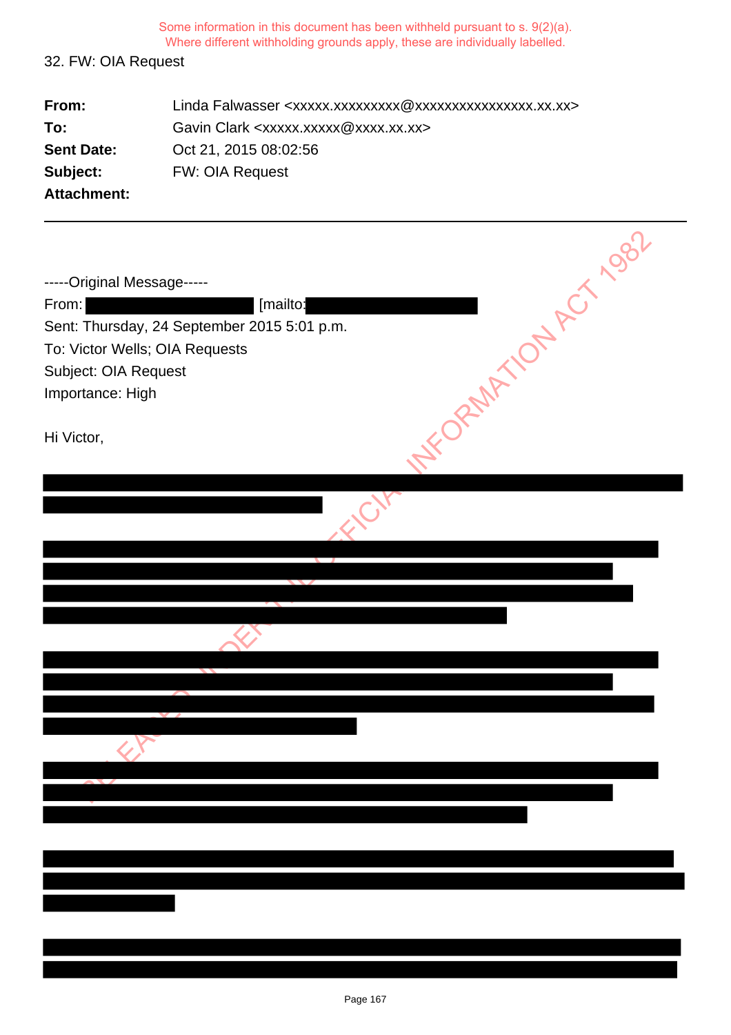Some information in this document has been withheld pursuant to s. 9(2)(a).
Where different withholding grounds apply, these are individually labelled.

32. FW: OIA Request

**From:** Linda Falwasser <xxxxx.xxxxxxxxx@xxxxxxxxxxxxxxxx.xx.xx>
**To:** Gavin Clark <xxxxx.xxxxx@xxxx.xx.xx>
**Sent Date:** Oct 21, 2015 08:02:56
**Subject:** FW: OIA Request
**Attachment:**

---

-----Original Message-----
From: [mailto: ]
Sent: Thursday, 24 September 2015 5:01 p.m.
To: Victor Wells; OIA Requests
Subject: OIA Request
Importance: High

Hi Victor,

RELEASED UNDER THE OFFICIAL INFORMATION ACT 1982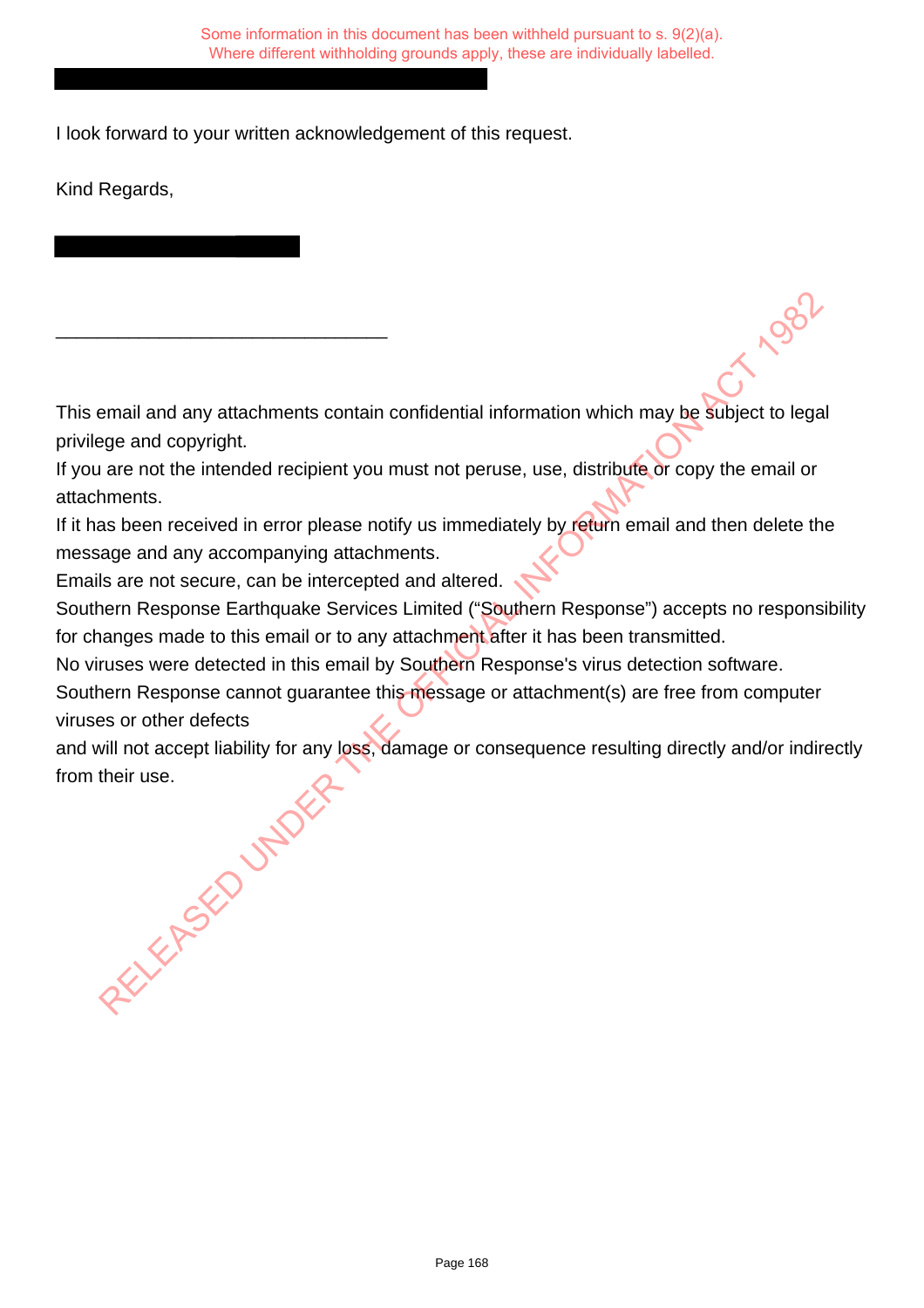I look forward to your written acknowledgement of this request.

Kind Regards,

________________________________

This email and any attachments contain confidential information which may be subject to legal privilege and copyright.

If you are not the intended recipient you must not peruse, use, distribute or copy the email or attachments.

If it has been received in error please notify us immediately by return email and then delete the message and any accompanying attachments.

Emails are not secure, can be intercepted and altered.

Southern Response Earthquake Services Limited ("Southern Response") accepts no responsibility for changes made to this email or to any attachment after it has been transmitted.

No viruses were detected in this email by Southern Response's virus detection software.

Southern Response cannot guarantee this message or attachment(s) are free from computer viruses or other defects

and will not accept liability for any loss, damage or consequence resulting directly and/or indirectly from their use.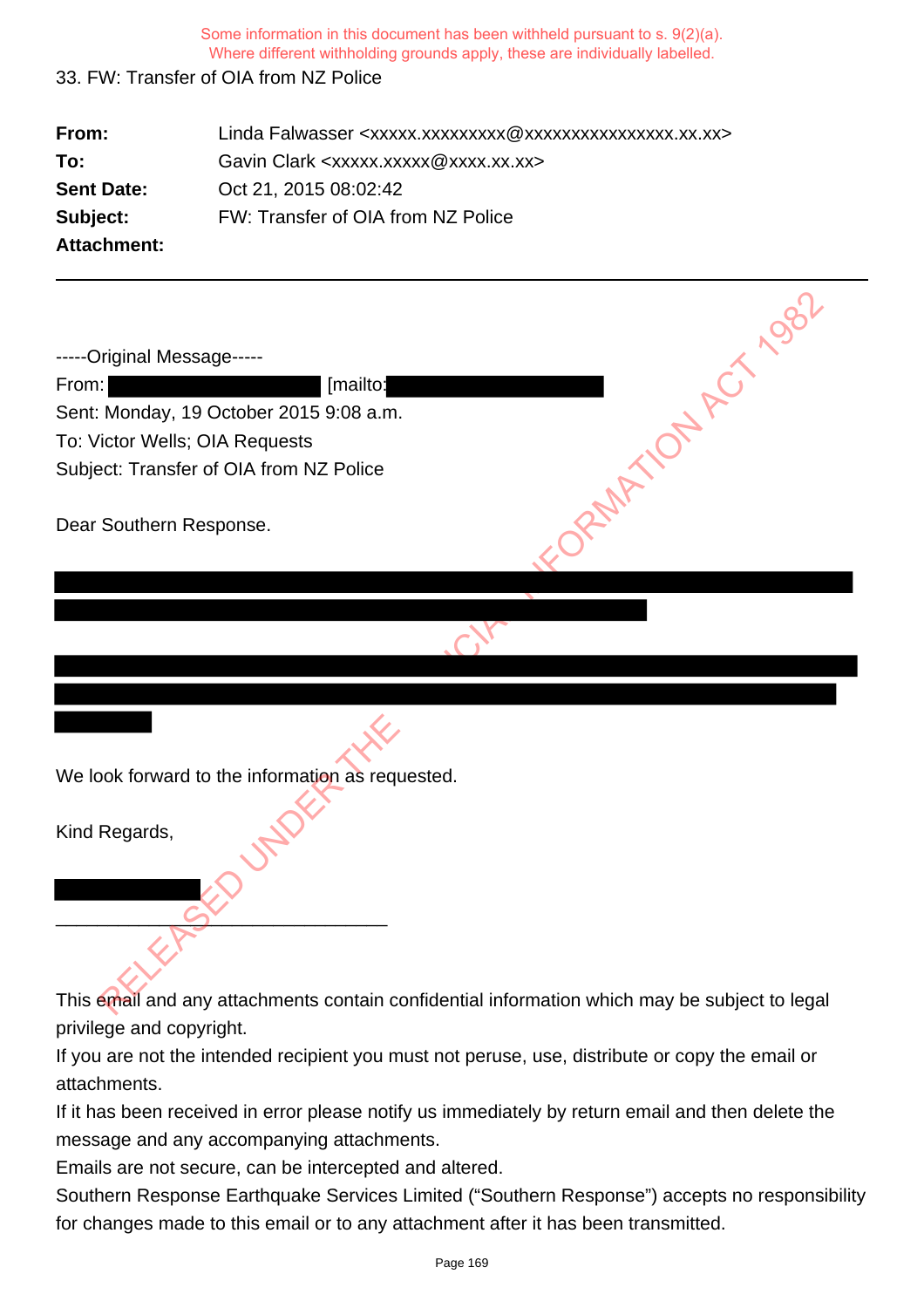Some information in this document has been withheld pursuant to s. 9(2)(a).
Where different withholding grounds apply, these are individually labelled.

33. FW: Transfer of OIA from NZ Police

**From:** Linda Falwasser <xxxxx.xxxxxxxxx@xxxxxxxxxxxxxxxx.xx.xx>
**To:** Gavin Clark <xxxxx.xxxxx@xxxx.xx.xx>
**Sent Date:** Oct 21, 2015 08:02:42
**Subject:** FW: Transfer of OIA from NZ Police
**Attachment:**

---

-----Original Message-----
From: [redacted] [mailto: [redacted]
Sent: Monday, 19 October 2015 9:08 a.m.
To: Victor Wells; OIA Requests
Subject: Transfer of OIA from NZ Police

Dear Southern Response.

[redacted]

[redacted]

We look forward to the information as requested.

Kind Regards,

[redacted]

________________________________

This email and any attachments contain confidential information which may be subject to legal privilege and copyright.
If you are not the intended recipient you must not peruse, use, distribute or copy the email or attachments.
If it has been received in error please notify us immediately by return email and then delete the message and any accompanying attachments.
Emails are not secure, can be intercepted and altered.
Southern Response Earthquake Services Limited ("Southern Response") accepts no responsibility for changes made to this email or to any attachment after it has been transmitted.

RELEASED UNDER THE OFFICIAL INFORMATION ACT 1982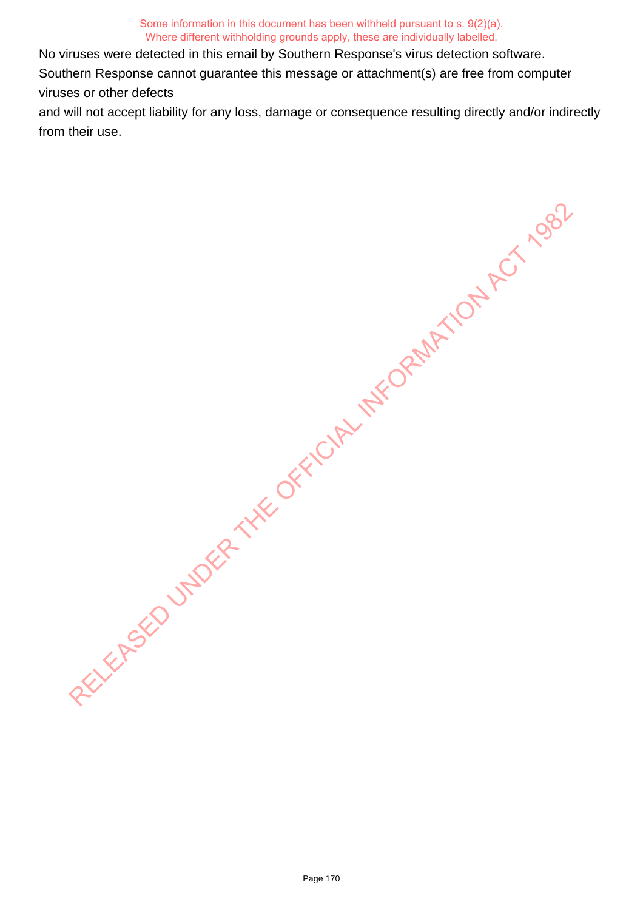No viruses were detected in this email by Southern Response's virus detection software.
Southern Response cannot guarantee this message or attachment(s) are free from computer viruses or other defects
and will not accept liability for any loss, damage or consequence resulting directly and/or indirectly from their use.